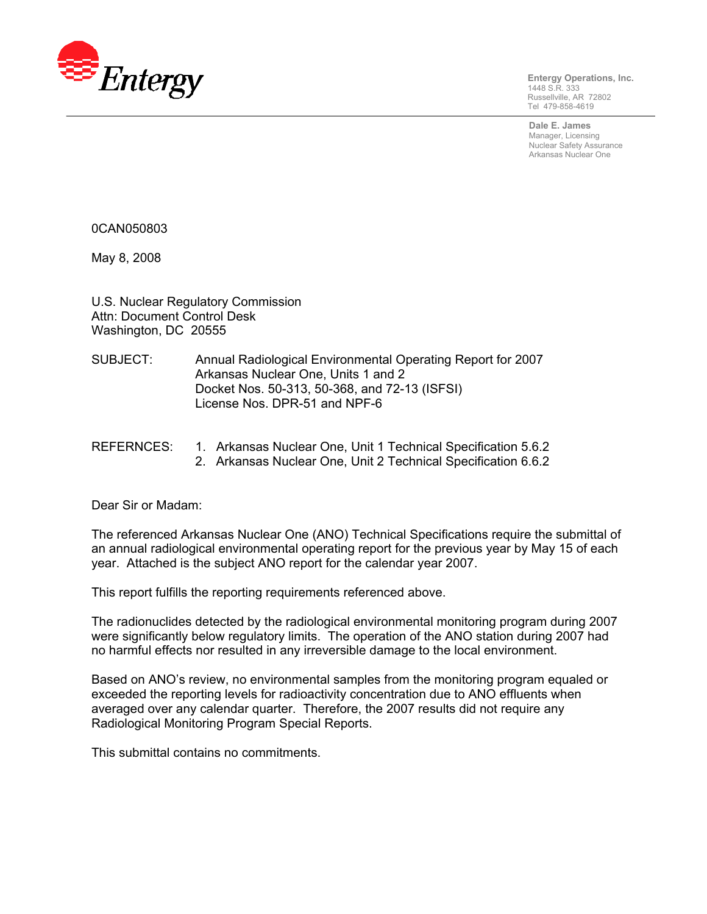Entergy

Entergy Operations, Inc.
1448 S.R. 333
Russellville, AR 72802
Tel 479-858-4619

Dale E. James
Manager, Licensing
Nuclear Safety Assurance
Arkansas Nuclear One

0CAN050803

May 8, 2008

U.S. Nuclear Regulatory Commission
Attn: Document Control Desk
Washington, DC 20555

SUBJECT: Annual Radiological Environmental Operating Report for 2007
Arkansas Nuclear One, Units 1 and 2
Docket Nos. 50-313, 50-368, and 72-13 (ISFSI)
License Nos. DPR-51 and NPF-6

REFERNCES:
1. Arkansas Nuclear One, Unit 1 Technical Specification 5.6.2
2. Arkansas Nuclear One, Unit 2 Technical Specification 6.6.2

Dear Sir or Madam:

The referenced Arkansas Nuclear One (ANO) Technical Specifications require the submittal of an annual radiological environmental operating report for the previous year by May 15 of each year. Attached is the subject ANO report for the calendar year 2007.

This report fulfills the reporting requirements referenced above.

The radionuclides detected by the radiological environmental monitoring program during 2007 were significantly below regulatory limits. The operation of the ANO station during 2007 had no harmful effects nor resulted in any irreversible damage to the local environment.

Based on ANO's review, no environmental samples from the monitoring program equaled or exceeded the reporting levels for radioactivity concentration due to ANO effluents when averaged over any calendar quarter. Therefore, the 2007 results did not require any Radiological Monitoring Program Special Reports.

This submittal contains no commitments.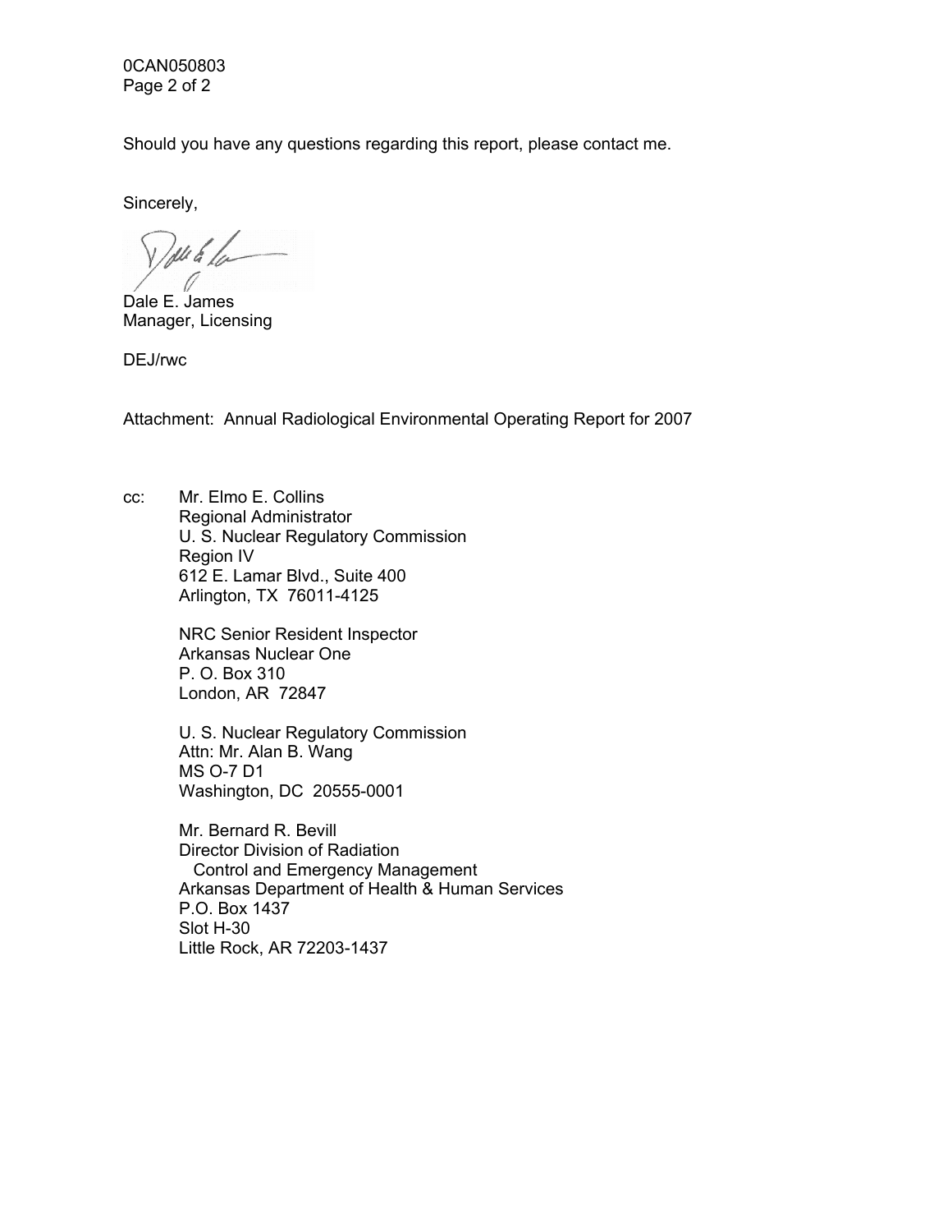Should you have any questions regarding this report, please contact me.

Sincerely,

Dale E. James
Manager, Licensing

DEJ/rwc

Attachment: Annual Radiological Environmental Operating Report for 2007

cc: Mr. Elmo E. Collins
Regional Administrator
U. S. Nuclear Regulatory Commission
Region IV
612 E. Lamar Blvd., Suite 400
Arlington, TX 76011-4125

NRC Senior Resident Inspector
Arkansas Nuclear One
P. O. Box 310
London, AR 72847

U. S. Nuclear Regulatory Commission
Attn: Mr. Alan B. Wang
MS O-7 D1
Washington, DC 20555-0001

Mr. Bernard R. Bevill
Director Division of Radiation
Control and Emergency Management
Arkansas Department of Health & Human Services
P.O. Box 1437
Slot H-30
Little Rock, AR 72203-1437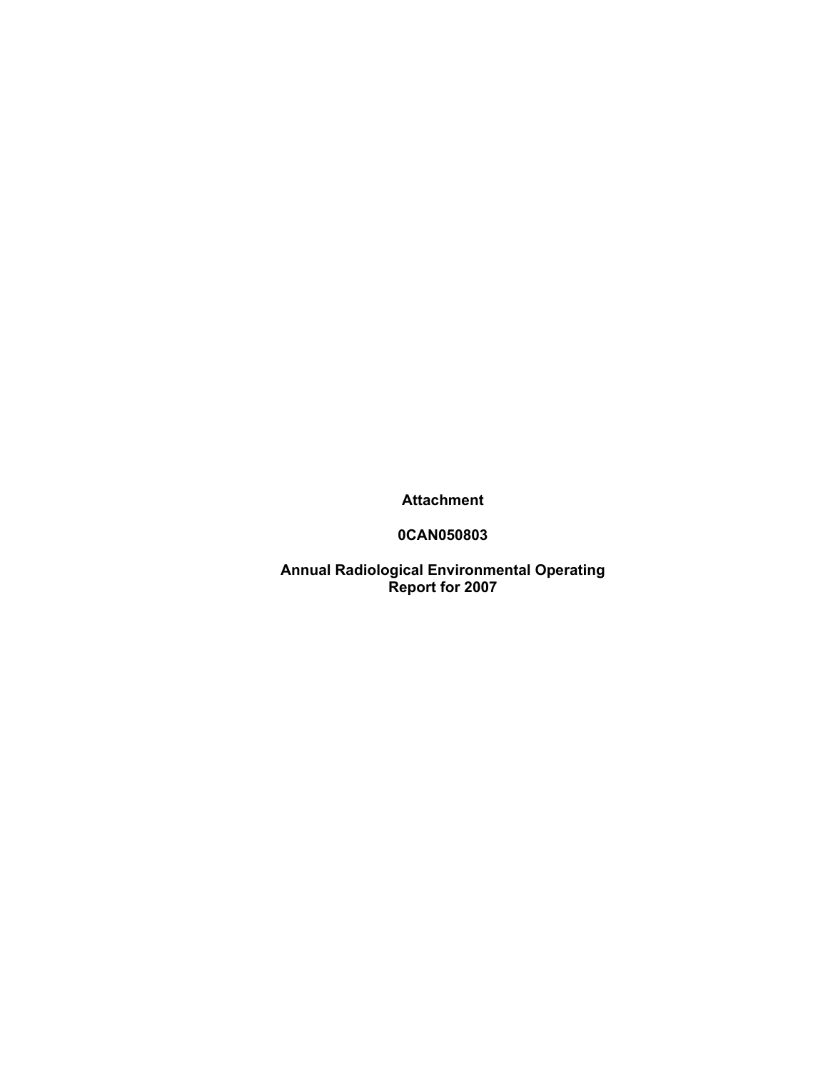**Attachment**

**0CAN050803**

**Annual Radiological Environmental Operating Report for 2007**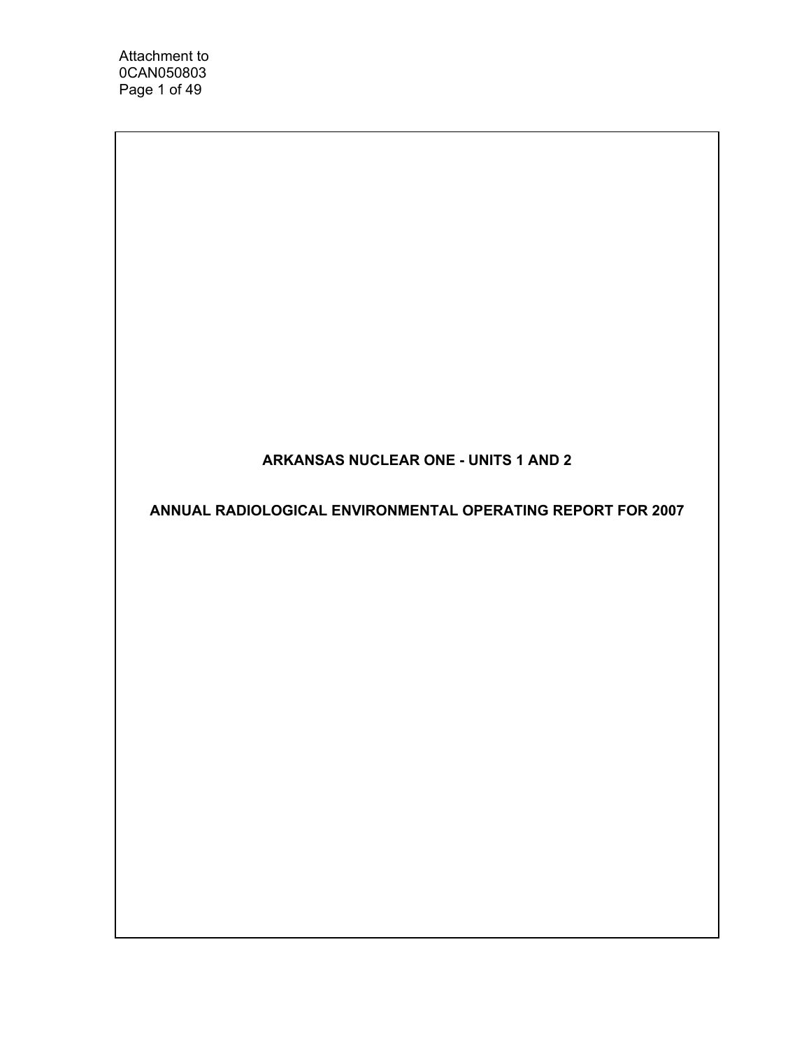# ARKANSAS NUCLEAR ONE - UNITS 1 AND 2

# ANNUAL RADIOLOGICAL ENVIRONMENTAL OPERATING REPORT FOR 2007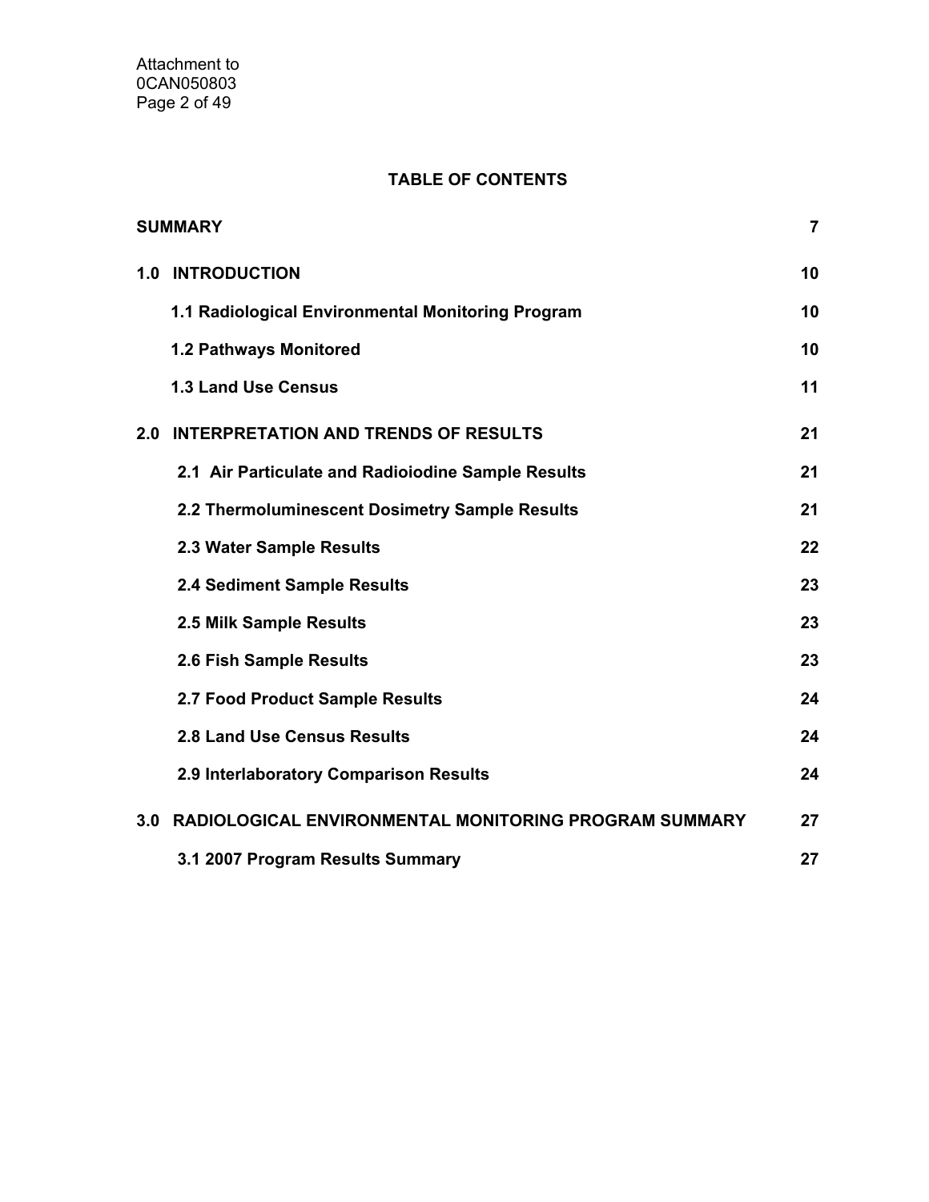# TABLE OF CONTENTS

| | |
|---|---|
| **SUMMARY** | **7** |
| **1.0 INTRODUCTION** | **10** |
| **1.1 Radiological Environmental Monitoring Program** | **10** |
| **1.2 Pathways Monitored** | **10** |
| **1.3 Land Use Census** | **11** |
| **2.0 INTERPRETATION AND TRENDS OF RESULTS** | **21** |
| **2.1 Air Particulate and Radioiodine Sample Results** | **21** |
| **2.2 Thermoluminescent Dosimetry Sample Results** | **21** |
| **2.3 Water Sample Results** | **22** |
| **2.4 Sediment Sample Results** | **23** |
| **2.5 Milk Sample Results** | **23** |
| **2.6 Fish Sample Results** | **23** |
| **2.7 Food Product Sample Results** | **24** |
| **2.8 Land Use Census Results** | **24** |
| **2.9 Interlaboratory Comparison Results** | **24** |
| **3.0 RADIOLOGICAL ENVIRONMENTAL MONITORING PROGRAM SUMMARY** | **27** |
| **3.1 2007 Program Results Summary** | **27** |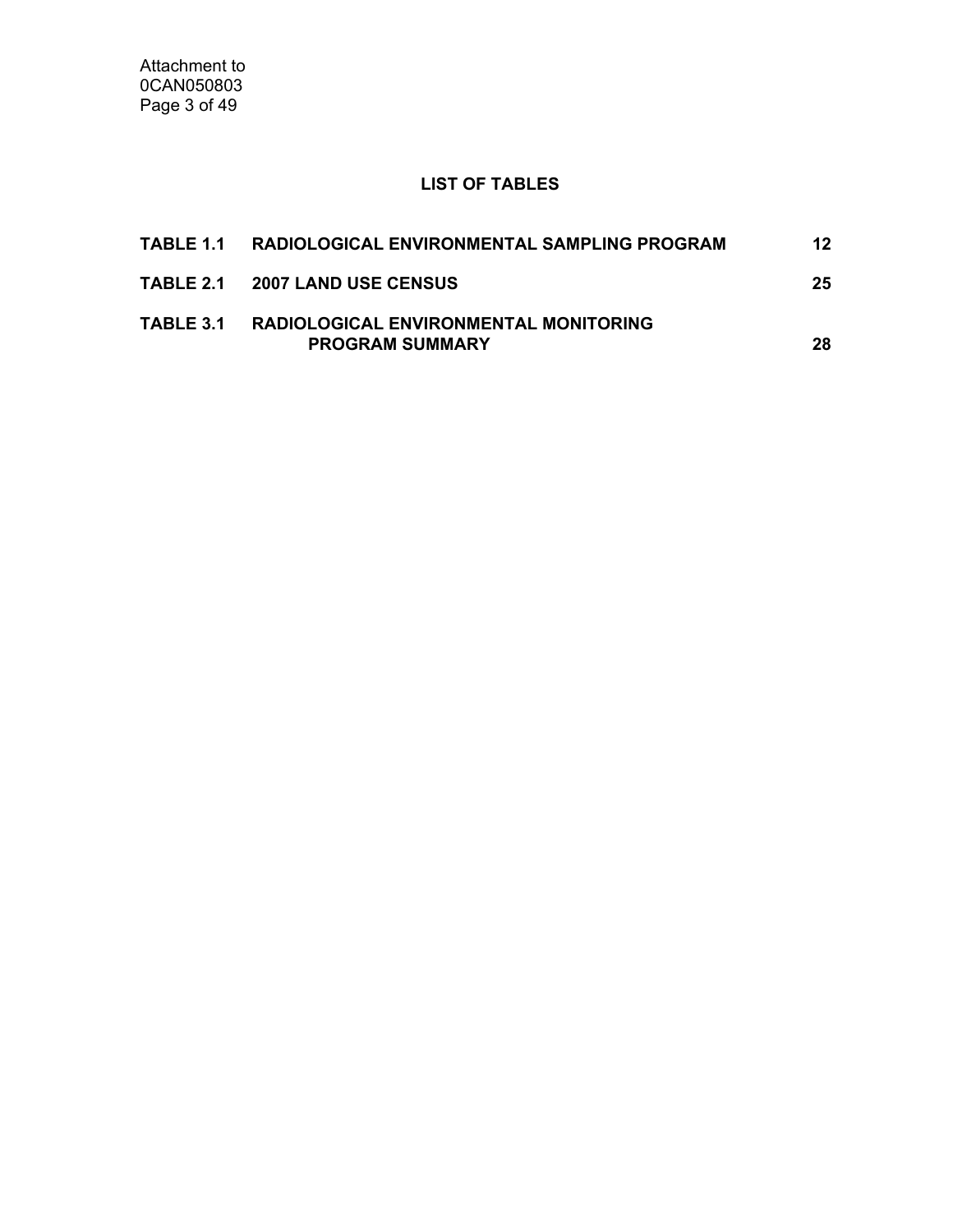# LIST OF TABLES

| | | |
|---|---|---|
| **TABLE 1.1** | **RADIOLOGICAL ENVIRONMENTAL SAMPLING PROGRAM** | **12** |
| **TABLE 2.1** | **2007 LAND USE CENSUS** | **25** |
| **TABLE 3.1** | **RADIOLOGICAL ENVIRONMENTAL MONITORING PROGRAM SUMMARY** | **28** |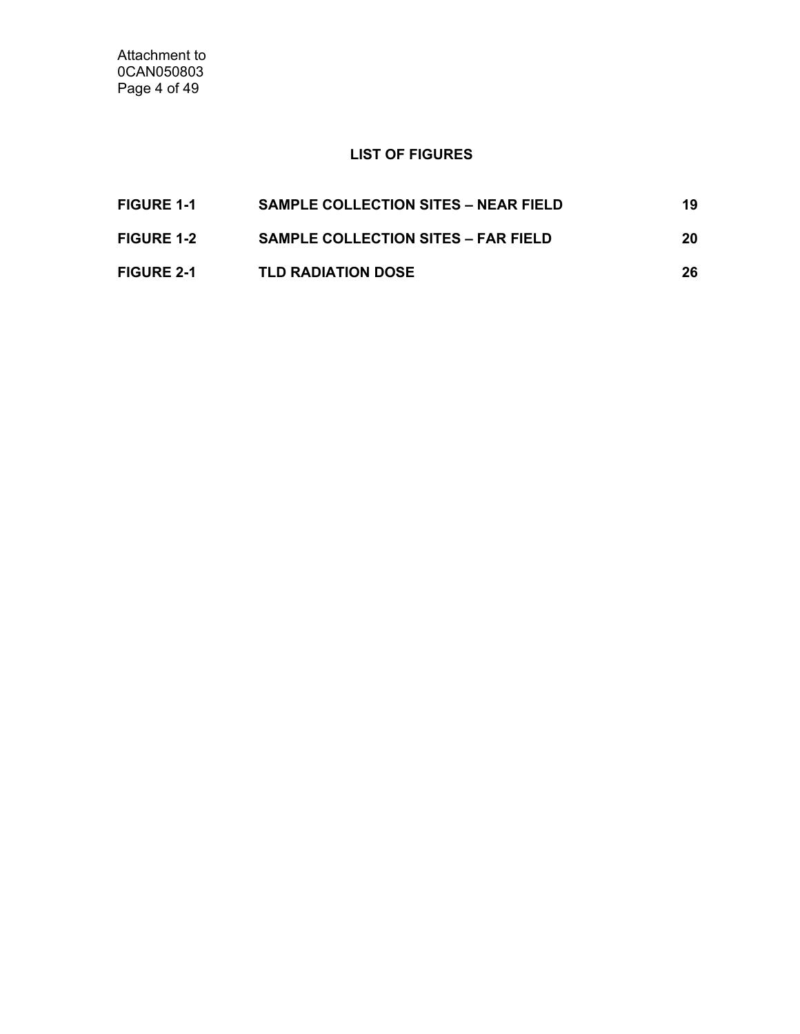## LIST OF FIGURES

| | | |
|---|---|---|
| **FIGURE 1-1** | **SAMPLE COLLECTION SITES – NEAR FIELD** | **19** |
| **FIGURE 1-2** | **SAMPLE COLLECTION SITES – FAR FIELD** | **20** |
| **FIGURE 2-1** | **TLD RADIATION DOSE** | **26** |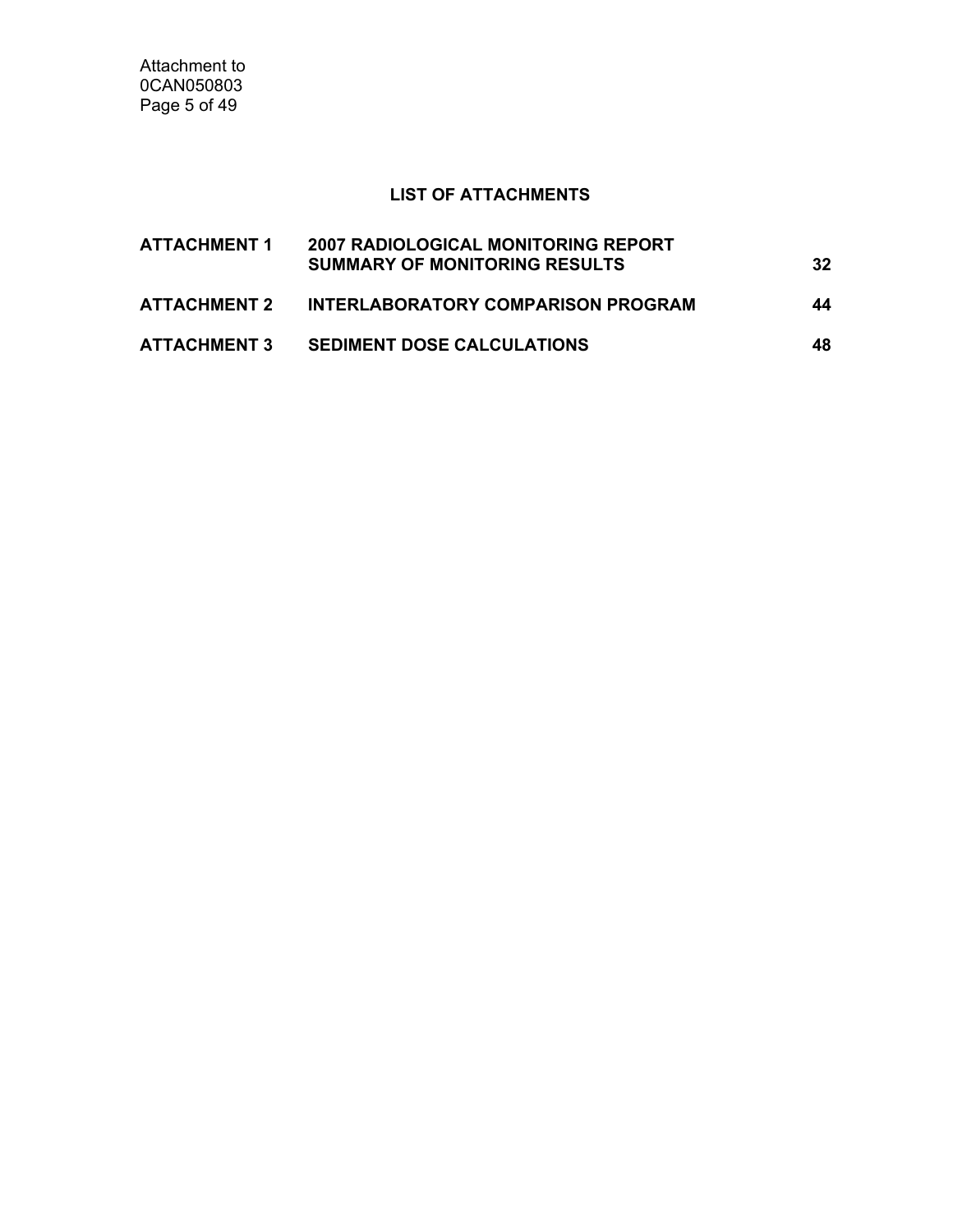## LIST OF ATTACHMENTS

| | | |
|---|---|---|
| **ATTACHMENT 1** | **2007 RADIOLOGICAL MONITORING REPORT SUMMARY OF MONITORING RESULTS** | **32** |
| **ATTACHMENT 2** | **INTERLABORATORY COMPARISON PROGRAM** | **44** |
| **ATTACHMENT 3** | **SEDIMENT DOSE CALCULATIONS** | **48** |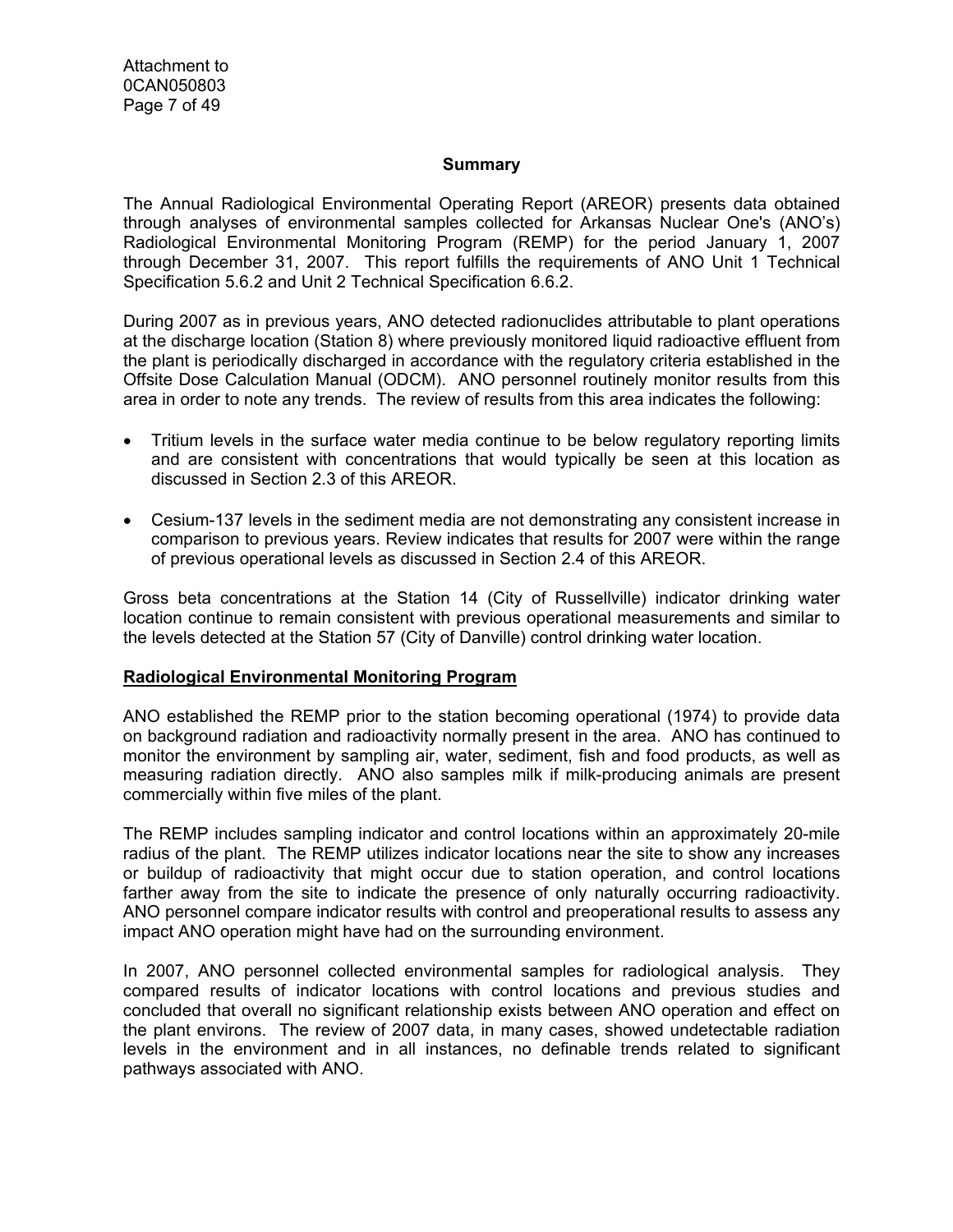## Summary

The Annual Radiological Environmental Operating Report (AREOR) presents data obtained through analyses of environmental samples collected for Arkansas Nuclear One's (ANO's) Radiological Environmental Monitoring Program (REMP) for the period January 1, 2007 through December 31, 2007. This report fulfills the requirements of ANO Unit 1 Technical Specification 5.6.2 and Unit 2 Technical Specification 6.6.2.

During 2007 as in previous years, ANO detected radionuclides attributable to plant operations at the discharge location (Station 8) where previously monitored liquid radioactive effluent from the plant is periodically discharged in accordance with the regulatory criteria established in the Offsite Dose Calculation Manual (ODCM). ANO personnel routinely monitor results from this area in order to note any trends. The review of results from this area indicates the following:

- Tritium levels in the surface water media continue to be below regulatory reporting limits and are consistent with concentrations that would typically be seen at this location as discussed in Section 2.3 of this AREOR.
- Cesium-137 levels in the sediment media are not demonstrating any consistent increase in comparison to previous years. Review indicates that results for 2007 were within the range of previous operational levels as discussed in Section 2.4 of this AREOR.

Gross beta concentrations at the Station 14 (City of Russellville) indicator drinking water location continue to remain consistent with previous operational measurements and similar to the levels detected at the Station 57 (City of Danville) control drinking water location.

### Radiological Environmental Monitoring Program

ANO established the REMP prior to the station becoming operational (1974) to provide data on background radiation and radioactivity normally present in the area. ANO has continued to monitor the environment by sampling air, water, sediment, fish and food products, as well as measuring radiation directly. ANO also samples milk if milk-producing animals are present commercially within five miles of the plant.

The REMP includes sampling indicator and control locations within an approximately 20-mile radius of the plant. The REMP utilizes indicator locations near the site to show any increases or buildup of radioactivity that might occur due to station operation, and control locations farther away from the site to indicate the presence of only naturally occurring radioactivity. ANO personnel compare indicator results with control and preoperational results to assess any impact ANO operation might have had on the surrounding environment.

In 2007, ANO personnel collected environmental samples for radiological analysis. They compared results of indicator locations with control locations and previous studies and concluded that overall no significant relationship exists between ANO operation and effect on the plant environs. The review of 2007 data, in many cases, showed undetectable radiation levels in the environment and in all instances, no definable trends related to significant pathways associated with ANO.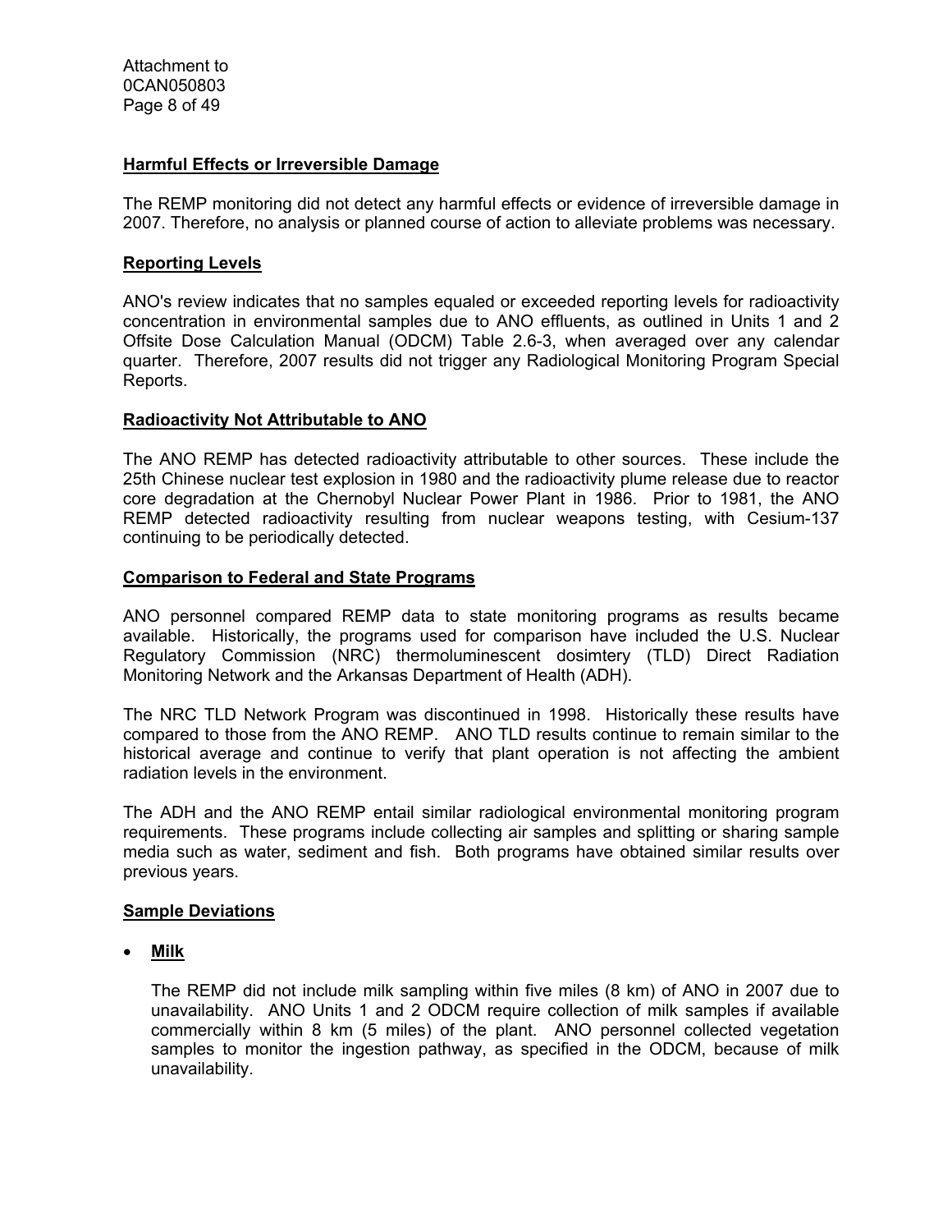### Harmful Effects or Irreversible Damage

The REMP monitoring did not detect any harmful effects or evidence of irreversible damage in 2007. Therefore, no analysis or planned course of action to alleviate problems was necessary.

### Reporting Levels

ANO's review indicates that no samples equaled or exceeded reporting levels for radioactivity concentration in environmental samples due to ANO effluents, as outlined in Units 1 and 2 Offsite Dose Calculation Manual (ODCM) Table 2.6-3, when averaged over any calendar quarter. Therefore, 2007 results did not trigger any Radiological Monitoring Program Special Reports.

### Radioactivity Not Attributable to ANO

The ANO REMP has detected radioactivity attributable to other sources. These include the 25th Chinese nuclear test explosion in 1980 and the radioactivity plume release due to reactor core degradation at the Chernobyl Nuclear Power Plant in 1986. Prior to 1981, the ANO REMP detected radioactivity resulting from nuclear weapons testing, with Cesium-137 continuing to be periodically detected.

### Comparison to Federal and State Programs

ANO personnel compared REMP data to state monitoring programs as results became available. Historically, the programs used for comparison have included the U.S. Nuclear Regulatory Commission (NRC) thermoluminescent dosimtery (TLD) Direct Radiation Monitoring Network and the Arkansas Department of Health (ADH).

The NRC TLD Network Program was discontinued in 1998. Historically these results have compared to those from the ANO REMP. ANO TLD results continue to remain similar to the historical average and continue to verify that plant operation is not affecting the ambient radiation levels in the environment.

The ADH and the ANO REMP entail similar radiological environmental monitoring program requirements. These programs include collecting air samples and splitting or sharing sample media such as water, sediment and fish. Both programs have obtained similar results over previous years.

### Sample Deviations

- **Milk**

  The REMP did not include milk sampling within five miles (8 km) of ANO in 2007 due to unavailability. ANO Units 1 and 2 ODCM require collection of milk samples if available commercially within 8 km (5 miles) of the plant. ANO personnel collected vegetation samples to monitor the ingestion pathway, as specified in the ODCM, because of milk unavailability.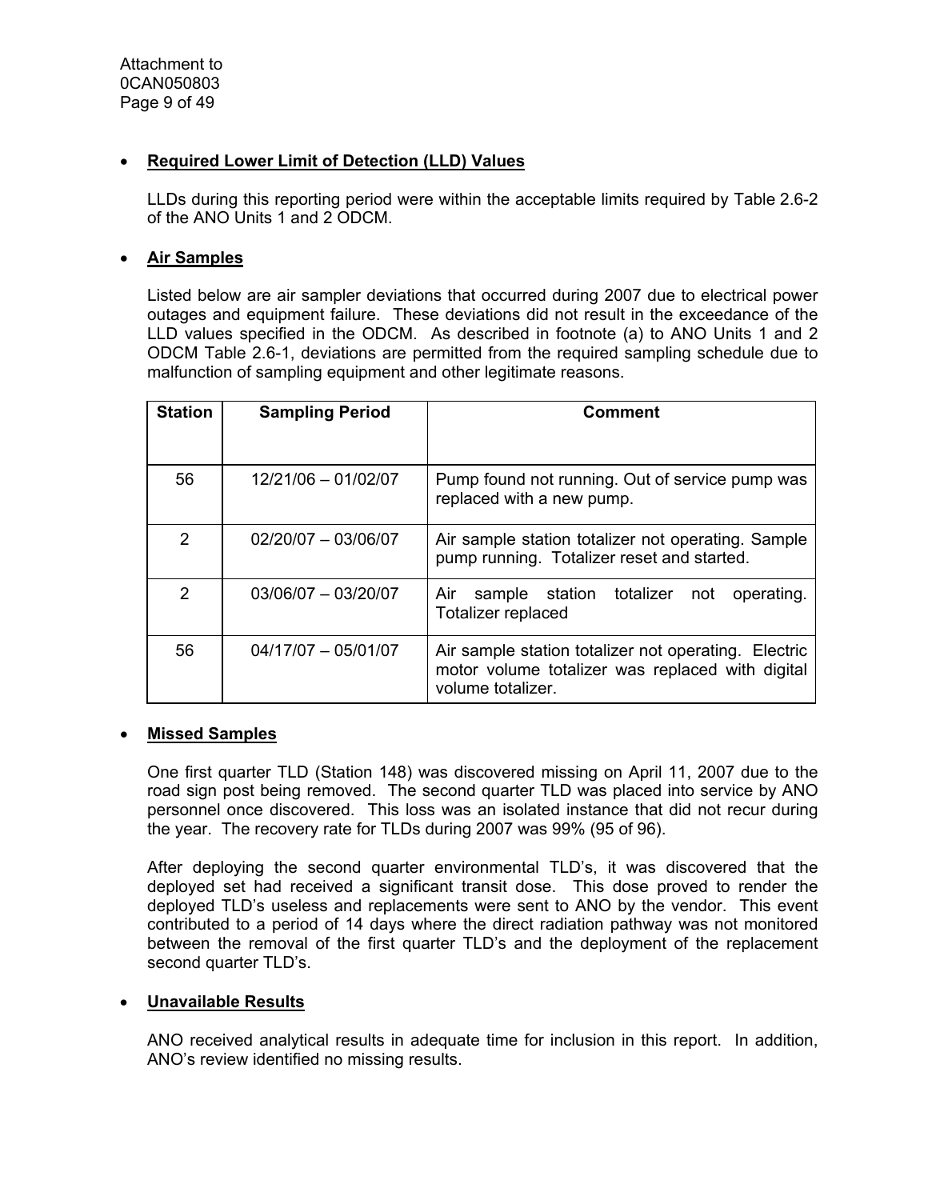- **Required Lower Limit of Detection (LLD) Values**

  LLDs during this reporting period were within the acceptable limits required by Table 2.6-2 of the ANO Units 1 and 2 ODCM.

- **Air Samples**

  Listed below are air sampler deviations that occurred during 2007 due to electrical power outages and equipment failure. These deviations did not result in the exceedance of the LLD values specified in the ODCM. As described in footnote (a) to ANO Units 1 and 2 ODCM Table 2.6-1, deviations are permitted from the required sampling schedule due to malfunction of sampling equipment and other legitimate reasons.

| Station | Sampling Period | Comment |
|---|---|---|
| 56 | 12/21/06 – 01/02/07 | Pump found not running. Out of service pump was replaced with a new pump. |
| 2 | 02/20/07 – 03/06/07 | Air sample station totalizer not operating. Sample pump running. Totalizer reset and started. |
| 2 | 03/06/07 – 03/20/07 | Air sample station totalizer not operating. Totalizer replaced |
| 56 | 04/17/07 – 05/01/07 | Air sample station totalizer not operating. Electric motor volume totalizer was replaced with digital volume totalizer. |

- **Missed Samples**

  One first quarter TLD (Station 148) was discovered missing on April 11, 2007 due to the road sign post being removed. The second quarter TLD was placed into service by ANO personnel once discovered. This loss was an isolated instance that did not recur during the year. The recovery rate for TLDs during 2007 was 99% (95 of 96).

  After deploying the second quarter environmental TLD's, it was discovered that the deployed set had received a significant transit dose. This dose proved to render the deployed TLD's useless and replacements were sent to ANO by the vendor. This event contributed to a period of 14 days where the direct radiation pathway was not monitored between the removal of the first quarter TLD's and the deployment of the replacement second quarter TLD's.

- **Unavailable Results**

  ANO received analytical results in adequate time for inclusion in this report. In addition, ANO's review identified no missing results.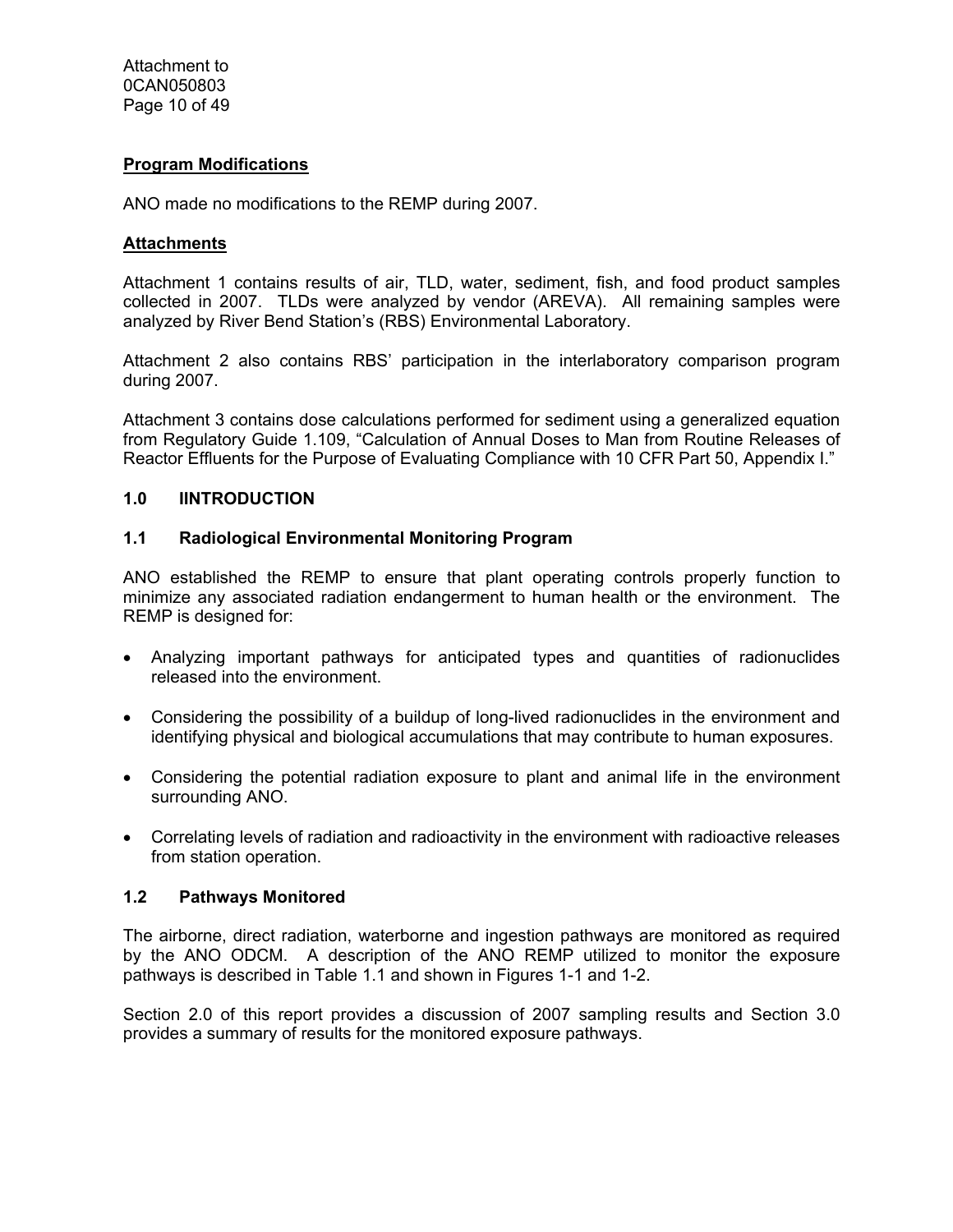**Program Modifications**

ANO made no modifications to the REMP during 2007.

**Attachments**

Attachment 1 contains results of air, TLD, water, sediment, fish, and food product samples collected in 2007. TLDs were analyzed by vendor (AREVA). All remaining samples were analyzed by River Bend Station's (RBS) Environmental Laboratory.

Attachment 2 also contains RBS' participation in the interlaboratory comparison program during 2007.

Attachment 3 contains dose calculations performed for sediment using a generalized equation from Regulatory Guide 1.109, "Calculation of Annual Doses to Man from Routine Releases of Reactor Effluents for the Purpose of Evaluating Compliance with 10 CFR Part 50, Appendix I."

## 1.0 IINTRODUCTION

### 1.1 Radiological Environmental Monitoring Program

ANO established the REMP to ensure that plant operating controls properly function to minimize any associated radiation endangerment to human health or the environment. The REMP is designed for:

- Analyzing important pathways for anticipated types and quantities of radionuclides released into the environment.
- Considering the possibility of a buildup of long-lived radionuclides in the environment and identifying physical and biological accumulations that may contribute to human exposures.
- Considering the potential radiation exposure to plant and animal life in the environment surrounding ANO.
- Correlating levels of radiation and radioactivity in the environment with radioactive releases from station operation.

### 1.2 Pathways Monitored

The airborne, direct radiation, waterborne and ingestion pathways are monitored as required by the ANO ODCM. A description of the ANO REMP utilized to monitor the exposure pathways is described in Table 1.1 and shown in Figures 1-1 and 1-2.

Section 2.0 of this report provides a discussion of 2007 sampling results and Section 3.0 provides a summary of results for the monitored exposure pathways.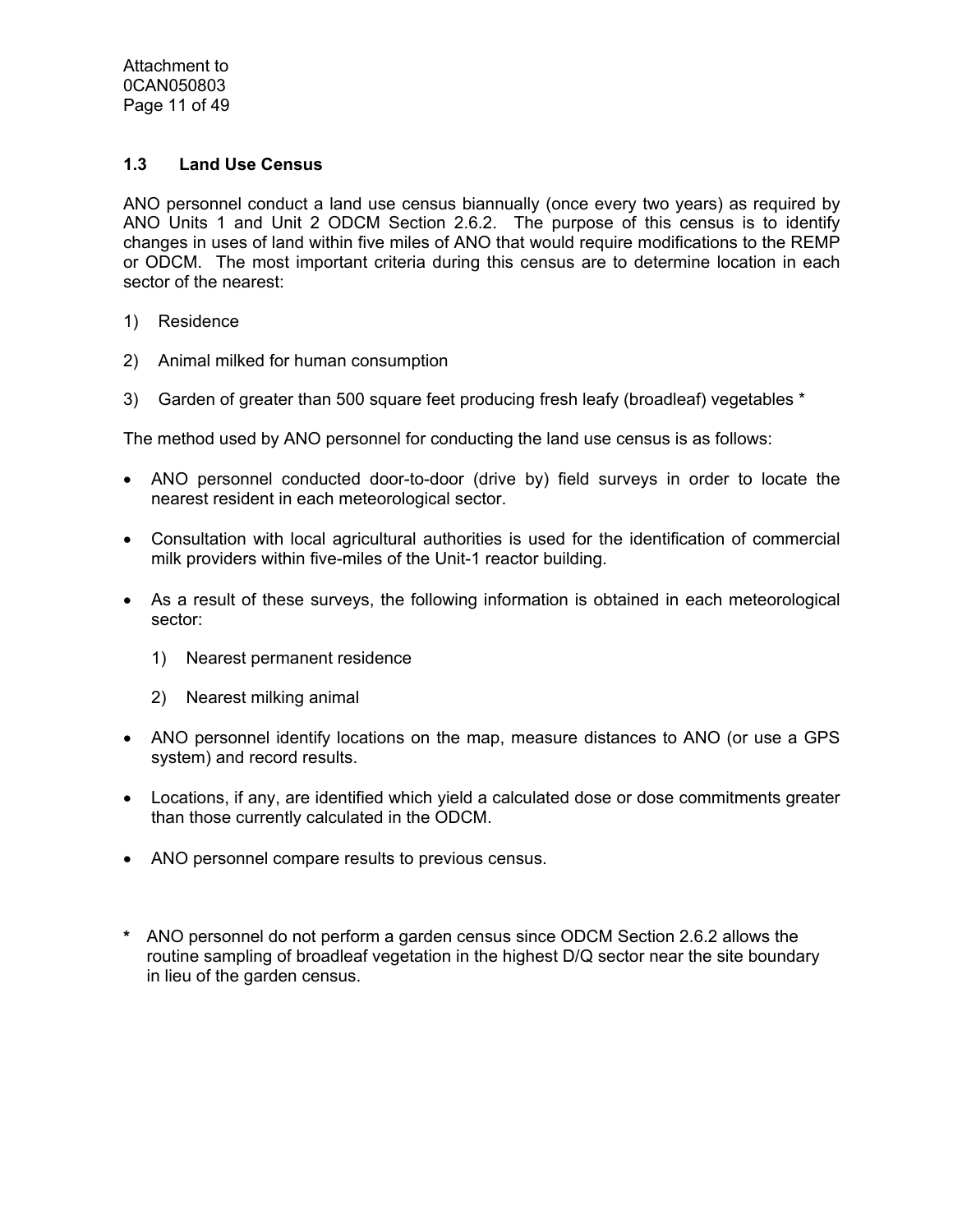### 1.3 Land Use Census

ANO personnel conduct a land use census biannually (once every two years) as required by ANO Units 1 and Unit 2 ODCM Section 2.6.2. The purpose of this census is to identify changes in uses of land within five miles of ANO that would require modifications to the REMP or ODCM. The most important criteria during this census are to determine location in each sector of the nearest:

1) Residence
2) Animal milked for human consumption
3) Garden of greater than 500 square feet producing fresh leafy (broadleaf) vegetables *

The method used by ANO personnel for conducting the land use census is as follows:

- ANO personnel conducted door-to-door (drive by) field surveys in order to locate the nearest resident in each meteorological sector.
- Consultation with local agricultural authorities is used for the identification of commercial milk providers within five-miles of the Unit-1 reactor building.
- As a result of these surveys, the following information is obtained in each meteorological sector:
  1) Nearest permanent residence
  2) Nearest milking animal
- ANO personnel identify locations on the map, measure distances to ANO (or use a GPS system) and record results.
- Locations, if any, are identified which yield a calculated dose or dose commitments greater than those currently calculated in the ODCM.
- ANO personnel compare results to previous census.

**\*** ANO personnel do not perform a garden census since ODCM Section 2.6.2 allows the routine sampling of broadleaf vegetation in the highest D/Q sector near the site boundary in lieu of the garden census.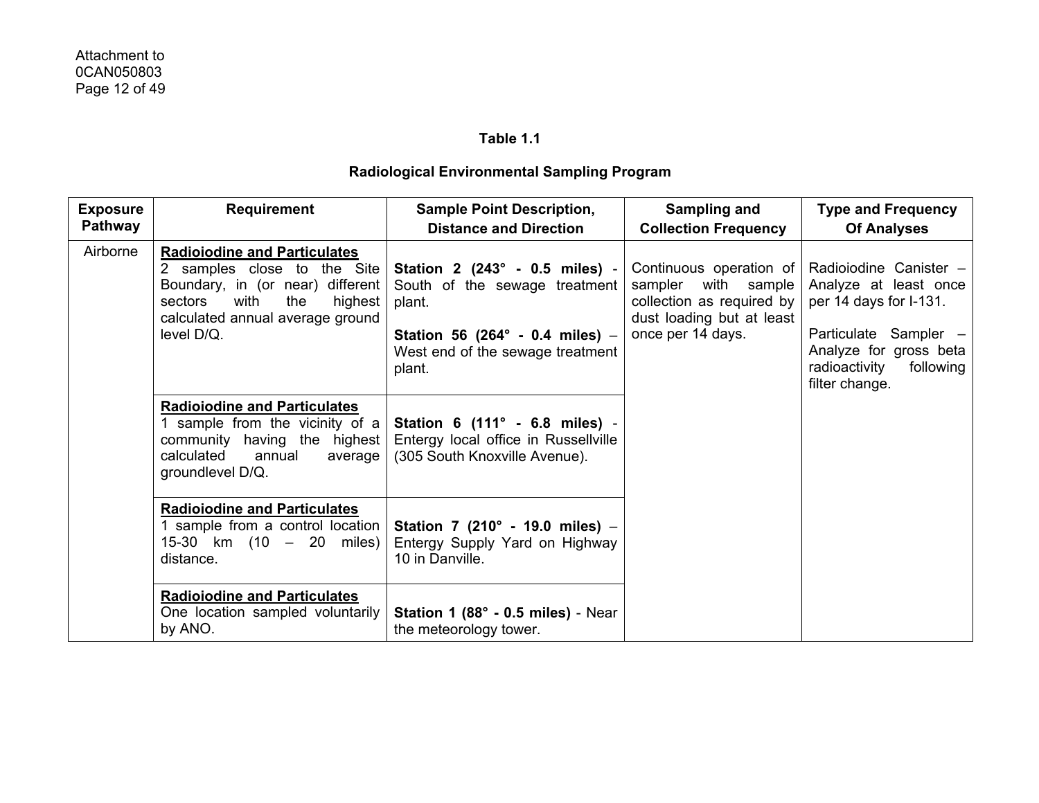**Table 1.1**

**Radiological Environmental Sampling Program**

| Exposure Pathway | Requirement | Sample Point Description, Distance and Direction | Sampling and Collection Frequency | Type and Frequency Of Analyses |
|---|---|---|---|---|
| Airborne | **Radioiodine and Particulates** 2 samples close to the Site Boundary, in (or near) different sectors with the highest calculated annual average ground level D/Q. | **Station 2 (243° - 0.5 miles)** - South of the sewage treatment plant. **Station 56 (264° - 0.4 miles)** – West end of the sewage treatment plant. | Continuous operation of sampler with sample collection as required by dust loading but at least once per 14 days. | Radioiodine Canister – Analyze at least once per 14 days for I-131. Particulate Sampler – Analyze for gross beta radioactivity following filter change. |
| | **Radioiodine and Particulates** 1 sample from the vicinity of a community having the highest calculated annual average groundlevel D/Q. | **Station 6 (111° - 6.8 miles)** - Entergy local office in Russellville (305 South Knoxville Avenue). | | |
| | **Radioiodine and Particulates** 1 sample from a control location 15-30 km (10 – 20 miles) distance. | **Station 7 (210° - 19.0 miles)** – Entergy Supply Yard on Highway 10 in Danville. | | |
| | **Radioiodine and Particulates** One location sampled voluntarily by ANO. | **Station 1 (88° - 0.5 miles)** - Near the meteorology tower. | | |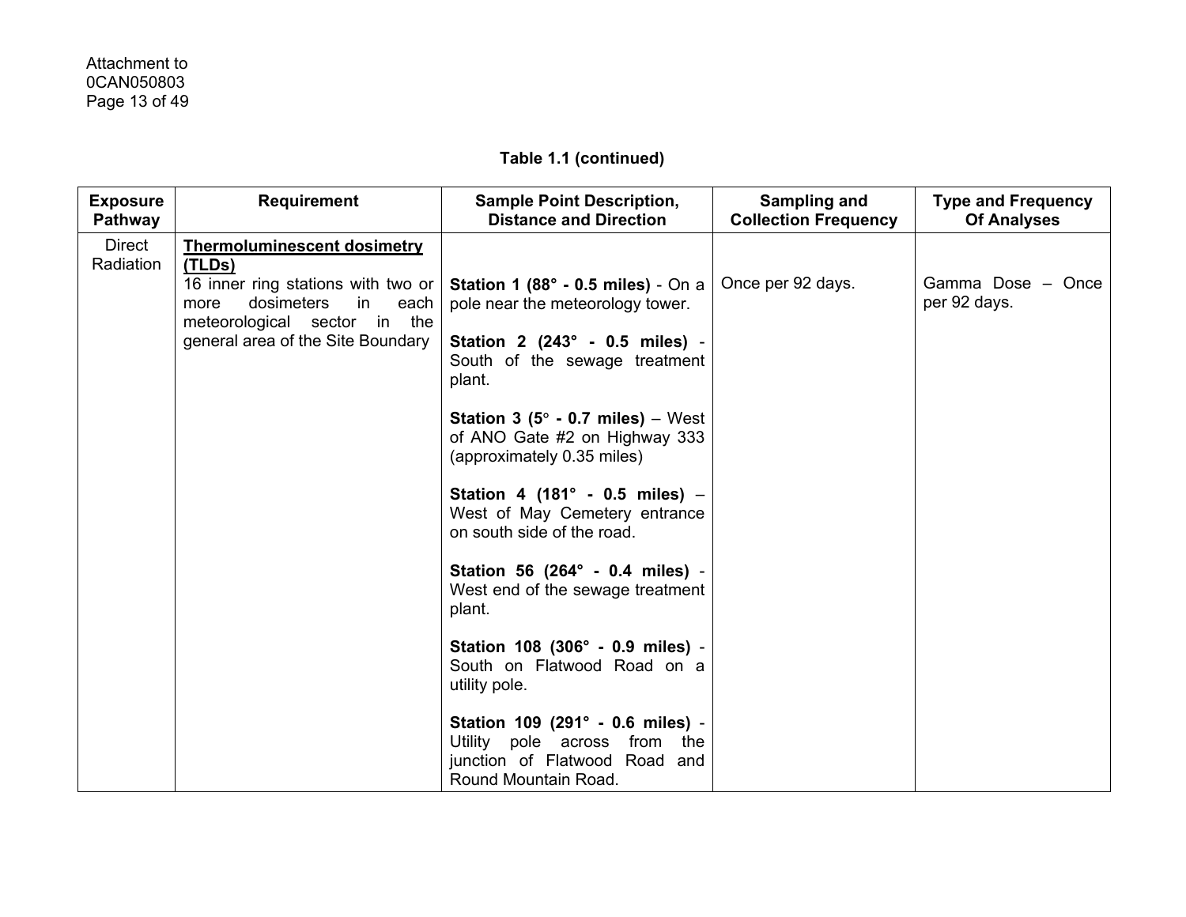**Table 1.1 (continued)**

| Exposure Pathway | Requirement | Sample Point Description, Distance and Direction | Sampling and Collection Frequency | Type and Frequency Of Analyses |
|---|---|---|---|---|
| Direct Radiation | **Thermoluminescent dosimetry (TLDs)** 16 inner ring stations with two or more dosimeters in each meteorological sector in the general area of the Site Boundary | **Station 1 (88° - 0.5 miles)** - On a pole near the meteorology tower.<br><br>**Station 2 (243° - 0.5 miles)** - South of the sewage treatment plant.<br><br>**Station 3 (5° - 0.7 miles)** – West of ANO Gate #2 on Highway 333 (approximately 0.35 miles)<br><br>**Station 4 (181° - 0.5 miles)** – West of May Cemetery entrance on south side of the road.<br><br>**Station 56 (264° - 0.4 miles)** - West end of the sewage treatment plant.<br><br>**Station 108 (306° - 0.9 miles)** - South on Flatwood Road on a utility pole.<br><br>**Station 109 (291° - 0.6 miles)** - Utility pole across from the junction of Flatwood Road and Round Mountain Road. | Once per 92 days. | Gamma Dose – Once per 92 days. |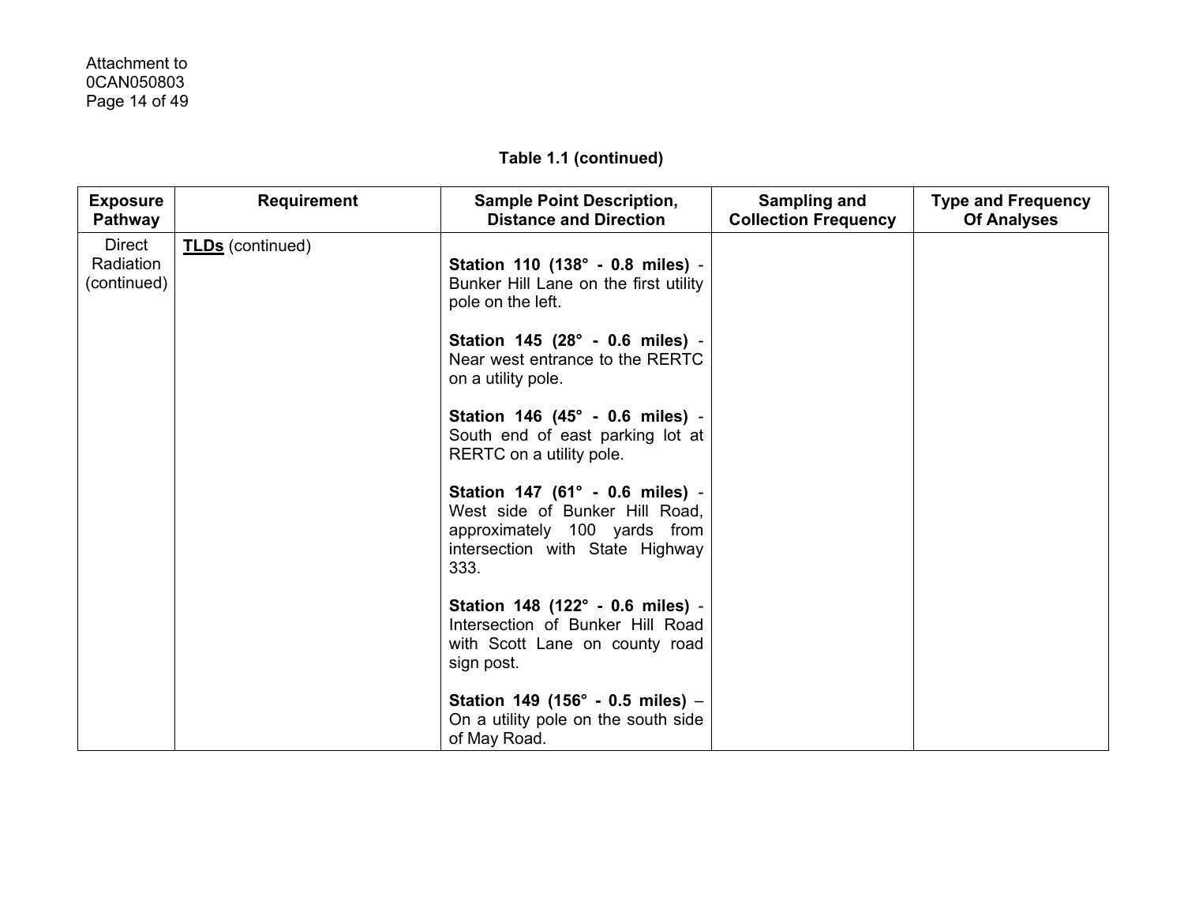**Table 1.1 (continued)**

| Exposure Pathway | Requirement | Sample Point Description, Distance and Direction | Sampling and Collection Frequency | Type and Frequency Of Analyses |
|---|---|---|---|---|
| Direct Radiation (continued) | **TLDs** (continued) | **Station 110 (138° - 0.8 miles)** - Bunker Hill Lane on the first utility pole on the left.<br><br>**Station 145 (28° - 0.6 miles)** - Near west entrance to the RERTC on a utility pole.<br><br>**Station 146 (45° - 0.6 miles)** - South end of east parking lot at RERTC on a utility pole.<br><br>**Station 147 (61° - 0.6 miles)** - West side of Bunker Hill Road, approximately 100 yards from intersection with State Highway 333.<br><br>**Station 148 (122° - 0.6 miles)** - Intersection of Bunker Hill Road with Scott Lane on county road sign post.<br><br>**Station 149 (156° - 0.5 miles)** – On a utility pole on the south side of May Road. | | |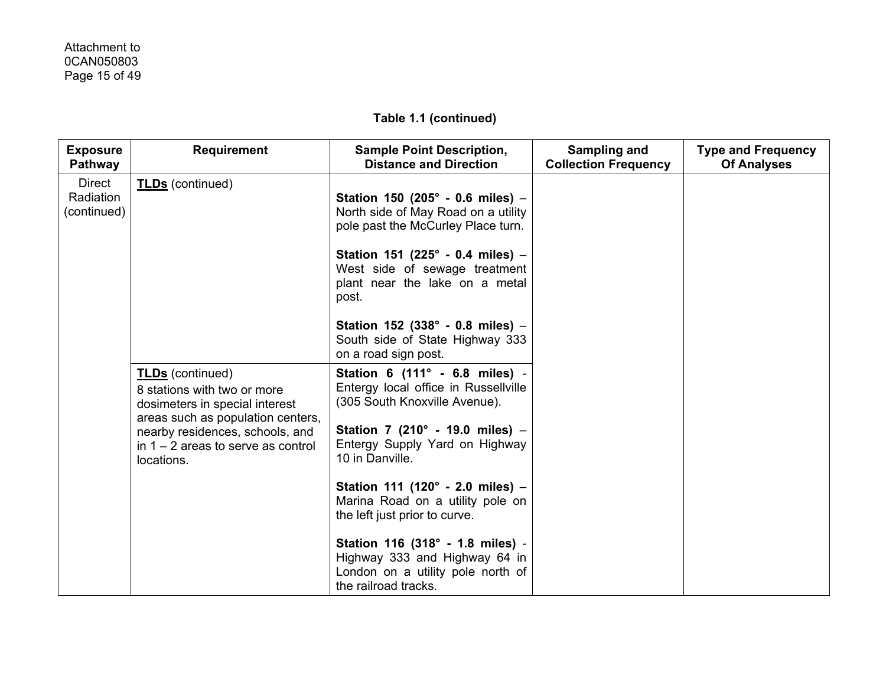**Table 1.1 (continued)**

| Exposure Pathway | Requirement | Sample Point Description, Distance and Direction | Sampling and Collection Frequency | Type and Frequency Of Analyses |
|---|---|---|---|---|
| Direct Radiation (continued) | **TLDs** (continued) | **Station 150 (205° - 0.6 miles)** – North side of May Road on a utility pole past the McCurley Place turn.<br><br>**Station 151 (225° - 0.4 miles)** – West side of sewage treatment plant near the lake on a metal post.<br><br>**Station 152 (338° - 0.8 miles)** – South side of State Highway 333 on a road sign post. | | |
| | **TLDs** (continued)<br>8 stations with two or more dosimeters in special interest areas such as population centers, nearby residences, schools, and in 1 – 2 areas to serve as control locations. | **Station 6 (111° - 6.8 miles)** - Entergy local office in Russellville (305 South Knoxville Avenue).<br><br>**Station 7 (210° - 19.0 miles)** – Entergy Supply Yard on Highway 10 in Danville.<br><br>**Station 111 (120° - 2.0 miles)** – Marina Road on a utility pole on the left just prior to curve.<br><br>**Station 116 (318° - 1.8 miles)** - Highway 333 and Highway 64 in London on a utility pole north of the railroad tracks. | | |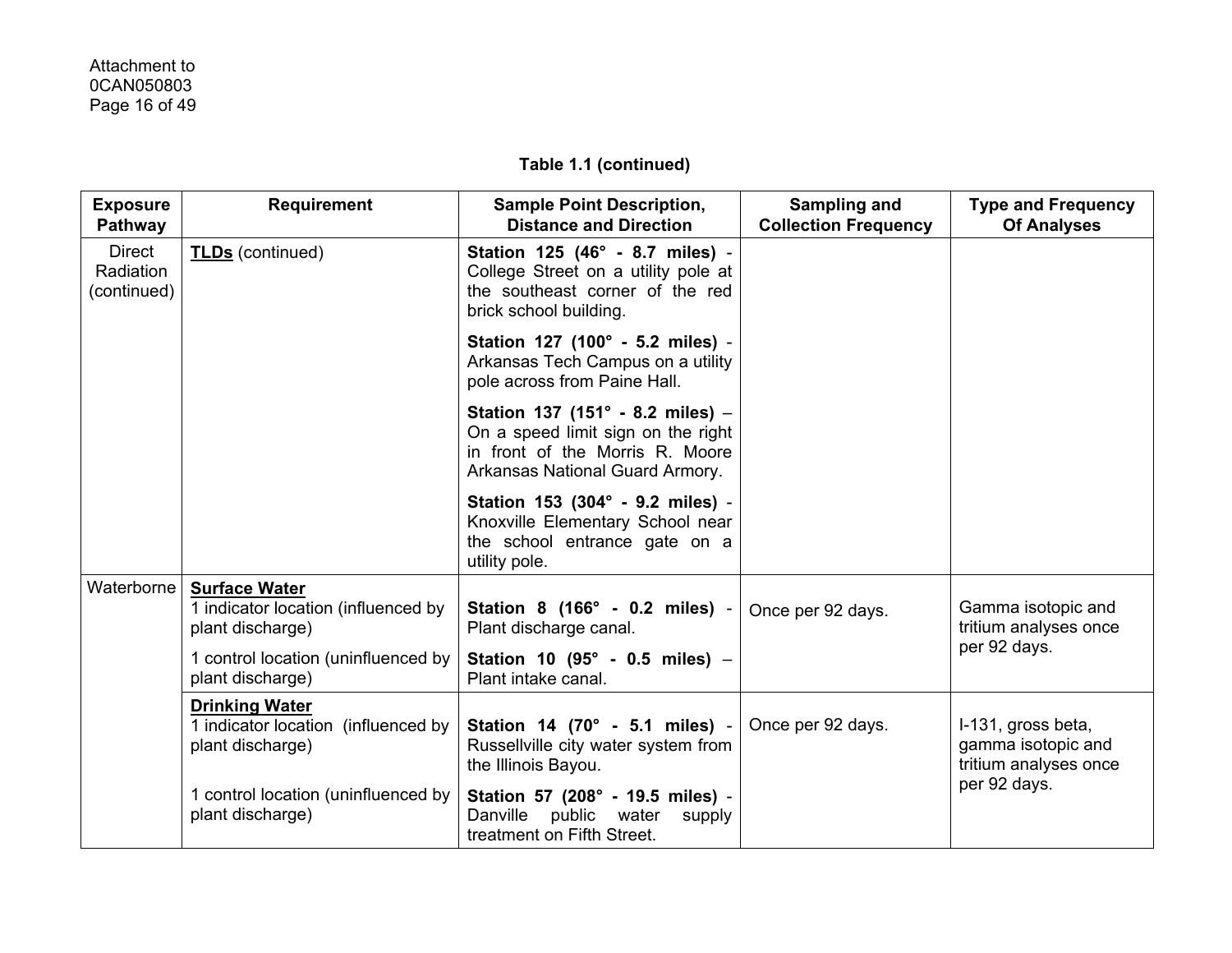**Table 1.1 (continued)**

| Exposure Pathway | Requirement | Sample Point Description, Distance and Direction | Sampling and Collection Frequency | Type and Frequency Of Analyses |
|---|---|---|---|---|
| Direct Radiation (continued) | **TLDs** (continued) | **Station 125 (46° - 8.7 miles)** - College Street on a utility pole at the southeast corner of the red brick school building. | | |
| | | **Station 127 (100° - 5.2 miles)** - Arkansas Tech Campus on a utility pole across from Paine Hall. | | |
| | | **Station 137 (151° - 8.2 miles)** – On a speed limit sign on the right in front of the Morris R. Moore Arkansas National Guard Armory. | | |
| | | **Station 153 (304° - 9.2 miles)** - Knoxville Elementary School near the school entrance gate on a utility pole. | | |
| Waterborne | **Surface Water**<br>1 indicator location (influenced by plant discharge) | **Station 8 (166° - 0.2 miles)** - Plant discharge canal. | Once per 92 days. | Gamma isotopic and tritium analyses once per 92 days. |
| | 1 control location (uninfluenced by plant discharge) | **Station 10 (95° - 0.5 miles)** – Plant intake canal. | | |
| | **Drinking Water**<br>1 indicator location (influenced by plant discharge) | **Station 14 (70° - 5.1 miles)** - Russellville city water system from the Illinois Bayou. | Once per 92 days. | I-131, gross beta, gamma isotopic and tritium analyses once per 92 days. |
| | 1 control location (uninfluenced by plant discharge) | **Station 57 (208° - 19.5 miles)** - Danville public water supply treatment on Fifth Street. | | |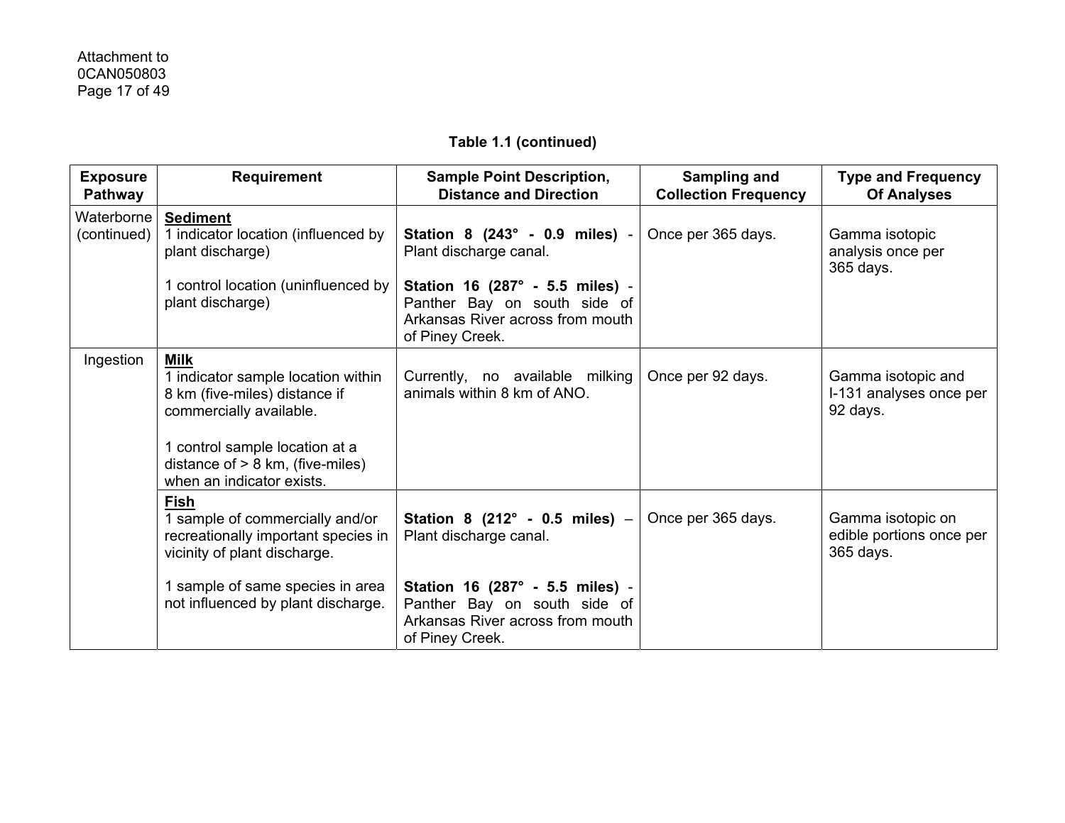**Table 1.1 (continued)**

| Exposure Pathway | Requirement | Sample Point Description, Distance and Direction | Sampling and Collection Frequency | Type and Frequency Of Analyses |
|---|---|---|---|---|
| Waterborne (continued) | **Sediment**<br>1 indicator location (influenced by plant discharge)<br><br>1 control location (uninfluenced by plant discharge) | **Station 8 (243° - 0.9 miles)** - Plant discharge canal.<br><br>**Station 16 (287° - 5.5 miles)** - Panther Bay on south side of Arkansas River across from mouth of Piney Creek. | Once per 365 days. | Gamma isotopic analysis once per 365 days. |
| Ingestion | **Milk**<br>1 indicator sample location within 8 km (five-miles) distance if commercially available.<br><br>1 control sample location at a distance of > 8 km, (five-miles) when an indicator exists. | Currently, no available milking animals within 8 km of ANO. | Once per 92 days. | Gamma isotopic and I-131 analyses once per 92 days. |
| | **Fish**<br>1 sample of commercially and/or recreationally important species in vicinity of plant discharge.<br><br>1 sample of same species in area not influenced by plant discharge. | **Station 8 (212° - 0.5 miles)** – Plant discharge canal.<br><br>**Station 16 (287° - 5.5 miles)** - Panther Bay on south side of Arkansas River across from mouth of Piney Creek. | Once per 365 days. | Gamma isotopic on edible portions once per 365 days. |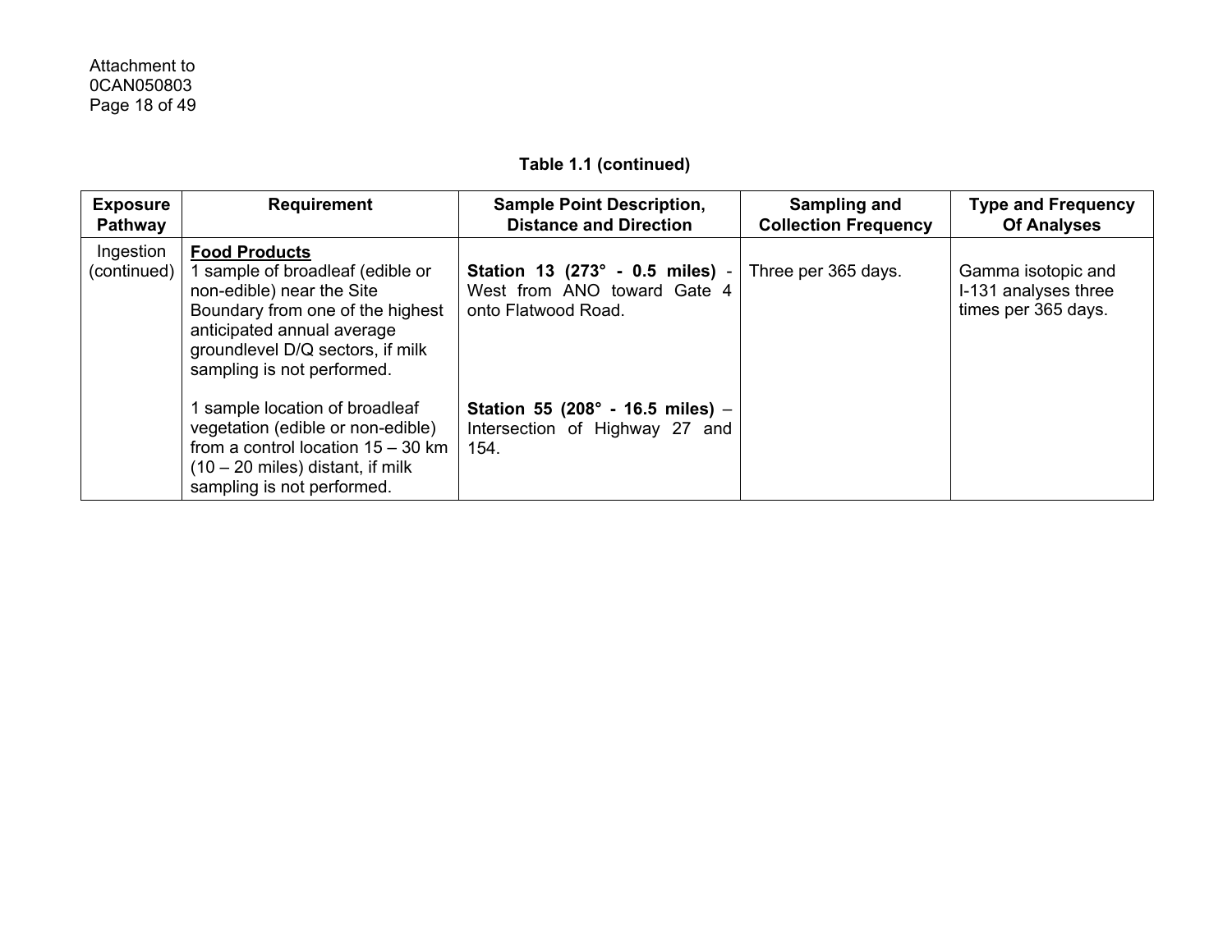**Table 1.1 (continued)**

| Exposure Pathway | Requirement | Sample Point Description, Distance and Direction | Sampling and Collection Frequency | Type and Frequency Of Analyses |
|---|---|---|---|---|
| Ingestion (continued) | **Food Products**<br>1 sample of broadleaf (edible or non-edible) near the Site Boundary from one of the highest anticipated annual average groundlevel D/Q sectors, if milk sampling is not performed.<br><br>1 sample location of broadleaf vegetation (edible or non-edible) from a control location 15 – 30 km (10 – 20 miles) distant, if milk sampling is not performed. | **Station 13 (273° - 0.5 miles)** - West from ANO toward Gate 4 onto Flatwood Road.<br><br>**Station 55 (208° - 16.5 miles)** – Intersection of Highway 27 and 154. | Three per 365 days. | Gamma isotopic and I-131 analyses three times per 365 days. |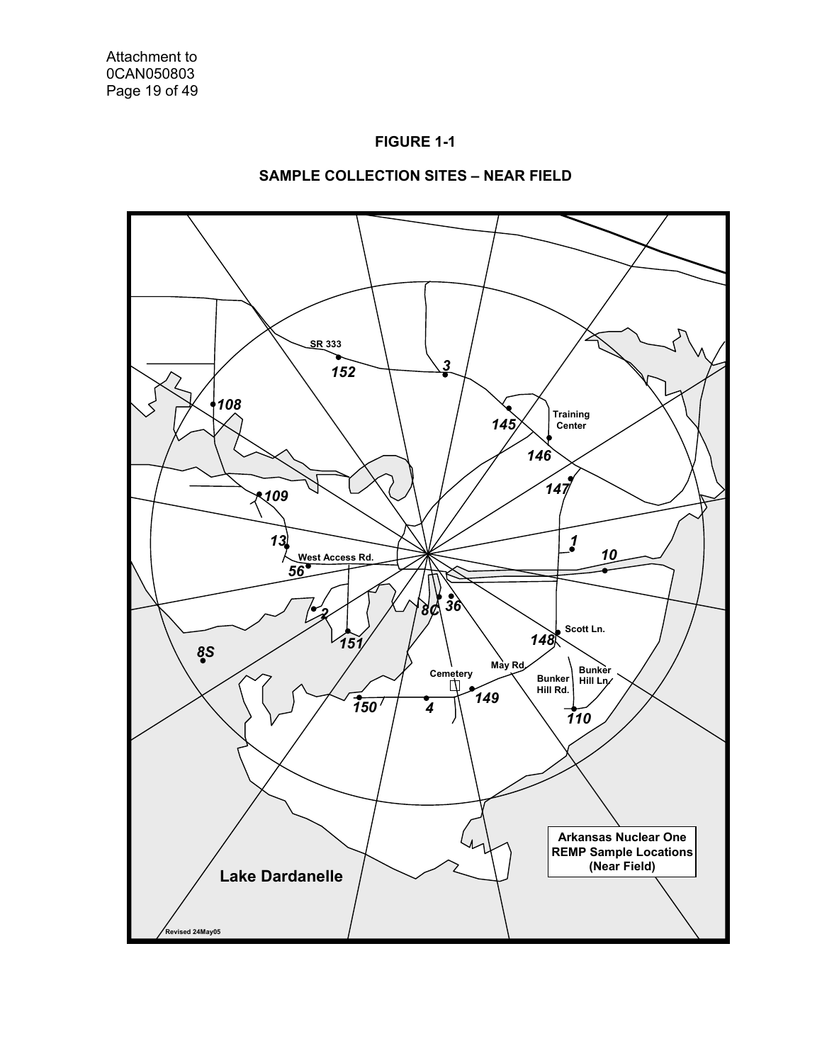# FIGURE 1-1

## SAMPLE COLLECTION SITES – NEAR FIELD

SR 333

152

3

108

145

Training Center

146

147

109

13

1

10

West Access Rd.

56

2

8C

36

151

148

Scott Ln.

8S

May Rd

Cemetery

Bunker Hill Rd.

Bunker Hill Ln

150

4

149

110

Arkansas Nuclear One REMP Sample Locations (Near Field)

Lake Dardanelle

Revised 24May05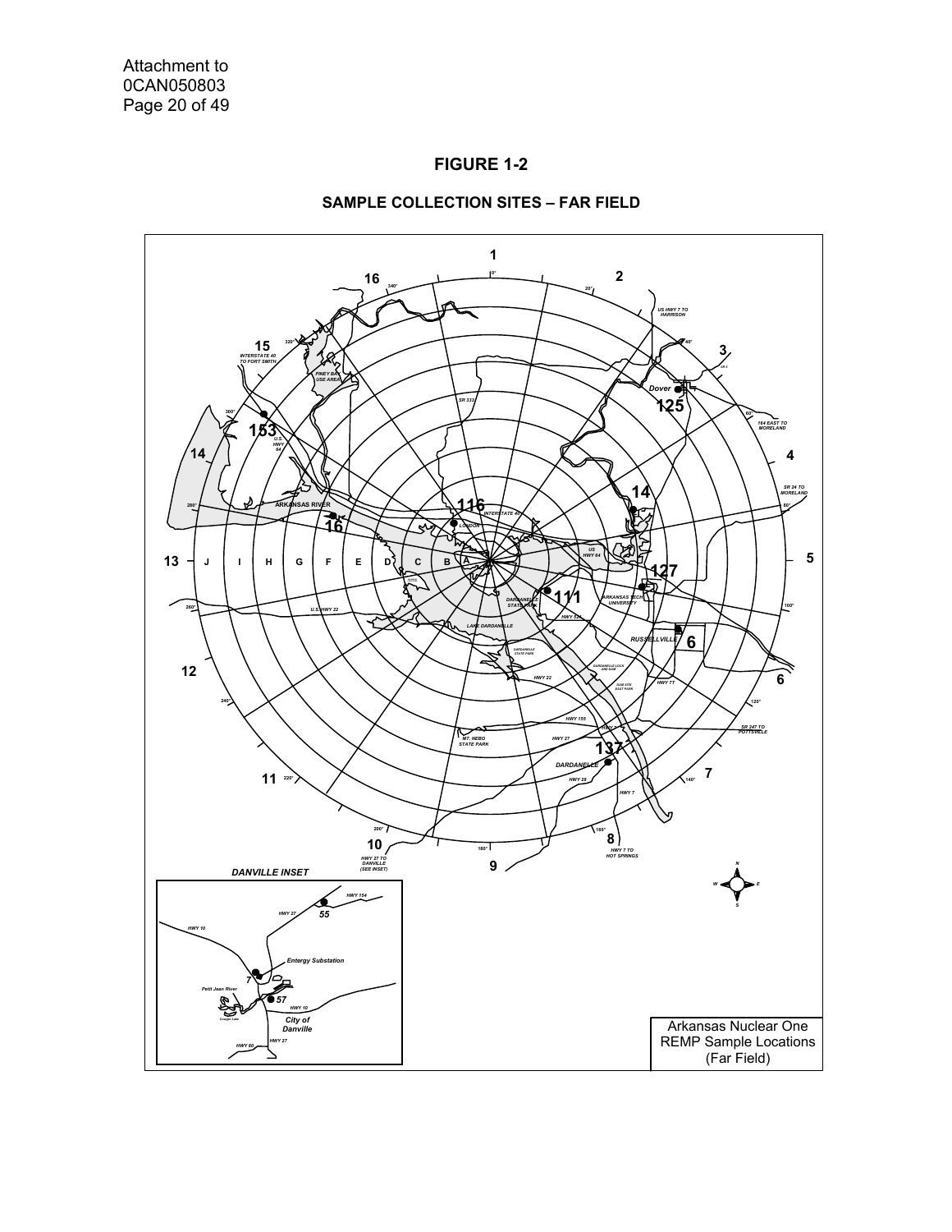Attachment to
0CAN050803

# FIGURE 1-2

## SAMPLE COLLECTION SITES – FAR FIELD

Arkansas Nuclear One
REMP Sample Locations
(Far Field)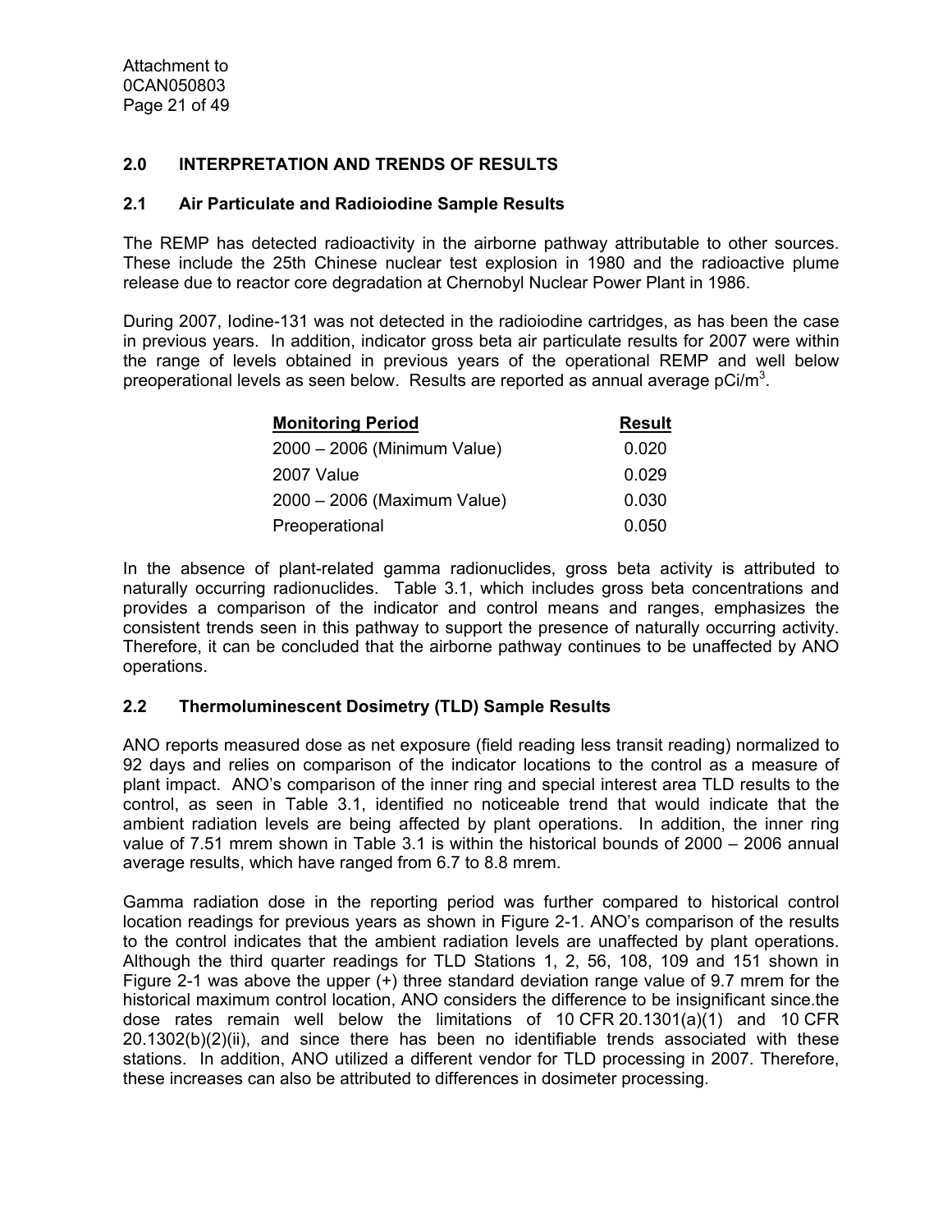## 2.0 INTERPRETATION AND TRENDS OF RESULTS

### 2.1 Air Particulate and Radioiodine Sample Results

The REMP has detected radioactivity in the airborne pathway attributable to other sources. These include the 25th Chinese nuclear test explosion in 1980 and the radioactive plume release due to reactor core degradation at Chernobyl Nuclear Power Plant in 1986.

During 2007, Iodine-131 was not detected in the radioiodine cartridges, as has been the case in previous years. In addition, indicator gross beta air particulate results for 2007 were within the range of levels obtained in previous years of the operational REMP and well below preoperational levels as seen below. Results are reported as annual average pCi/m$^3$.

| Monitoring Period | Result |
|---|---|
| 2000 – 2006 (Minimum Value) | 0.020 |
| 2007 Value | 0.029 |
| 2000 – 2006 (Maximum Value) | 0.030 |
| Preoperational | 0.050 |

In the absence of plant-related gamma radionuclides, gross beta activity is attributed to naturally occurring radionuclides. Table 3.1, which includes gross beta concentrations and provides a comparison of the indicator and control means and ranges, emphasizes the consistent trends seen in this pathway to support the presence of naturally occurring activity. Therefore, it can be concluded that the airborne pathway continues to be unaffected by ANO operations.

### 2.2 Thermoluminescent Dosimetry (TLD) Sample Results

ANO reports measured dose as net exposure (field reading less transit reading) normalized to 92 days and relies on comparison of the indicator locations to the control as a measure of plant impact. ANO's comparison of the inner ring and special interest area TLD results to the control, as seen in Table 3.1, identified no noticeable trend that would indicate that the ambient radiation levels are being affected by plant operations. In addition, the inner ring value of 7.51 mrem shown in Table 3.1 is within the historical bounds of 2000 – 2006 annual average results, which have ranged from 6.7 to 8.8 mrem.

Gamma radiation dose in the reporting period was further compared to historical control location readings for previous years as shown in Figure 2-1. ANO's comparison of the results to the control indicates that the ambient radiation levels are unaffected by plant operations. Although the third quarter readings for TLD Stations 1, 2, 56, 108, 109 and 151 shown in Figure 2-1 was above the upper (+) three standard deviation range value of 9.7 mrem for the historical maximum control location, ANO considers the difference to be insignificant since.the dose rates remain well below the limitations of 10 CFR 20.1301(a)(1) and 10 CFR 20.1302(b)(2)(ii), and since there has been no identifiable trends associated with these stations. In addition, ANO utilized a different vendor for TLD processing in 2007. Therefore, these increases can also be attributed to differences in dosimeter processing.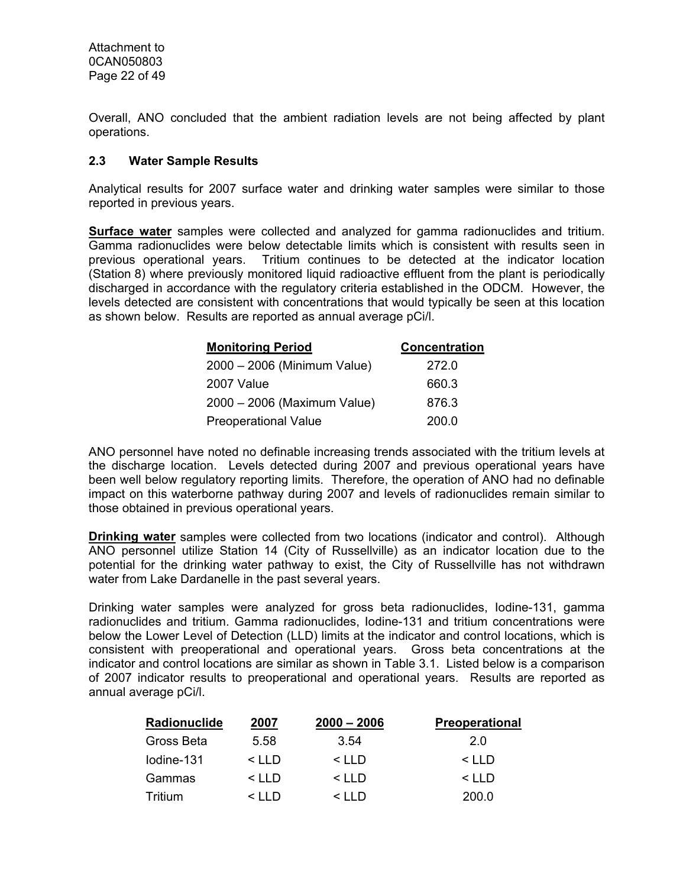Overall, ANO concluded that the ambient radiation levels are not being affected by plant operations.

### 2.3 Water Sample Results

Analytical results for 2007 surface water and drinking water samples were similar to those reported in previous years.

**Surface water** samples were collected and analyzed for gamma radionuclides and tritium. Gamma radionuclides were below detectable limits which is consistent with results seen in previous operational years. Tritium continues to be detected at the indicator location (Station 8) where previously monitored liquid radioactive effluent from the plant is periodically discharged in accordance with the regulatory criteria established in the ODCM. However, the levels detected are consistent with concentrations that would typically be seen at this location as shown below. Results are reported as annual average pCi/l.

| Monitoring Period | Concentration |
|---|---|
| 2000 – 2006 (Minimum Value) | 272.0 |
| 2007 Value | 660.3 |
| 2000 – 2006 (Maximum Value) | 876.3 |
| Preoperational Value | 200.0 |

ANO personnel have noted no definable increasing trends associated with the tritium levels at the discharge location. Levels detected during 2007 and previous operational years have been well below regulatory reporting limits. Therefore, the operation of ANO had no definable impact on this waterborne pathway during 2007 and levels of radionuclides remain similar to those obtained in previous operational years.

**Drinking water** samples were collected from two locations (indicator and control). Although ANO personnel utilize Station 14 (City of Russellville) as an indicator location due to the potential for the drinking water pathway to exist, the City of Russellville has not withdrawn water from Lake Dardanelle in the past several years.

Drinking water samples were analyzed for gross beta radionuclides, Iodine-131, gamma radionuclides and tritium. Gamma radionuclides, Iodine-131 and tritium concentrations were below the Lower Level of Detection (LLD) limits at the indicator and control locations, which is consistent with preoperational and operational years. Gross beta concentrations at the indicator and control locations are similar as shown in Table 3.1. Listed below is a comparison of 2007 indicator results to preoperational and operational years. Results are reported as annual average pCi/l.

| Radionuclide | 2007 | 2000 – 2006 | Preoperational |
|---|---|---|---|
| Gross Beta | 5.58 | 3.54 | 2.0 |
| Iodine-131 | < LLD | < LLD | < LLD |
| Gammas | < LLD | < LLD | < LLD |
| Tritium | < LLD | < LLD | 200.0 |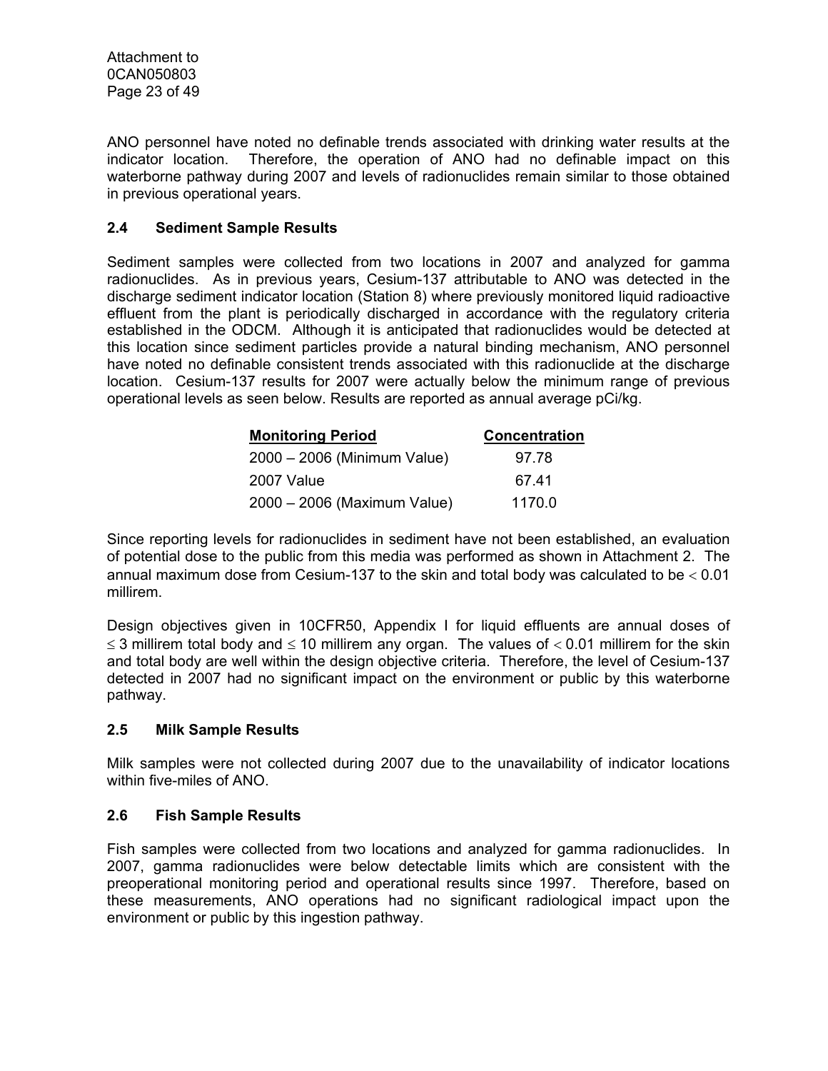ANO personnel have noted no definable trends associated with drinking water results at the indicator location. Therefore, the operation of ANO had no definable impact on this waterborne pathway during 2007 and levels of radionuclides remain similar to those obtained in previous operational years.

## 2.4 Sediment Sample Results

Sediment samples were collected from two locations in 2007 and analyzed for gamma radionuclides. As in previous years, Cesium-137 attributable to ANO was detected in the discharge sediment indicator location (Station 8) where previously monitored liquid radioactive effluent from the plant is periodically discharged in accordance with the regulatory criteria established in the ODCM. Although it is anticipated that radionuclides would be detected at this location since sediment particles provide a natural binding mechanism, ANO personnel have noted no definable consistent trends associated with this radionuclide at the discharge location. Cesium-137 results for 2007 were actually below the minimum range of previous operational levels as seen below. Results are reported as annual average pCi/kg.

| Monitoring Period | Concentration |
|---|---|
| 2000 – 2006 (Minimum Value) | 97.78 |
| 2007 Value | 67.41 |
| 2000 – 2006 (Maximum Value) | 1170.0 |

Since reporting levels for radionuclides in sediment have not been established, an evaluation of potential dose to the public from this media was performed as shown in Attachment 2. The annual maximum dose from Cesium-137 to the skin and total body was calculated to be $< 0.01$ millirem.

Design objectives given in 10CFR50, Appendix I for liquid effluents are annual doses of $\leq 3$ millirem total body and $\leq 10$ millirem any organ. The values of $< 0.01$ millirem for the skin and total body are well within the design objective criteria. Therefore, the level of Cesium-137 detected in 2007 had no significant impact on the environment or public by this waterborne pathway.

## 2.5 Milk Sample Results

Milk samples were not collected during 2007 due to the unavailability of indicator locations within five-miles of ANO.

## 2.6 Fish Sample Results

Fish samples were collected from two locations and analyzed for gamma radionuclides. In 2007, gamma radionuclides were below detectable limits which are consistent with the preoperational monitoring period and operational results since 1997. Therefore, based on these measurements, ANO operations had no significant radiological impact upon the environment or public by this ingestion pathway.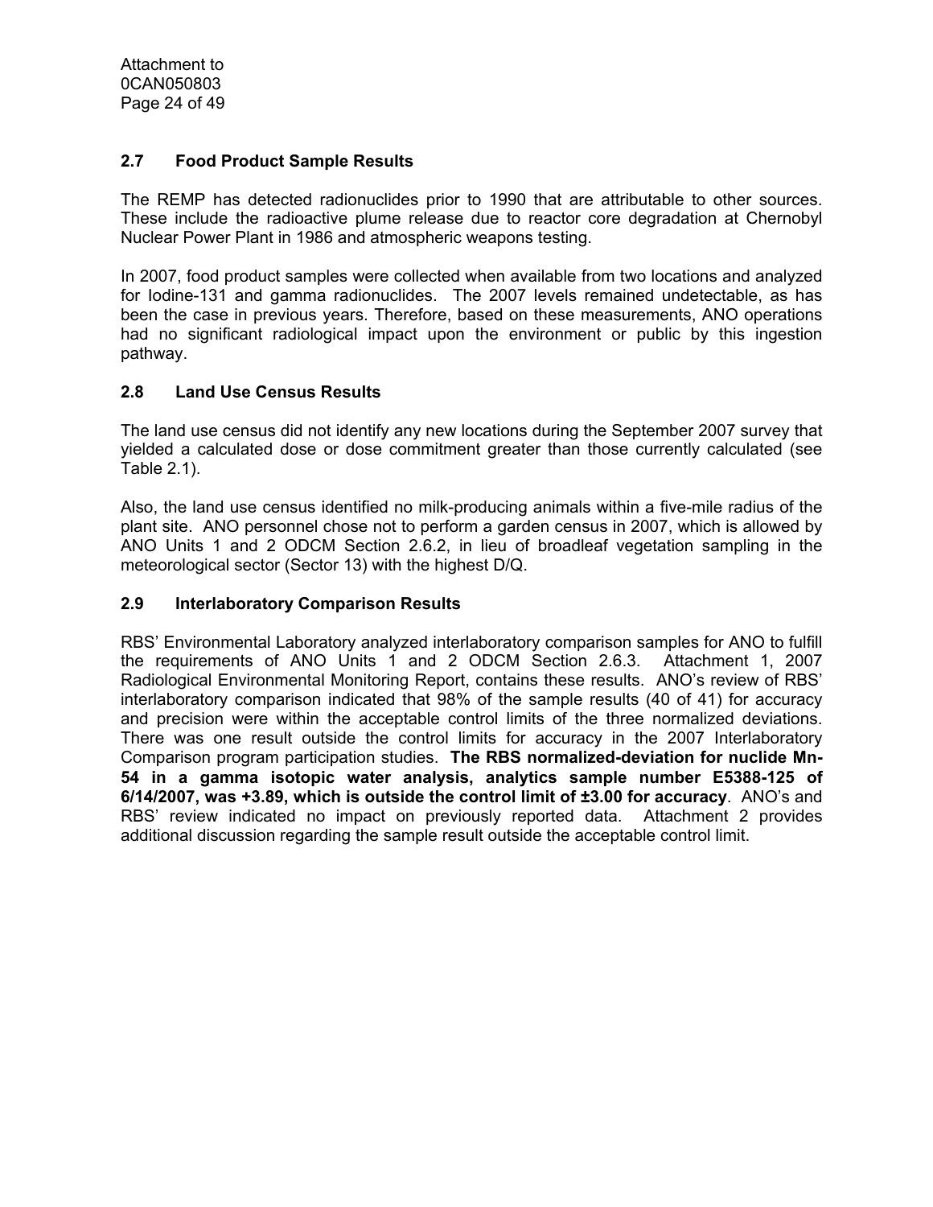## 2.7 Food Product Sample Results

The REMP has detected radionuclides prior to 1990 that are attributable to other sources. These include the radioactive plume release due to reactor core degradation at Chernobyl Nuclear Power Plant in 1986 and atmospheric weapons testing.

In 2007, food product samples were collected when available from two locations and analyzed for Iodine-131 and gamma radionuclides. The 2007 levels remained undetectable, as has been the case in previous years. Therefore, based on these measurements, ANO operations had no significant radiological impact upon the environment or public by this ingestion pathway.

## 2.8 Land Use Census Results

The land use census did not identify any new locations during the September 2007 survey that yielded a calculated dose or dose commitment greater than those currently calculated (see Table 2.1).

Also, the land use census identified no milk-producing animals within a five-mile radius of the plant site. ANO personnel chose not to perform a garden census in 2007, which is allowed by ANO Units 1 and 2 ODCM Section 2.6.2, in lieu of broadleaf vegetation sampling in the meteorological sector (Sector 13) with the highest D/Q.

## 2.9 Interlaboratory Comparison Results

RBS' Environmental Laboratory analyzed interlaboratory comparison samples for ANO to fulfill the requirements of ANO Units 1 and 2 ODCM Section 2.6.3. Attachment 1, 2007 Radiological Environmental Monitoring Report, contains these results. ANO's review of RBS' interlaboratory comparison indicated that 98% of the sample results (40 of 41) for accuracy and precision were within the acceptable control limits of the three normalized deviations. There was one result outside the control limits for accuracy in the 2007 Interlaboratory Comparison program participation studies. **The RBS normalized-deviation for nuclide Mn-54 in a gamma isotopic water analysis, analytics sample number E5388-125 of 6/14/2007, was +3.89, which is outside the control limit of ±3.00 for accuracy**. ANO's and RBS' review indicated no impact on previously reported data. Attachment 2 provides additional discussion regarding the sample result outside the acceptable control limit.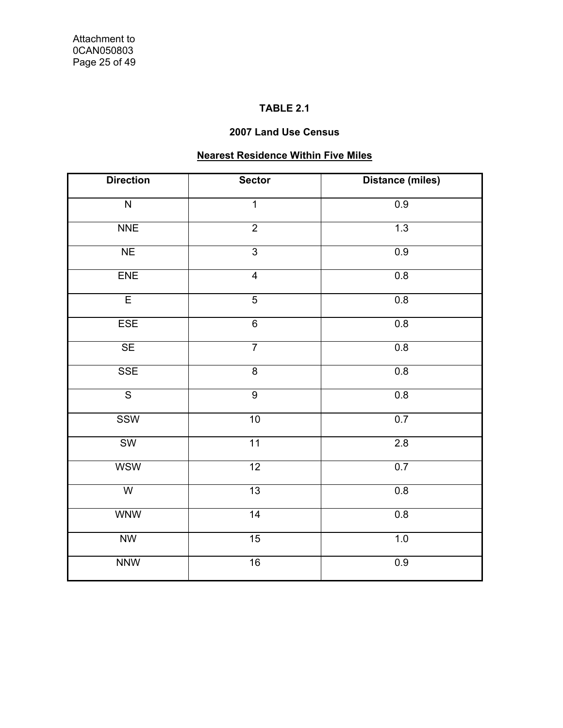**TABLE 2.1**

**2007 Land Use Census**

**Nearest Residence Within Five Miles**

| Direction | Sector | Distance (miles) |
|---|---|---|
| N | 1 | 0.9 |
| NNE | 2 | 1.3 |
| NE | 3 | 0.9 |
| ENE | 4 | 0.8 |
| E | 5 | 0.8 |
| ESE | 6 | 0.8 |
| SE | 7 | 0.8 |
| SSE | 8 | 0.8 |
| S | 9 | 0.8 |
| SSW | 10 | 0.7 |
| SW | 11 | 2.8 |
| WSW | 12 | 0.7 |
| W | 13 | 0.8 |
| WNW | 14 | 0.8 |
| NW | 15 | 1.0 |
| NNW | 16 | 0.9 |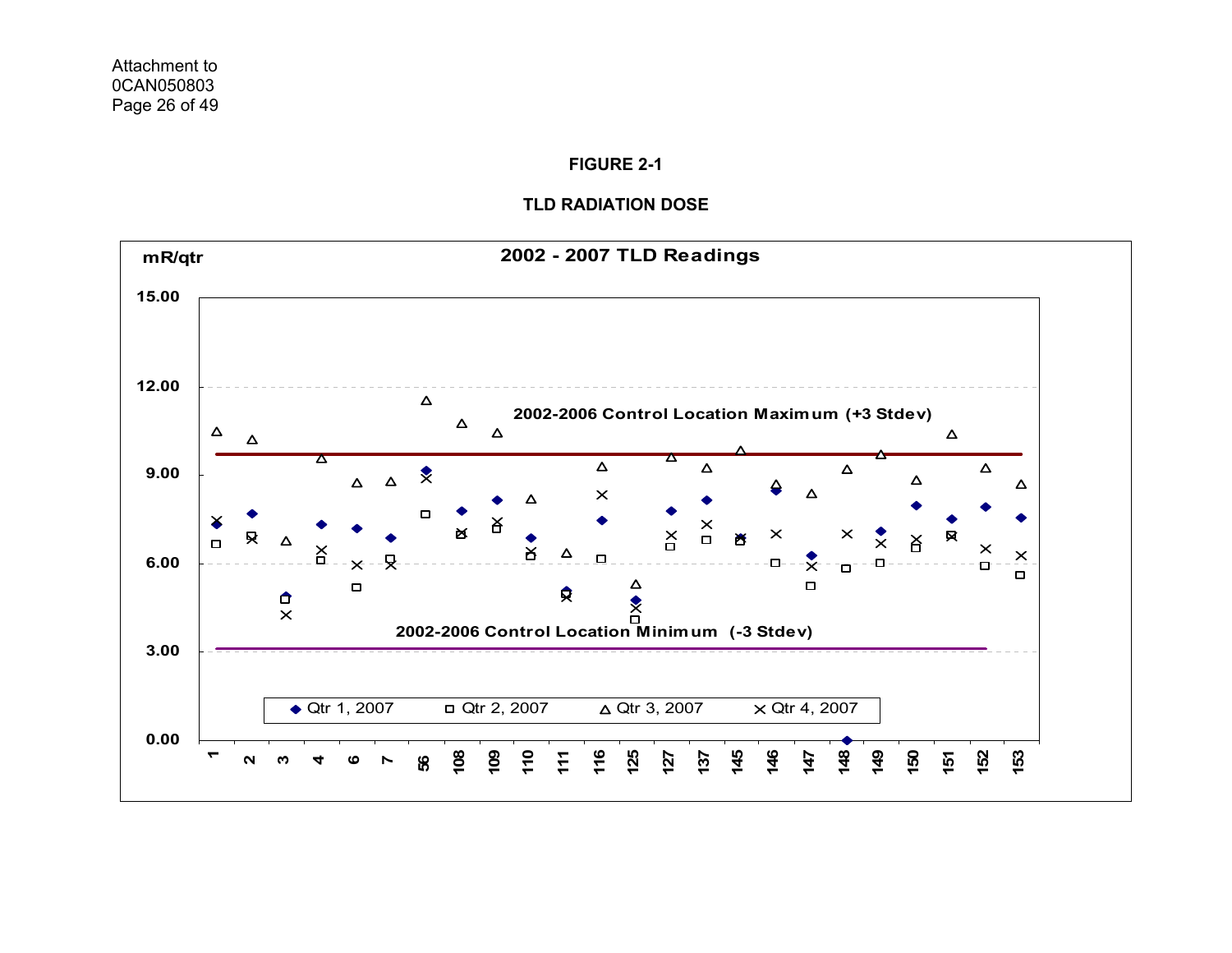**FIGURE 2-1**

**TLD RADIATION DOSE**

**2002 - 2007 TLD Readings**

mR/qtr

2002-2006 Control Location Maximum (+3 Stdev)

2002-2006 Control Location Minimum (-3 Stdev)

◆ Qtr 1, 2007 □ Qtr 2, 2007 △ Qtr 3, 2007 × Qtr 4, 2007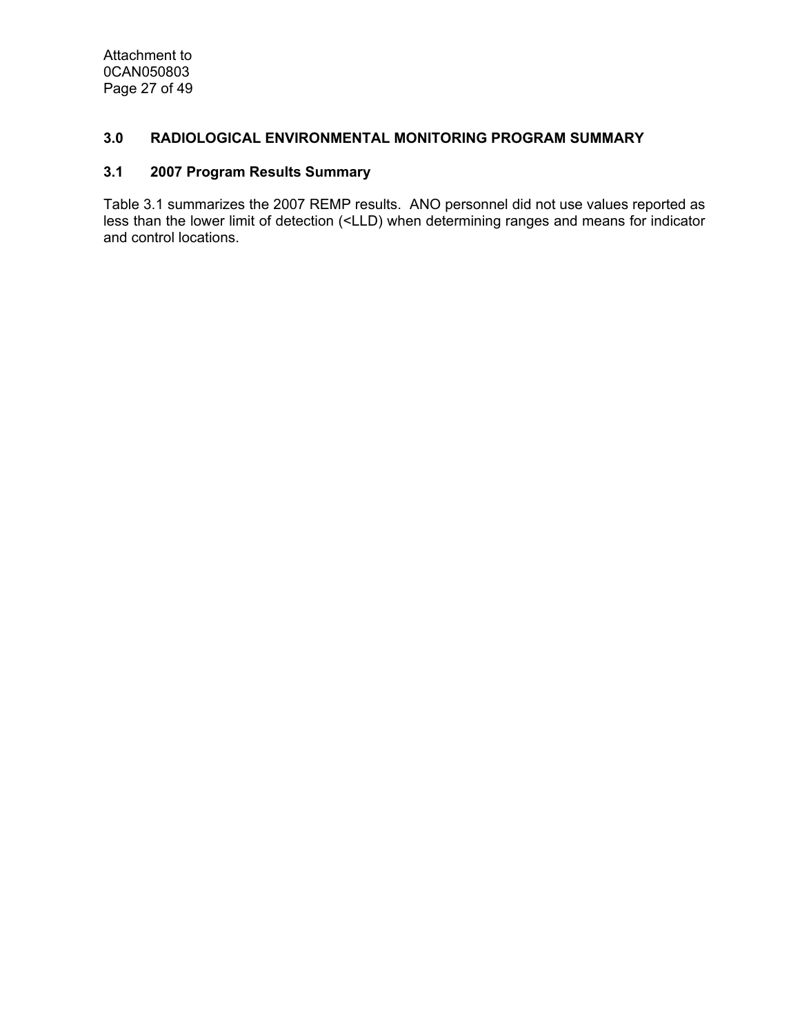## 3.0 RADIOLOGICAL ENVIRONMENTAL MONITORING PROGRAM SUMMARY

### 3.1 2007 Program Results Summary

Table 3.1 summarizes the 2007 REMP results. ANO personnel did not use values reported as less than the lower limit of detection (<LLD) when determining ranges and means for indicator and control locations.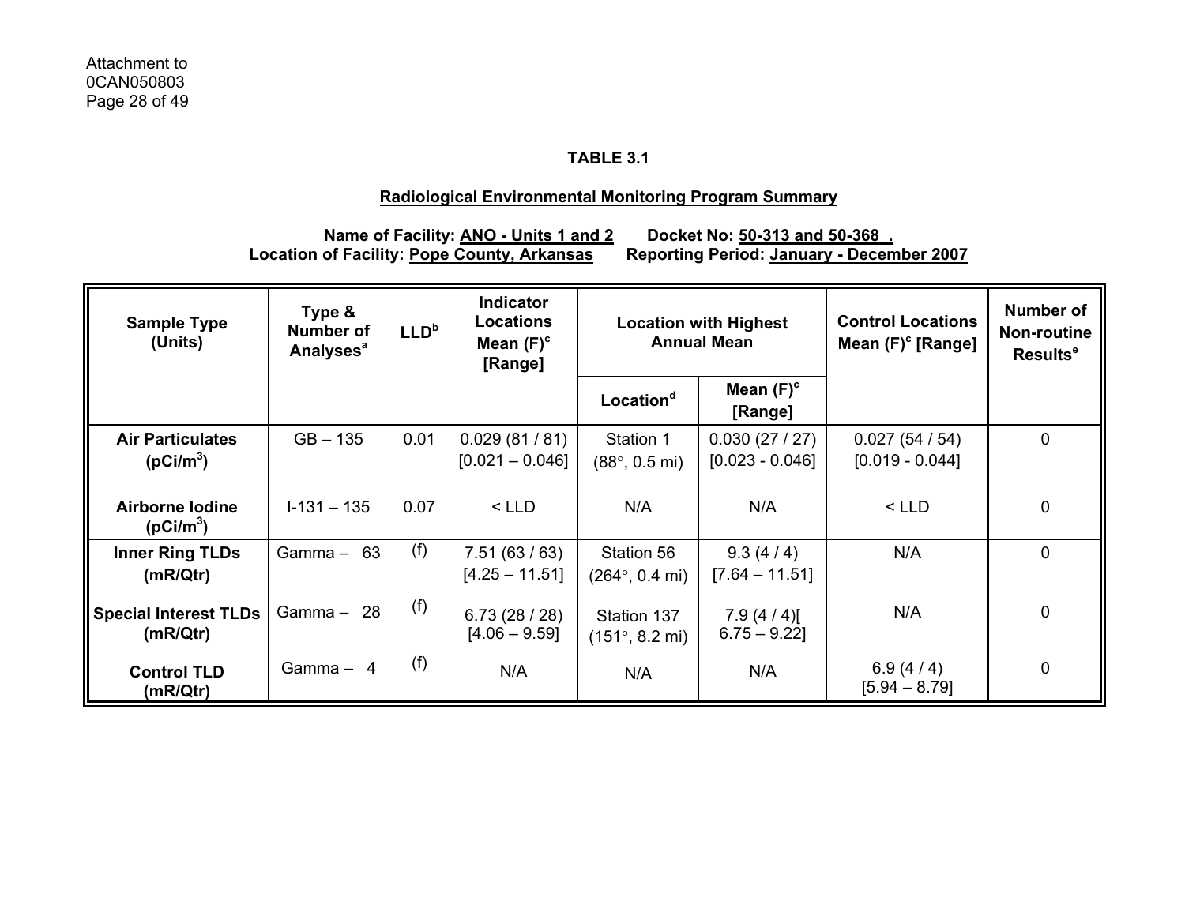## TABLE 3.1

## Radiological Environmental Monitoring Program Summary

**Name of Facility: ANO - Units 1 and 2    Docket No: 50-313 and 50-368 .**
**Location of Facility: Pope County, Arkansas    Reporting Period: January - December 2007**

| Sample Type (Units) | Type & Number of Analyses[a] | LLD[b] | Indicator Locations Mean (F)[c] [Range] | Location with Highest Annual Mean | | Control Locations Mean (F)[c] [Range] | Number of Non-routine Results[e] |
|---|---|---|---|---|---|---|---|
| | | | | Location[d] | Mean (F)[c] [Range] | | |
| **Air Particulates ($pCi/m^3$)** | GB – 135 | 0.01 | 0.029 (81 / 81) [0.021 – 0.046] | Station 1 (88°, 0.5 mi) | 0.030 (27 / 27) [0.023 - 0.046] | 0.027 (54 / 54) [0.019 - 0.044] | 0 |
| **Airborne Iodine ($pCi/m^3$)** | I-131 – 135 | 0.07 | < LLD | N/A | N/A | < LLD | 0 |
| **Inner Ring TLDs (mR/Qtr)** | Gamma – 63 | (f) | 7.51 (63 / 63) [4.25 – 11.51] | Station 56 (264°, 0.4 mi) | 9.3 (4 / 4) [7.64 – 11.51] | N/A | 0 |
| **Special Interest TLDs (mR/Qtr)** | Gamma – 28 | (f) | 6.73 (28 / 28) [4.06 – 9.59] | Station 137 (151°, 8.2 mi) | 7.9 (4 / 4)[ 6.75 – 9.22] | N/A | 0 |
| **Control TLD (mR/Qtr)** | Gamma – 4 | (f) | N/A | N/A | N/A | 6.9 (4 / 4) [5.94 – 8.79] | 0 |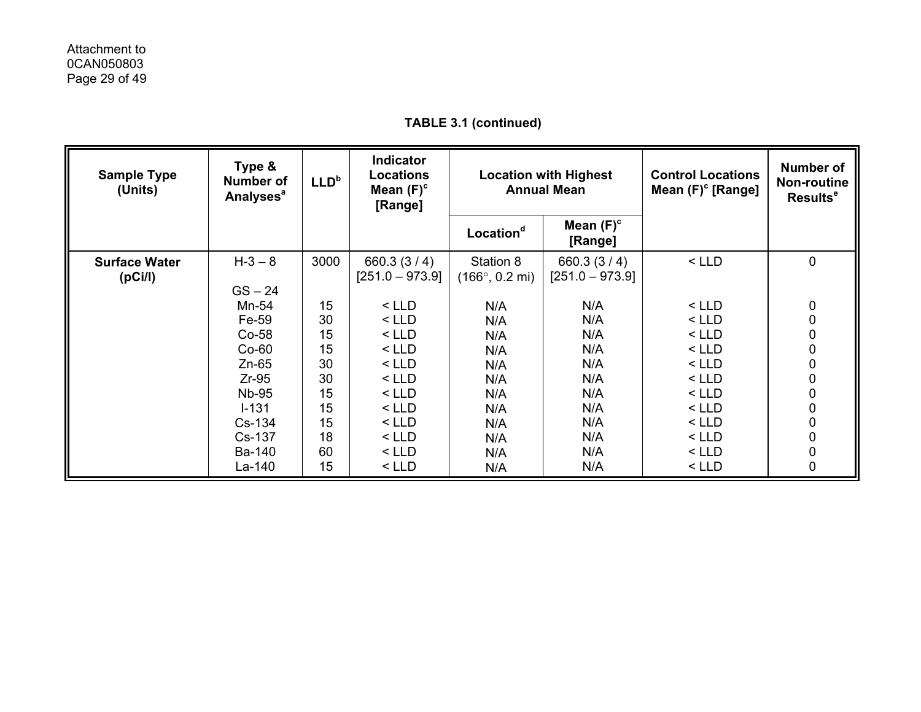Attachment to
0CAN050803

**TABLE 3.1 (continued)**

| Sample Type (Units) | Type & Number of Analyses[a] | LLD[b] | Indicator Locations Mean (F)[c] [Range] | Location with Highest Annual Mean | | Control Locations Mean (F)[c] [Range] | Number of Non-routine Results[e] |
|---|---|---|---|---|---|---|---|
| | | | | Location[d] | Mean (F)[c] [Range] | | |
| **Surface Water (pCi/l)** | H-3 – 8 | 3000 | 660.3 (3 / 4) [251.0 – 973.9] | Station 8 (166°, 0.2 mi) | 660.3 (3 / 4) [251.0 – 973.9] | < LLD | 0 |
| | GS – 24 | | | | | | |
| | Mn-54 | 15 | < LLD | N/A | N/A | < LLD | 0 |
| | Fe-59 | 30 | < LLD | N/A | N/A | < LLD | 0 |
| | Co-58 | 15 | < LLD | N/A | N/A | < LLD | 0 |
| | Co-60 | 15 | < LLD | N/A | N/A | < LLD | 0 |
| | Zn-65 | 30 | < LLD | N/A | N/A | < LLD | 0 |
| | Zr-95 | 30 | < LLD | N/A | N/A | < LLD | 0 |
| | Nb-95 | 15 | < LLD | N/A | N/A | < LLD | 0 |
| | I-131 | 15 | < LLD | N/A | N/A | < LLD | 0 |
| | Cs-134 | 15 | < LLD | N/A | N/A | < LLD | 0 |
| | Cs-137 | 18 | < LLD | N/A | N/A | < LLD | 0 |
| | Ba-140 | 60 | < LLD | N/A | N/A | < LLD | 0 |
| | La-140 | 15 | < LLD | N/A | N/A | < LLD | 0 |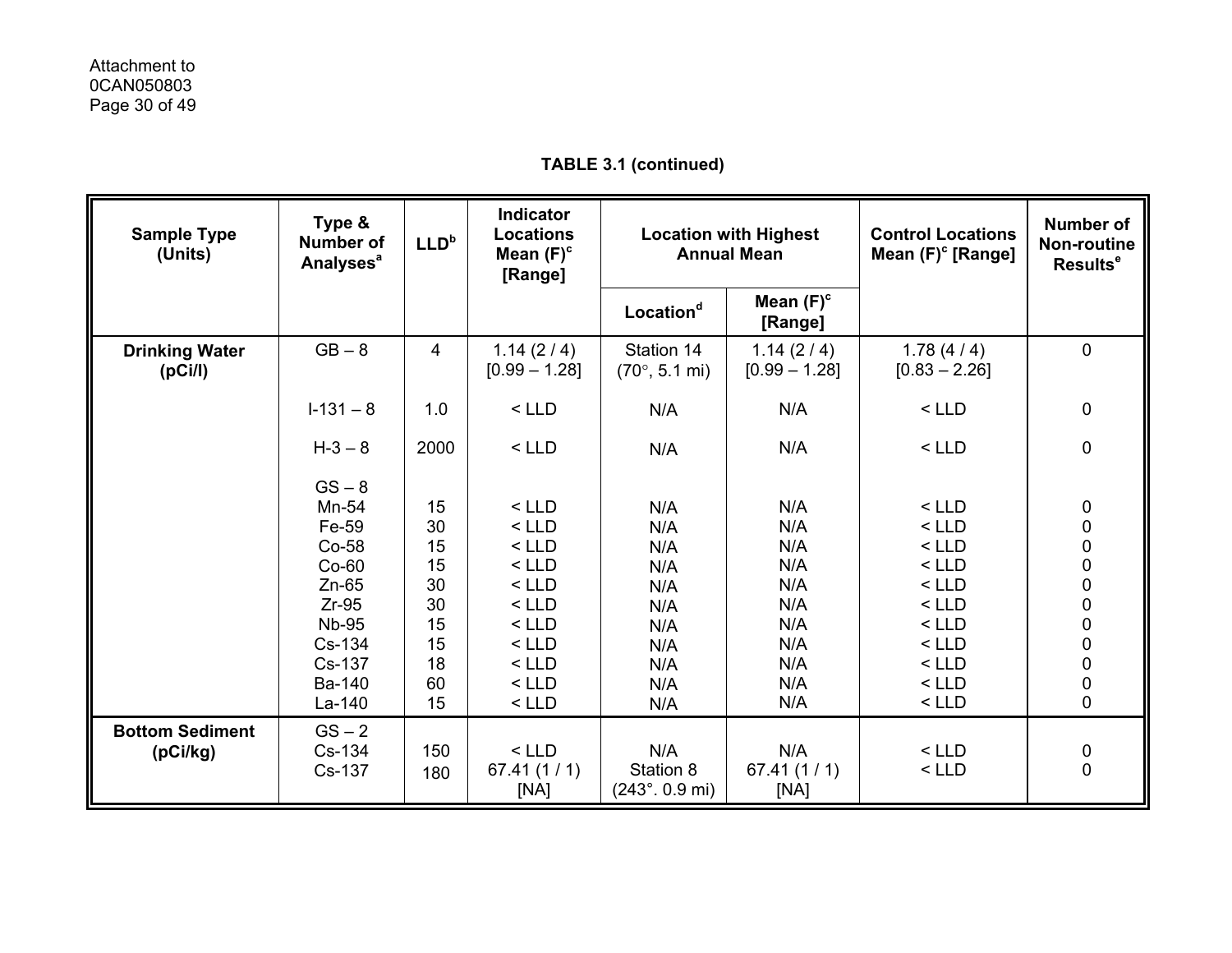**TABLE 3.1 (continued)**

| Sample Type (Units) | Type & Number of Analyses[a] | LLD[b] | Indicator Locations Mean (F)[c] [Range] | Location with Highest Annual Mean | | Control Locations Mean (F)[c] [Range] | Number of Non-routine Results[e] |
|---|---|---|---|---|---|---|---|
| | | | | Location[d] | Mean (F)[c] [Range] | | |
| **Drinking Water (pCi/l)** | GB – 8 | 4 | 1.14 (2 / 4) [0.99 – 1.28] | Station 14 (70°, 5.1 mi) | 1.14 (2 / 4) [0.99 – 1.28] | 1.78 (4 / 4) [0.83 – 2.26] | 0 |
| | I-131 – 8 | 1.0 | < LLD | N/A | N/A | < LLD | 0 |
| | H-3 – 8 | 2000 | < LLD | N/A | N/A | < LLD | 0 |
| | GS – 8 | | | | | | |
| | Mn-54 | 15 | < LLD | N/A | N/A | < LLD | 0 |
| | Fe-59 | 30 | < LLD | N/A | N/A | < LLD | 0 |
| | Co-58 | 15 | < LLD | N/A | N/A | < LLD | 0 |
| | Co-60 | 15 | < LLD | N/A | N/A | < LLD | 0 |
| | Zn-65 | 30 | < LLD | N/A | N/A | < LLD | 0 |
| | Zr-95 | 30 | < LLD | N/A | N/A | < LLD | 0 |
| | Nb-95 | 15 | < LLD | N/A | N/A | < LLD | 0 |
| | Cs-134 | 15 | < LLD | N/A | N/A | < LLD | 0 |
| | Cs-137 | 18 | < LLD | N/A | N/A | < LLD | 0 |
| | Ba-140 | 60 | < LLD | N/A | N/A | < LLD | 0 |
| | La-140 | 15 | < LLD | N/A | N/A | < LLD | 0 |
| **Bottom Sediment (pCi/kg)** | GS – 2 | | | | | | |
| | Cs-134 | 150 | < LLD | N/A | N/A | < LLD | 0 |
| | Cs-137 | 180 | 67.41 (1 / 1) [NA] | Station 8 (243°. 0.9 mi) | 67.41 (1 / 1) [NA] | < LLD | 0 |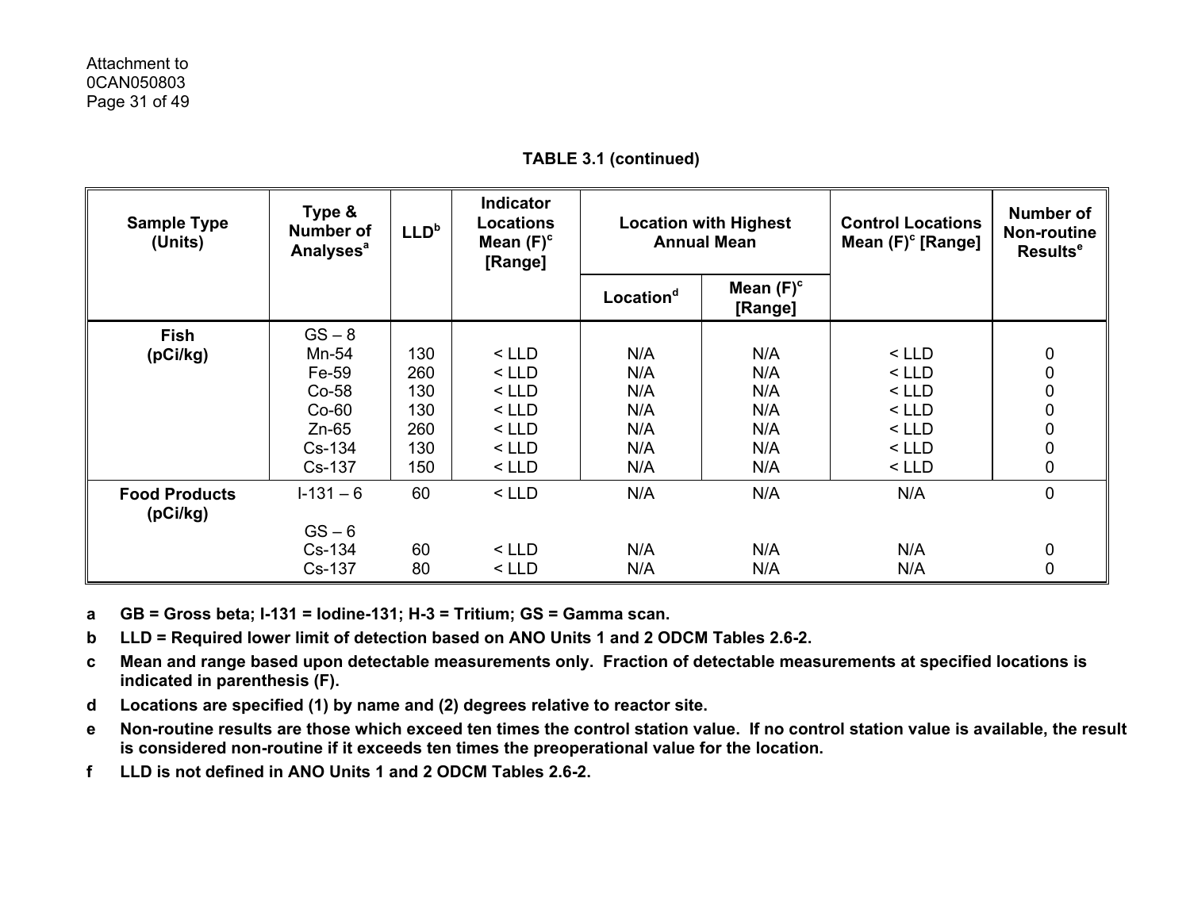**TABLE 3.1 (continued)**

| Sample Type (Units) | Type & Number of Analyses[a] | LLD[b] | Indicator Locations Mean (F)[c] [Range] | Location with Highest Annual Mean | | Control Locations Mean (F)[c] [Range] | Number of Non-routine Results[e] |
|---|---|---|---|---|---|---|---|
| | | | | Location[d] | Mean (F)[c] [Range] | | |
| **Fish (pCi/kg)** | GS – 8 | | | | | | |
| | Mn-54 | 130 | < LLD | N/A | N/A | < LLD | 0 |
| | Fe-59 | 260 | < LLD | N/A | N/A | < LLD | 0 |
| | Co-58 | 130 | < LLD | N/A | N/A | < LLD | 0 |
| | Co-60 | 130 | < LLD | N/A | N/A | < LLD | 0 |
| | Zn-65 | 260 | < LLD | N/A | N/A | < LLD | 0 |
| | Cs-134 | 130 | < LLD | N/A | N/A | < LLD | 0 |
| | Cs-137 | 150 | < LLD | N/A | N/A | < LLD | 0 |
| **Food Products (pCi/kg)** | I-131 – 6 | 60 | < LLD | N/A | N/A | N/A | 0 |
| | GS – 6 | | | | | | |
| | Cs-134 | 60 | < LLD | N/A | N/A | N/A | 0 |
| | Cs-137 | 80 | < LLD | N/A | N/A | N/A | 0 |

**a GB = Gross beta; I-131 = Iodine-131; H-3 = Tritium; GS = Gamma scan.**

**b LLD = Required lower limit of detection based on ANO Units 1 and 2 ODCM Tables 2.6-2.**

**c Mean and range based upon detectable measurements only. Fraction of detectable measurements at specified locations is indicated in parenthesis (F).**

**d Locations are specified (1) by name and (2) degrees relative to reactor site.**

**e Non-routine results are those which exceed ten times the control station value. If no control station value is available, the result is considered non-routine if it exceeds ten times the preoperational value for the location.**

**f LLD is not defined in ANO Units 1 and 2 ODCM Tables 2.6-2.**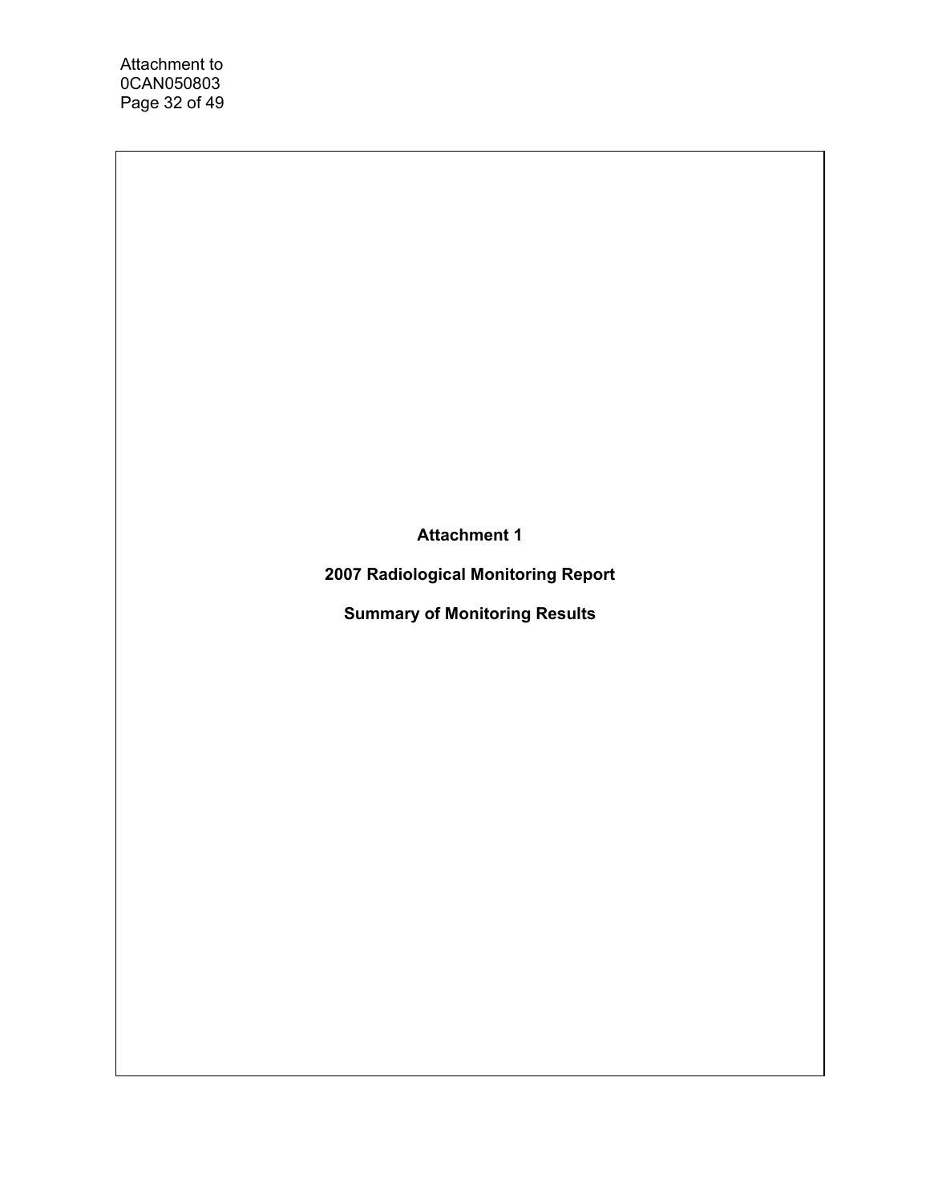# Attachment 1

## 2007 Radiological Monitoring Report

## Summary of Monitoring Results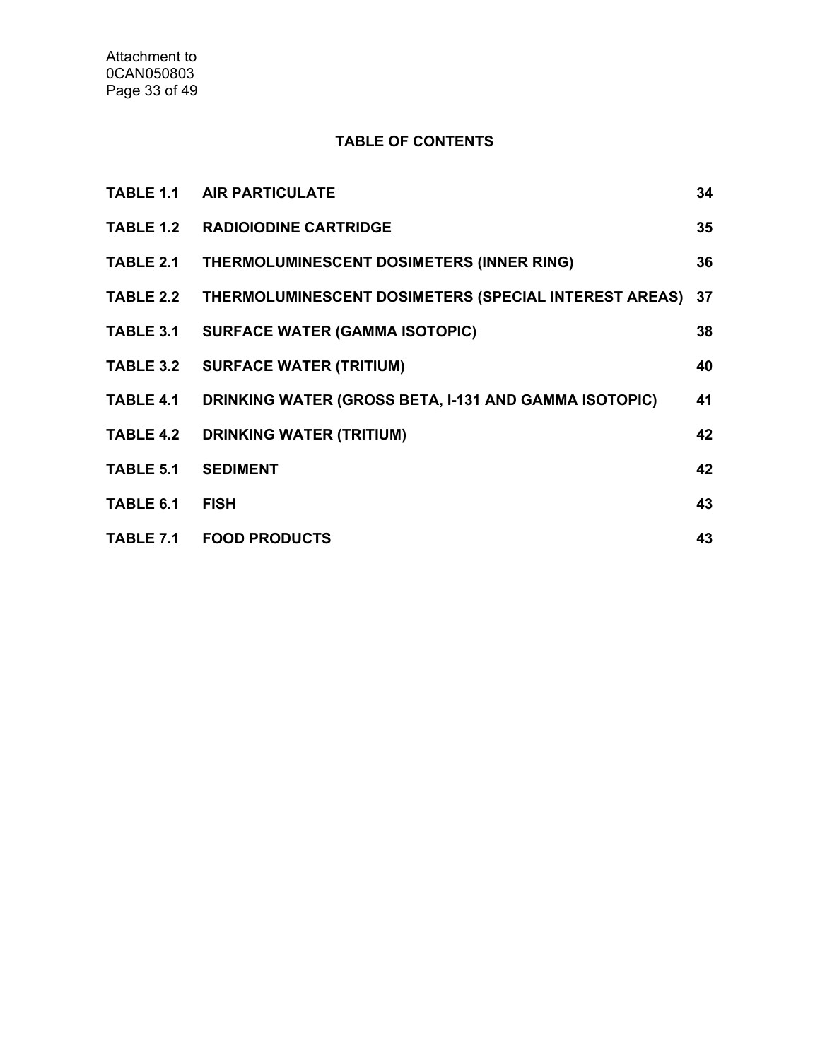## TABLE OF CONTENTS

| | | |
|---|---|---|
| **TABLE 1.1** | **AIR PARTICULATE** | **34** |
| **TABLE 1.2** | **RADIOIODINE CARTRIDGE** | **35** |
| **TABLE 2.1** | **THERMOLUMINESCENT DOSIMETERS (INNER RING)** | **36** |
| **TABLE 2.2** | **THERMOLUMINESCENT DOSIMETERS (SPECIAL INTEREST AREAS)** | **37** |
| **TABLE 3.1** | **SURFACE WATER (GAMMA ISOTOPIC)** | **38** |
| **TABLE 3.2** | **SURFACE WATER (TRITIUM)** | **40** |
| **TABLE 4.1** | **DRINKING WATER (GROSS BETA, I-131 AND GAMMA ISOTOPIC)** | **41** |
| **TABLE 4.2** | **DRINKING WATER (TRITIUM)** | **42** |
| **TABLE 5.1** | **SEDIMENT** | **42** |
| **TABLE 6.1** | **FISH** | **43** |
| **TABLE 7.1** | **FOOD PRODUCTS** | **43** |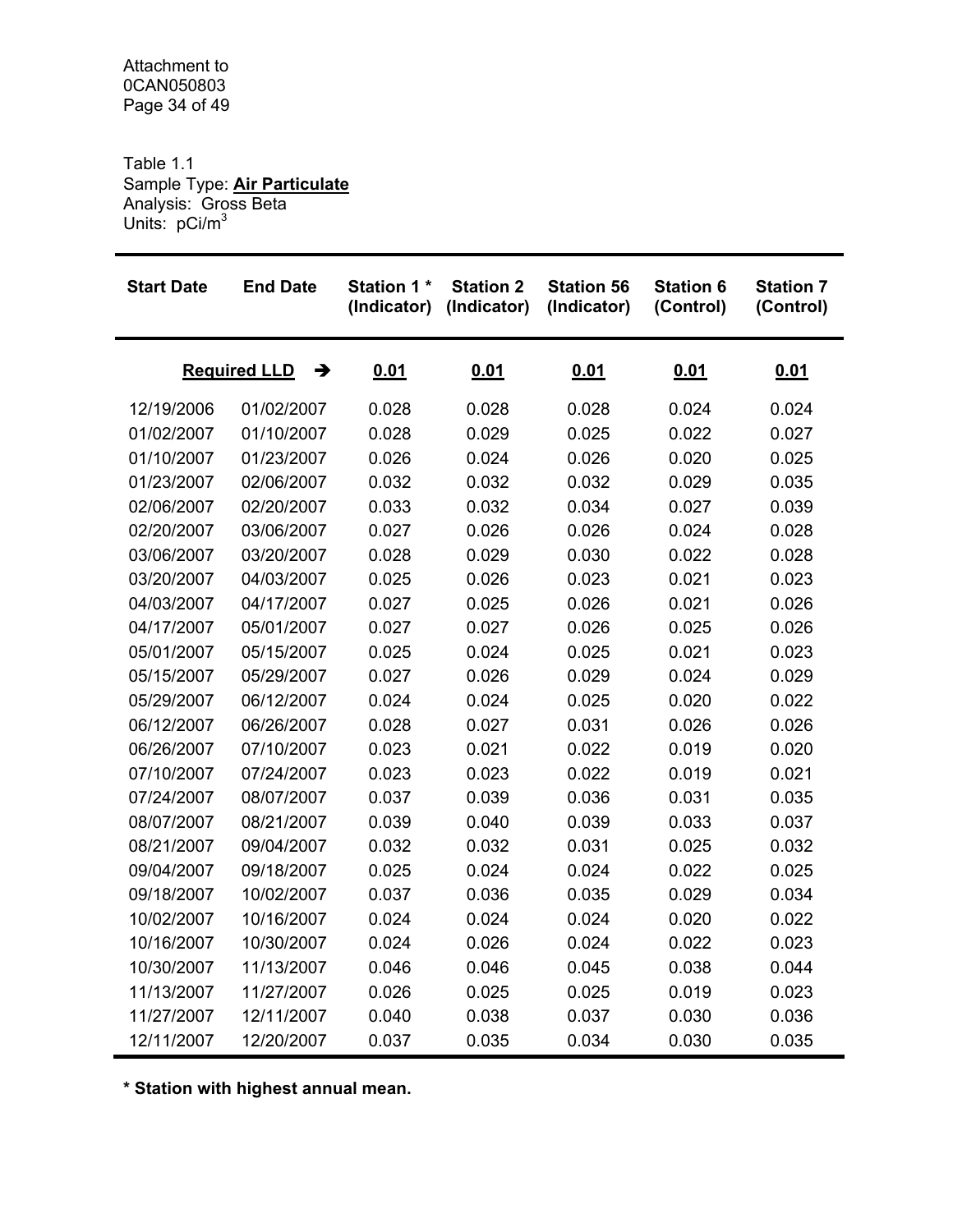Table 1.1
Sample Type: **Air Particulate**
Analysis: Gross Beta
Units: $pCi/m^3$

| Start Date | End Date | Station 1 * (Indicator) | Station 2 (Indicator) | Station 56 (Indicator) | Station 6 (Control) | Station 7 (Control) |
|---|---|---|---|---|---|---|
| | **Required LLD** → | **0.01** | **0.01** | **0.01** | **0.01** | **0.01** |
| 12/19/2006 | 01/02/2007 | 0.028 | 0.028 | 0.028 | 0.024 | 0.024 |
| 01/02/2007 | 01/10/2007 | 0.028 | 0.029 | 0.025 | 0.022 | 0.027 |
| 01/10/2007 | 01/23/2007 | 0.026 | 0.024 | 0.026 | 0.020 | 0.025 |
| 01/23/2007 | 02/06/2007 | 0.032 | 0.032 | 0.032 | 0.029 | 0.035 |
| 02/06/2007 | 02/20/2007 | 0.033 | 0.032 | 0.034 | 0.027 | 0.039 |
| 02/20/2007 | 03/06/2007 | 0.027 | 0.026 | 0.026 | 0.024 | 0.028 |
| 03/06/2007 | 03/20/2007 | 0.028 | 0.029 | 0.030 | 0.022 | 0.028 |
| 03/20/2007 | 04/03/2007 | 0.025 | 0.026 | 0.023 | 0.021 | 0.023 |
| 04/03/2007 | 04/17/2007 | 0.027 | 0.025 | 0.026 | 0.021 | 0.026 |
| 04/17/2007 | 05/01/2007 | 0.027 | 0.027 | 0.026 | 0.025 | 0.026 |
| 05/01/2007 | 05/15/2007 | 0.025 | 0.024 | 0.025 | 0.021 | 0.023 |
| 05/15/2007 | 05/29/2007 | 0.027 | 0.026 | 0.029 | 0.024 | 0.029 |
| 05/29/2007 | 06/12/2007 | 0.024 | 0.024 | 0.025 | 0.020 | 0.022 |
| 06/12/2007 | 06/26/2007 | 0.028 | 0.027 | 0.031 | 0.026 | 0.026 |
| 06/26/2007 | 07/10/2007 | 0.023 | 0.021 | 0.022 | 0.019 | 0.020 |
| 07/10/2007 | 07/24/2007 | 0.023 | 0.023 | 0.022 | 0.019 | 0.021 |
| 07/24/2007 | 08/07/2007 | 0.037 | 0.039 | 0.036 | 0.031 | 0.035 |
| 08/07/2007 | 08/21/2007 | 0.039 | 0.040 | 0.039 | 0.033 | 0.037 |
| 08/21/2007 | 09/04/2007 | 0.032 | 0.032 | 0.031 | 0.025 | 0.032 |
| 09/04/2007 | 09/18/2007 | 0.025 | 0.024 | 0.024 | 0.022 | 0.025 |
| 09/18/2007 | 10/02/2007 | 0.037 | 0.036 | 0.035 | 0.029 | 0.034 |
| 10/02/2007 | 10/16/2007 | 0.024 | 0.024 | 0.024 | 0.020 | 0.022 |
| 10/16/2007 | 10/30/2007 | 0.024 | 0.026 | 0.024 | 0.022 | 0.023 |
| 10/30/2007 | 11/13/2007 | 0.046 | 0.046 | 0.045 | 0.038 | 0.044 |
| 11/13/2007 | 11/27/2007 | 0.026 | 0.025 | 0.025 | 0.019 | 0.023 |
| 11/27/2007 | 12/11/2007 | 0.040 | 0.038 | 0.037 | 0.030 | 0.036 |
| 12/11/2007 | 12/20/2007 | 0.037 | 0.035 | 0.034 | 0.030 | 0.035 |

**\* Station with highest annual mean.**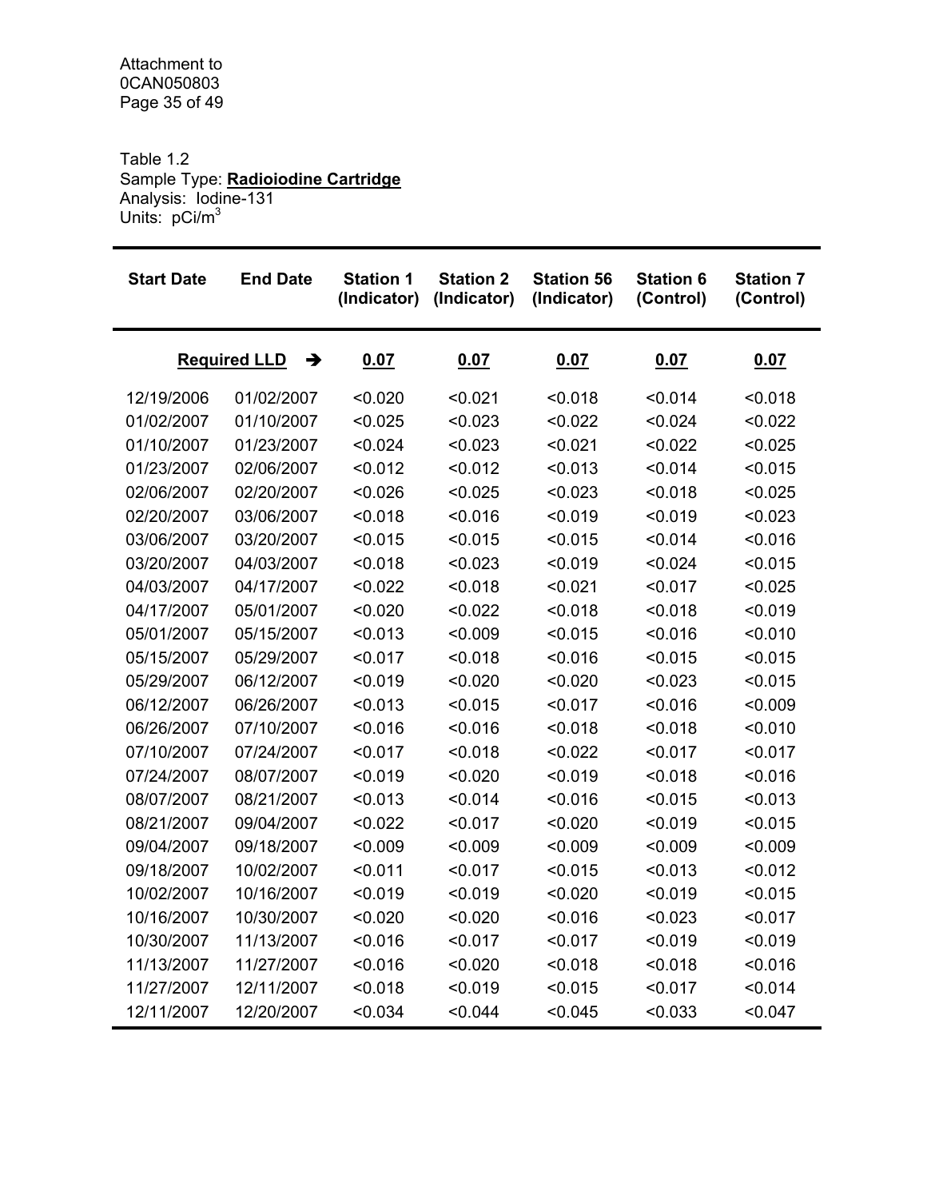Table 1.2
Sample Type: **Radioiodine Cartridge**
Analysis: Iodine-131
Units: $pCi/m^3$

| Start Date | End Date | Station 1 (Indicator) | Station 2 (Indicator) | Station 56 (Indicator) | Station 6 (Control) | Station 7 (Control) |
|---|---|---|---|---|---|---|
| | **Required LLD** ➔ | **0.07** | **0.07** | **0.07** | **0.07** | **0.07** |
| 12/19/2006 | 01/02/2007 | <0.020 | <0.021 | <0.018 | <0.014 | <0.018 |
| 01/02/2007 | 01/10/2007 | <0.025 | <0.023 | <0.022 | <0.024 | <0.022 |
| 01/10/2007 | 01/23/2007 | <0.024 | <0.023 | <0.021 | <0.022 | <0.025 |
| 01/23/2007 | 02/06/2007 | <0.012 | <0.012 | <0.013 | <0.014 | <0.015 |
| 02/06/2007 | 02/20/2007 | <0.026 | <0.025 | <0.023 | <0.018 | <0.025 |
| 02/20/2007 | 03/06/2007 | <0.018 | <0.016 | <0.019 | <0.019 | <0.023 |
| 03/06/2007 | 03/20/2007 | <0.015 | <0.015 | <0.015 | <0.014 | <0.016 |
| 03/20/2007 | 04/03/2007 | <0.018 | <0.023 | <0.019 | <0.024 | <0.015 |
| 04/03/2007 | 04/17/2007 | <0.022 | <0.018 | <0.021 | <0.017 | <0.025 |
| 04/17/2007 | 05/01/2007 | <0.020 | <0.022 | <0.018 | <0.018 | <0.019 |
| 05/01/2007 | 05/15/2007 | <0.013 | <0.009 | <0.015 | <0.016 | <0.010 |
| 05/15/2007 | 05/29/2007 | <0.017 | <0.018 | <0.016 | <0.015 | <0.015 |
| 05/29/2007 | 06/12/2007 | <0.019 | <0.020 | <0.020 | <0.023 | <0.015 |
| 06/12/2007 | 06/26/2007 | <0.013 | <0.015 | <0.017 | <0.016 | <0.009 |
| 06/26/2007 | 07/10/2007 | <0.016 | <0.016 | <0.018 | <0.018 | <0.010 |
| 07/10/2007 | 07/24/2007 | <0.017 | <0.018 | <0.022 | <0.017 | <0.017 |
| 07/24/2007 | 08/07/2007 | <0.019 | <0.020 | <0.019 | <0.018 | <0.016 |
| 08/07/2007 | 08/21/2007 | <0.013 | <0.014 | <0.016 | <0.015 | <0.013 |
| 08/21/2007 | 09/04/2007 | <0.022 | <0.017 | <0.020 | <0.019 | <0.015 |
| 09/04/2007 | 09/18/2007 | <0.009 | <0.009 | <0.009 | <0.009 | <0.009 |
| 09/18/2007 | 10/02/2007 | <0.011 | <0.017 | <0.015 | <0.013 | <0.012 |
| 10/02/2007 | 10/16/2007 | <0.019 | <0.019 | <0.020 | <0.019 | <0.015 |
| 10/16/2007 | 10/30/2007 | <0.020 | <0.020 | <0.016 | <0.023 | <0.017 |
| 10/30/2007 | 11/13/2007 | <0.016 | <0.017 | <0.017 | <0.019 | <0.019 |
| 11/13/2007 | 11/27/2007 | <0.016 | <0.020 | <0.018 | <0.018 | <0.016 |
| 11/27/2007 | 12/11/2007 | <0.018 | <0.019 | <0.015 | <0.017 | <0.014 |
| 12/11/2007 | 12/20/2007 | <0.034 | <0.044 | <0.045 | <0.033 | <0.047 |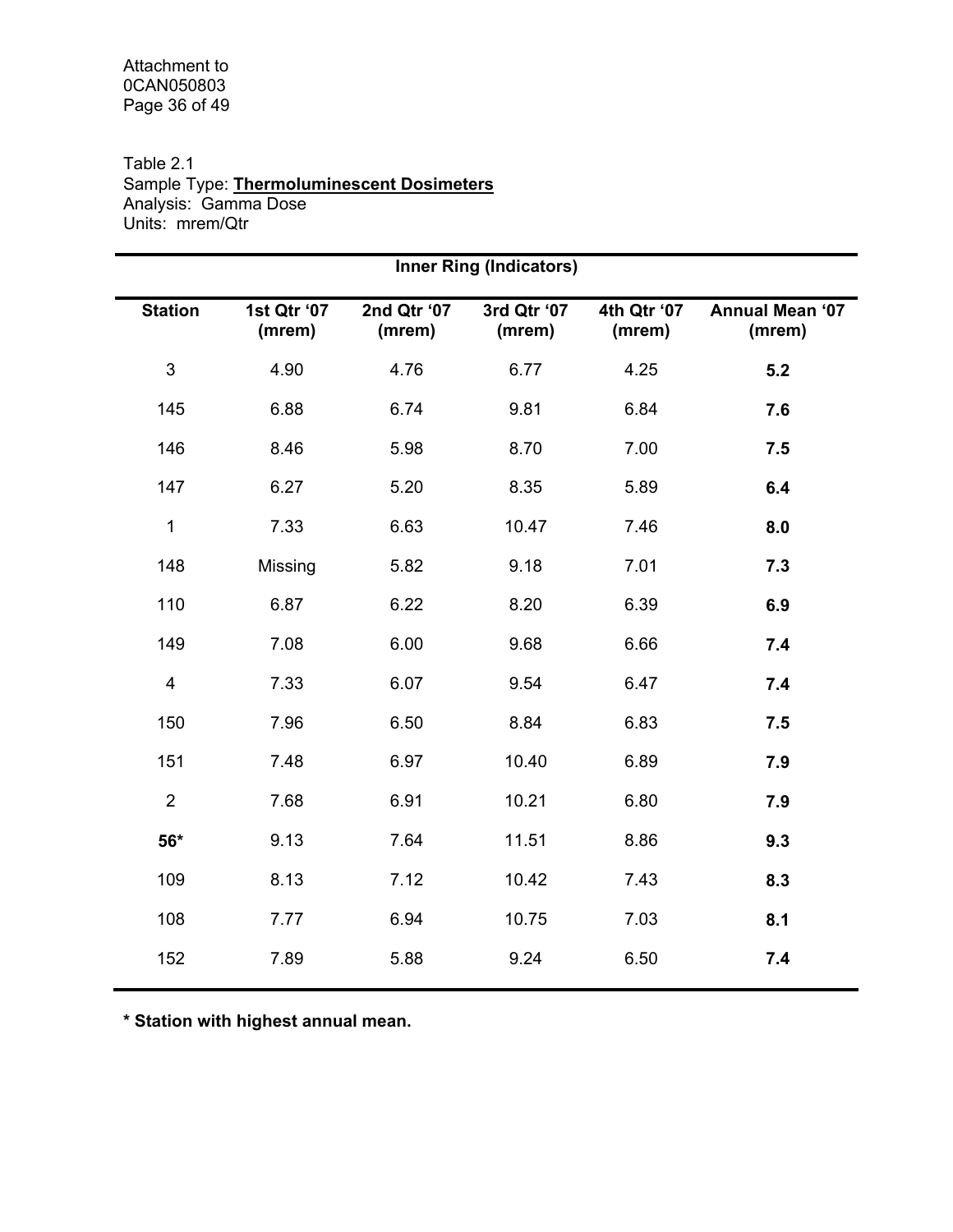Attachment to
0CAN050803

Table 2.1
Sample Type: **Thermoluminescent Dosimeters**
Analysis: Gamma Dose
Units: mrem/Qtr

| Inner Ring (Indicators) | | | | | |
|---|---|---|---|---|---|
| **Station** | **1st Qtr '07 (mrem)** | **2nd Qtr '07 (mrem)** | **3rd Qtr '07 (mrem)** | **4th Qtr '07 (mrem)** | **Annual Mean '07 (mrem)** |
| 3 | 4.90 | 4.76 | 6.77 | 4.25 | **5.2** |
| 145 | 6.88 | 6.74 | 9.81 | 6.84 | **7.6** |
| 146 | 8.46 | 5.98 | 8.70 | 7.00 | **7.5** |
| 147 | 6.27 | 5.20 | 8.35 | 5.89 | **6.4** |
| 1 | 7.33 | 6.63 | 10.47 | 7.46 | **8.0** |
| 148 | Missing | 5.82 | 9.18 | 7.01 | **7.3** |
| 110 | 6.87 | 6.22 | 8.20 | 6.39 | **6.9** |
| 149 | 7.08 | 6.00 | 9.68 | 6.66 | **7.4** |
| 4 | 7.33 | 6.07 | 9.54 | 6.47 | **7.4** |
| 150 | 7.96 | 6.50 | 8.84 | 6.83 | **7.5** |
| 151 | 7.48 | 6.97 | 10.40 | 6.89 | **7.9** |
| 2 | 7.68 | 6.91 | 10.21 | 6.80 | **7.9** |
| **56*** | 9.13 | 7.64 | 11.51 | 8.86 | **9.3** |
| 109 | 8.13 | 7.12 | 10.42 | 7.43 | **8.3** |
| 108 | 7.77 | 6.94 | 10.75 | 7.03 | **8.1** |
| 152 | 7.89 | 5.88 | 9.24 | 6.50 | **7.4** |

**\* Station with highest annual mean.**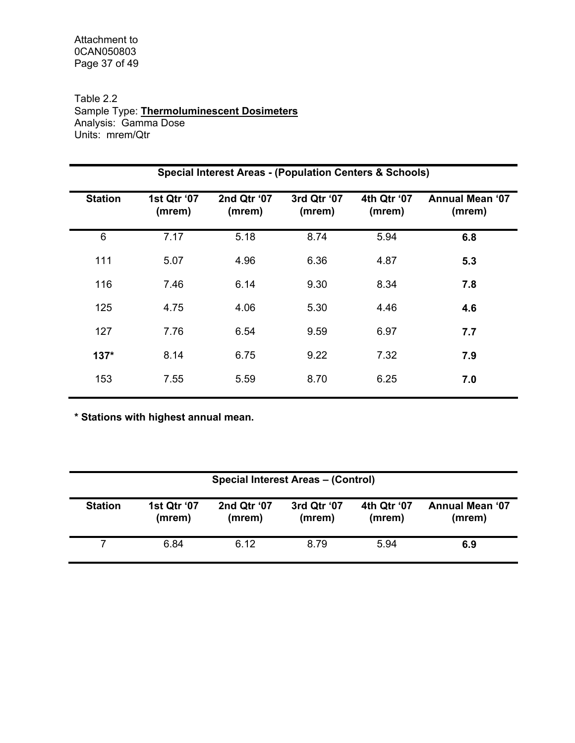Attachment to
0CAN050803

Table 2.2
Sample Type: **Thermoluminescent Dosimeters**
Analysis: Gamma Dose
Units: mrem/Qtr

| Special Interest Areas - (Population Centers & Schools) | | | | | |
|---|---|---|---|---|---|
| **Station** | **1st Qtr '07 (mrem)** | **2nd Qtr '07 (mrem)** | **3rd Qtr '07 (mrem)** | **4th Qtr '07 (mrem)** | **Annual Mean '07 (mrem)** |
| 6 | 7.17 | 5.18 | 8.74 | 5.94 | **6.8** |
| 111 | 5.07 | 4.96 | 6.36 | 4.87 | **5.3** |
| 116 | 7.46 | 6.14 | 9.30 | 8.34 | **7.8** |
| 125 | 4.75 | 4.06 | 5.30 | 4.46 | **4.6** |
| 127 | 7.76 | 6.54 | 9.59 | 6.97 | **7.7** |
| **137*** | 8.14 | 6.75 | 9.22 | 7.32 | **7.9** |
| 153 | 7.55 | 5.59 | 8.70 | 6.25 | **7.0** |

**\* Stations with highest annual mean.**

| Special Interest Areas – (Control) | | | | | |
|---|---|---|---|---|---|
| **Station** | **1st Qtr '07 (mrem)** | **2nd Qtr '07 (mrem)** | **3rd Qtr '07 (mrem)** | **4th Qtr '07 (mrem)** | **Annual Mean '07 (mrem)** |
| 7 | 6.84 | 6.12 | 8.79 | 5.94 | **6.9** |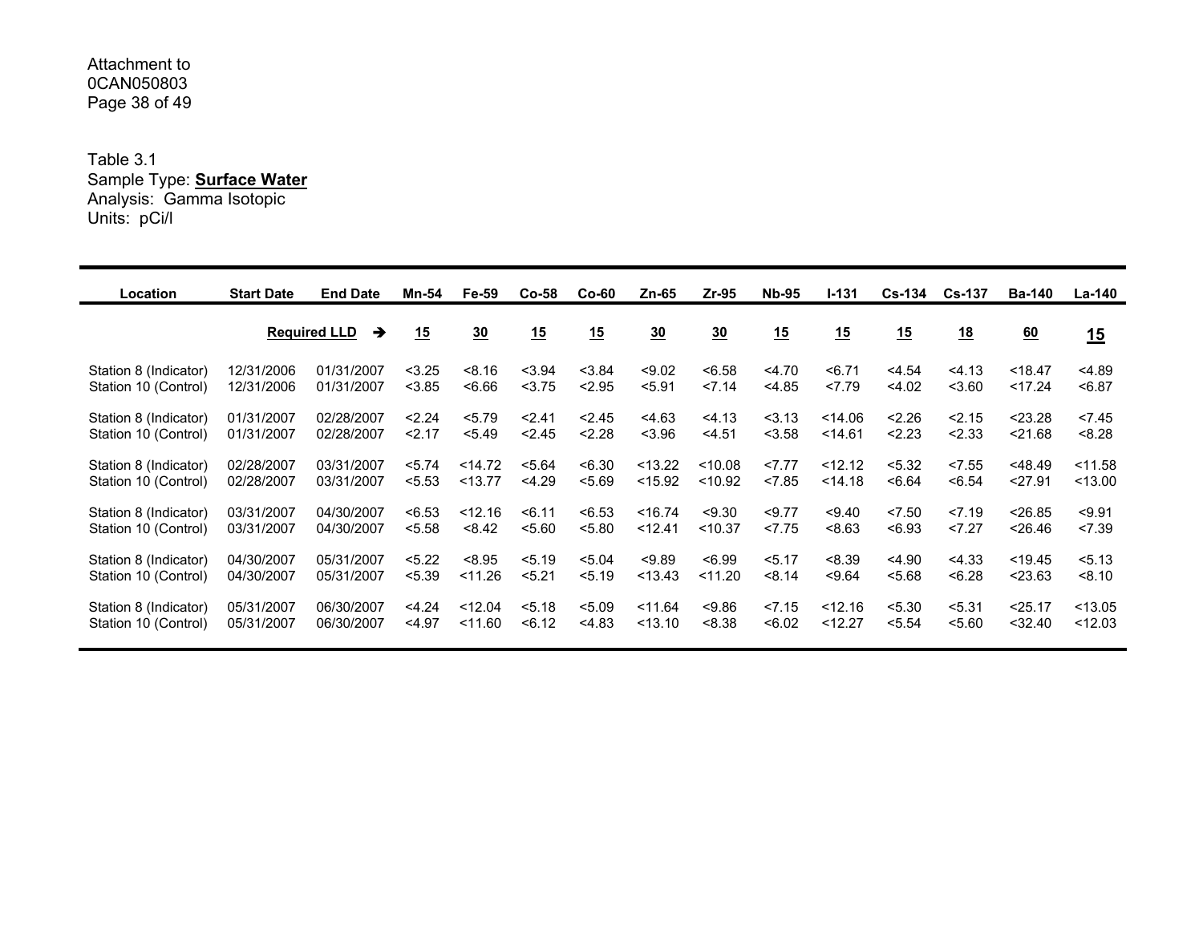Attachment to
0CAN050803

Table 3.1
Sample Type: **Surface Water**
Analysis: Gamma Isotopic
Units: pCi/l

| Location | Start Date | End Date | Mn-54 | Fe-59 | Co-58 | Co-60 | Zn-65 | Zr-95 | Nb-95 | I-131 | Cs-134 | Cs-137 | Ba-140 | La-140 |
|---|---|---|---|---|---|---|---|---|---|---|---|---|---|---|
| | **Required LLD** | ➔ | **15** | **30** | **15** | **15** | **30** | **30** | **15** | **15** | **15** | **18** | **60** | **15** |
| Station 8 (Indicator) | 12/31/2006 | 01/31/2007 | <3.25 | <8.16 | <3.94 | <3.84 | <9.02 | <6.58 | <4.70 | <6.71 | <4.54 | <4.13 | <18.47 | <4.89 |
| Station 10 (Control) | 12/31/2006 | 01/31/2007 | <3.85 | <6.66 | <3.75 | <2.95 | <5.91 | <7.14 | <4.85 | <7.79 | <4.02 | <3.60 | <17.24 | <6.87 |
| Station 8 (Indicator) | 01/31/2007 | 02/28/2007 | <2.24 | <5.79 | <2.41 | <2.45 | <4.63 | <4.13 | <3.13 | <14.06 | <2.26 | <2.15 | <23.28 | <7.45 |
| Station 10 (Control) | 01/31/2007 | 02/28/2007 | <2.17 | <5.49 | <2.45 | <2.28 | <3.96 | <4.51 | <3.58 | <14.61 | <2.23 | <2.33 | <21.68 | <8.28 |
| Station 8 (Indicator) | 02/28/2007 | 03/31/2007 | <5.74 | <14.72 | <5.64 | <6.30 | <13.22 | <10.08 | <7.77 | <12.12 | <5.32 | <7.55 | <48.49 | <11.58 |
| Station 10 (Control) | 02/28/2007 | 03/31/2007 | <5.53 | <13.77 | <4.29 | <5.69 | <15.92 | <10.92 | <7.85 | <14.18 | <6.64 | <6.54 | <27.91 | <13.00 |
| Station 8 (Indicator) | 03/31/2007 | 04/30/2007 | <6.53 | <12.16 | <6.11 | <6.53 | <16.74 | <9.30 | <9.77 | <9.40 | <7.50 | <7.19 | <26.85 | <9.91 |
| Station 10 (Control) | 03/31/2007 | 04/30/2007 | <5.58 | <8.42 | <5.60 | <5.80 | <12.41 | <10.37 | <7.75 | <8.63 | <6.93 | <7.27 | <26.46 | <7.39 |
| Station 8 (Indicator) | 04/30/2007 | 05/31/2007 | <5.22 | <8.95 | <5.19 | <5.04 | <9.89 | <6.99 | <5.17 | <8.39 | <4.90 | <4.33 | <19.45 | <5.13 |
| Station 10 (Control) | 04/30/2007 | 05/31/2007 | <5.39 | <11.26 | <5.21 | <5.19 | <13.43 | <11.20 | <8.14 | <9.64 | <5.68 | <6.28 | <23.63 | <8.10 |
| Station 8 (Indicator) | 05/31/2007 | 06/30/2007 | <4.24 | <12.04 | <5.18 | <5.09 | <11.64 | <9.86 | <7.15 | <12.16 | <5.30 | <5.31 | <25.17 | <13.05 |
| Station 10 (Control) | 05/31/2007 | 06/30/2007 | <4.97 | <11.60 | <6.12 | <4.83 | <13.10 | <8.38 | <6.02 | <12.27 | <5.54 | <5.60 | <32.40 | <12.03 |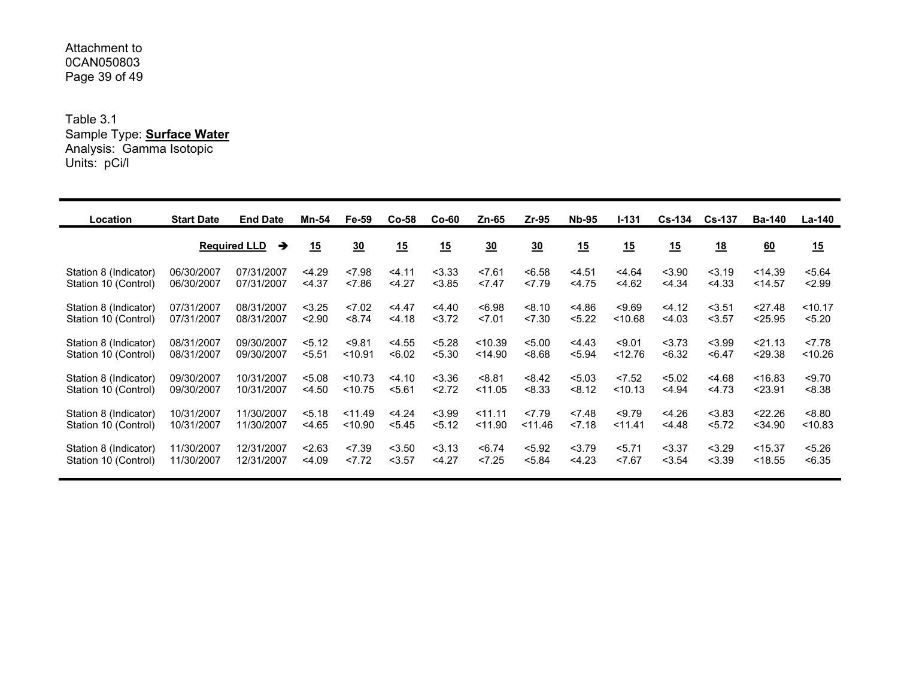Table 3.1
Sample Type: **Surface Water**
Analysis: Gamma Isotopic
Units: pCi/l

| Location | Start Date | End Date | Mn-54 | Fe-59 | Co-58 | Co-60 | Zn-65 | Zr-95 | Nb-95 | I-131 | Cs-134 | Cs-137 | Ba-140 | La-140 |
|---|---|---|---|---|---|---|---|---|---|---|---|---|---|---|
| | **Required LLD** ➔ | | **15** | **30** | **15** | **15** | **30** | **30** | **15** | **15** | **15** | **18** | **60** | **15** |
| Station 8 (Indicator) | 06/30/2007 | 07/31/2007 | <4.29 | <7.98 | <4.11 | <3.33 | <7.61 | <6.58 | <4.51 | <4.64 | <3.90 | <3.19 | <14.39 | <5.64 |
| Station 10 (Control) | 06/30/2007 | 07/31/2007 | <4.37 | <7.86 | <4.27 | <3.85 | <7.47 | <7.79 | <4.75 | <4.62 | <4.34 | <4.33 | <14.57 | <2.99 |
| Station 8 (Indicator) | 07/31/2007 | 08/31/2007 | <3.25 | <7.02 | <4.47 | <4.40 | <6.98 | <8.10 | <4.86 | <9.69 | <4.12 | <3.51 | <27.48 | <10.17 |
| Station 10 (Control) | 07/31/2007 | 08/31/2007 | <2.90 | <8.74 | <4.18 | <3.72 | <7.01 | <7.30 | <5.22 | <10.68 | <4.03 | <3.57 | <25.95 | <5.20 |
| Station 8 (Indicator) | 08/31/2007 | 09/30/2007 | <5.12 | <9.81 | <4.55 | <5.28 | <10.39 | <5.00 | <4.43 | <9.01 | <3.73 | <3.99 | <21.13 | <7.78 |
| Station 10 (Control) | 08/31/2007 | 09/30/2007 | <5.51 | <10.91 | <6.02 | <5.30 | <14.90 | <8.68 | <5.94 | <12.76 | <6.32 | <6.47 | <29.38 | <10.26 |
| Station 8 (Indicator) | 09/30/2007 | 10/31/2007 | <5.08 | <10.73 | <4.10 | <3.36 | <8.81 | <8.42 | <5.03 | <7.52 | <5.02 | <4.68 | <16.83 | <9.70 |
| Station 10 (Control) | 09/30/2007 | 10/31/2007 | <4.50 | <10.75 | <5.61 | <2.72 | <11.05 | <8.33 | <8.12 | <10.13 | <4.94 | <4.73 | <23.91 | <8.38 |
| Station 8 (Indicator) | 10/31/2007 | 11/30/2007 | <5.18 | <11.49 | <4.24 | <3.99 | <11.11 | <7.79 | <7.48 | <9.79 | <4.26 | <3.83 | <22.26 | <8.80 |
| Station 10 (Control) | 10/31/2007 | 11/30/2007 | <4.65 | <10.90 | <5.45 | <5.12 | <11.90 | <11.46 | <7.18 | <11.41 | <4.48 | <5.72 | <34.90 | <10.83 |
| Station 8 (Indicator) | 11/30/2007 | 12/31/2007 | <2.63 | <7.39 | <3.50 | <3.13 | <6.74 | <5.92 | <3.79 | <5.71 | <3.37 | <3.29 | <15.37 | <5.26 |
| Station 10 (Control) | 11/30/2007 | 12/31/2007 | <4.09 | <7.72 | <3.57 | <4.27 | <7.25 | <5.84 | <4.23 | <7.67 | <3.54 | <3.39 | <18.55 | <6.35 |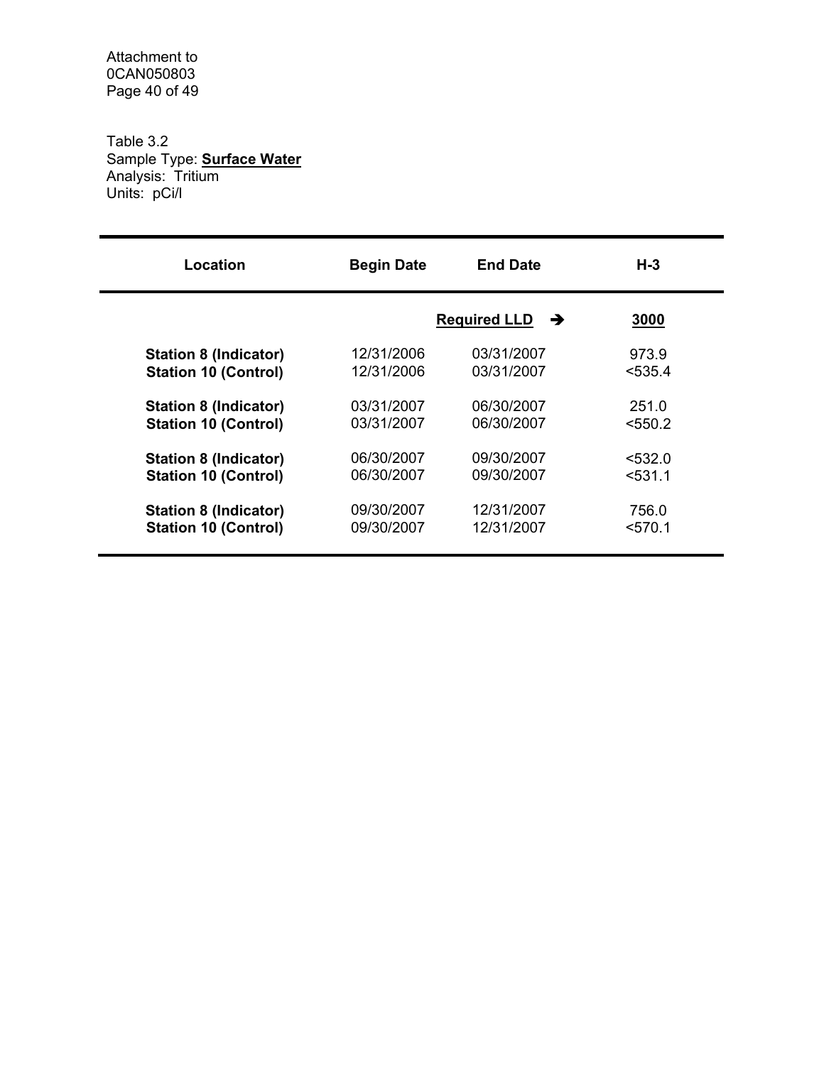Table 3.2
Sample Type: **Surface Water**
Analysis: Tritium
Units: pCi/l

| Location | Begin Date | End Date | H-3 |
|---|---|---|---|
| | | **Required LLD** ➔ | **3000** |
| **Station 8 (Indicator)** | 12/31/2006 | 03/31/2007 | 973.9 |
| **Station 10 (Control)** | 12/31/2006 | 03/31/2007 | <535.4 |
| **Station 8 (Indicator)** | 03/31/2007 | 06/30/2007 | 251.0 |
| **Station 10 (Control)** | 03/31/2007 | 06/30/2007 | <550.2 |
| **Station 8 (Indicator)** | 06/30/2007 | 09/30/2007 | <532.0 |
| **Station 10 (Control)** | 06/30/2007 | 09/30/2007 | <531.1 |
| **Station 8 (Indicator)** | 09/30/2007 | 12/31/2007 | 756.0 |
| **Station 10 (Control)** | 09/30/2007 | 12/31/2007 | <570.1 |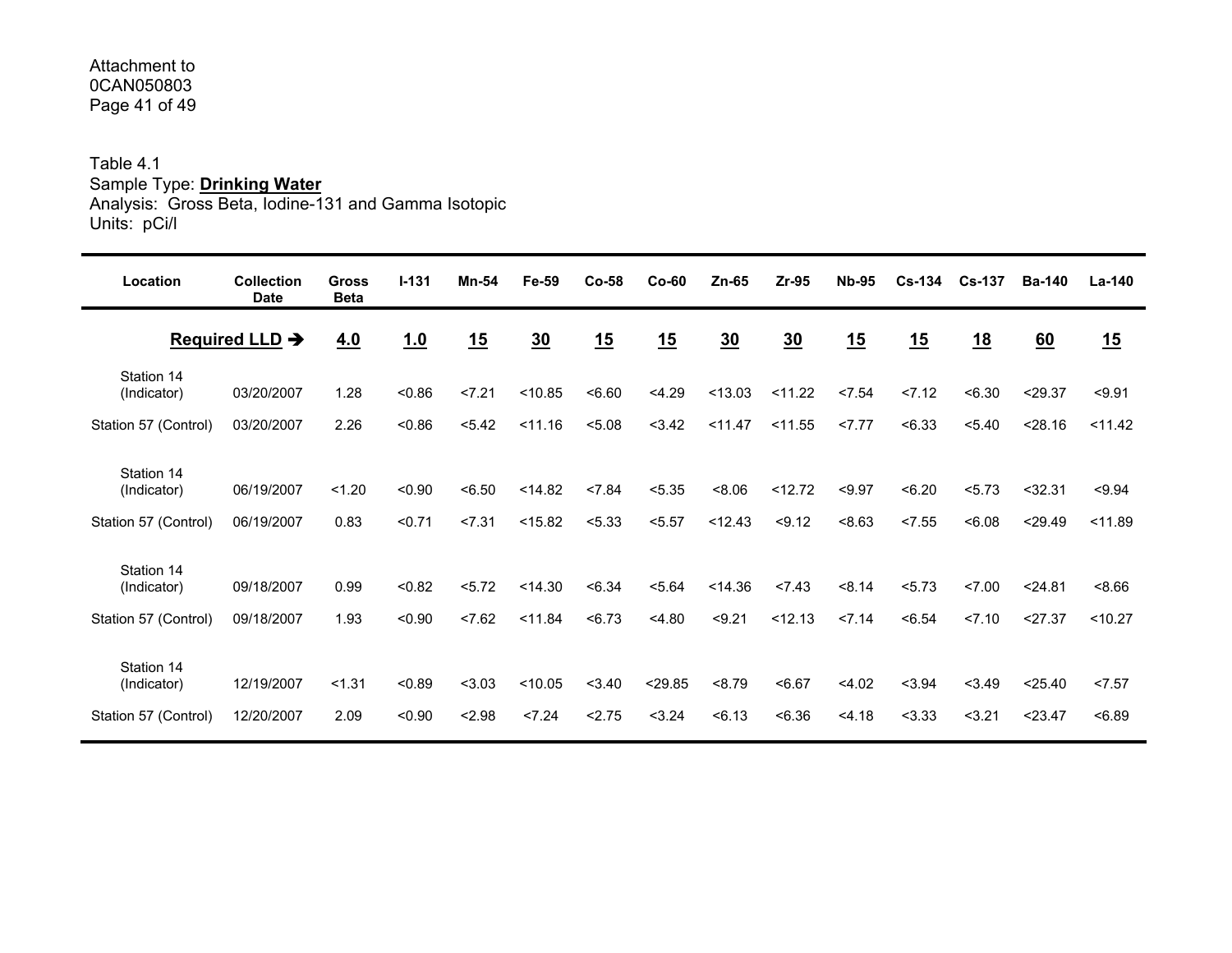Attachment to
0CAN050803

Table 4.1
Sample Type: **Drinking Water**
Analysis: Gross Beta, Iodine-131 and Gamma Isotopic
Units: pCi/l

| Location | Collection Date | Gross Beta | I-131 | Mn-54 | Fe-59 | Co-58 | Co-60 | Zn-65 | Zr-95 | Nb-95 | Cs-134 | Cs-137 | Ba-140 | La-140 |
|---|---|---|---|---|---|---|---|---|---|---|---|---|---|---|
| **Required LLD →** | | **4.0** | **1.0** | **15** | **30** | **15** | **15** | **30** | **30** | **15** | **15** | **18** | **60** | **15** |
| Station 14 (Indicator) | 03/20/2007 | 1.28 | <0.86 | <7.21 | <10.85 | <6.60 | <4.29 | <13.03 | <11.22 | <7.54 | <7.12 | <6.30 | <29.37 | <9.91 |
| Station 57 (Control) | 03/20/2007 | 2.26 | <0.86 | <5.42 | <11.16 | <5.08 | <3.42 | <11.47 | <11.55 | <7.77 | <6.33 | <5.40 | <28.16 | <11.42 |
| Station 14 (Indicator) | 06/19/2007 | <1.20 | <0.90 | <6.50 | <14.82 | <7.84 | <5.35 | <8.06 | <12.72 | <9.97 | <6.20 | <5.73 | <32.31 | <9.94 |
| Station 57 (Control) | 06/19/2007 | 0.83 | <0.71 | <7.31 | <15.82 | <5.33 | <5.57 | <12.43 | <9.12 | <8.63 | <7.55 | <6.08 | <29.49 | <11.89 |
| Station 14 (Indicator) | 09/18/2007 | 0.99 | <0.82 | <5.72 | <14.30 | <6.34 | <5.64 | <14.36 | <7.43 | <8.14 | <5.73 | <7.00 | <24.81 | <8.66 |
| Station 57 (Control) | 09/18/2007 | 1.93 | <0.90 | <7.62 | <11.84 | <6.73 | <4.80 | <9.21 | <12.13 | <7.14 | <6.54 | <7.10 | <27.37 | <10.27 |
| Station 14 (Indicator) | 12/19/2007 | <1.31 | <0.89 | <3.03 | <10.05 | <3.40 | <29.85 | <8.79 | <6.67 | <4.02 | <3.94 | <3.49 | <25.40 | <7.57 |
| Station 57 (Control) | 12/20/2007 | 2.09 | <0.90 | <2.98 | <7.24 | <2.75 | <3.24 | <6.13 | <6.36 | <4.18 | <3.33 | <3.21 | <23.47 | <6.89 |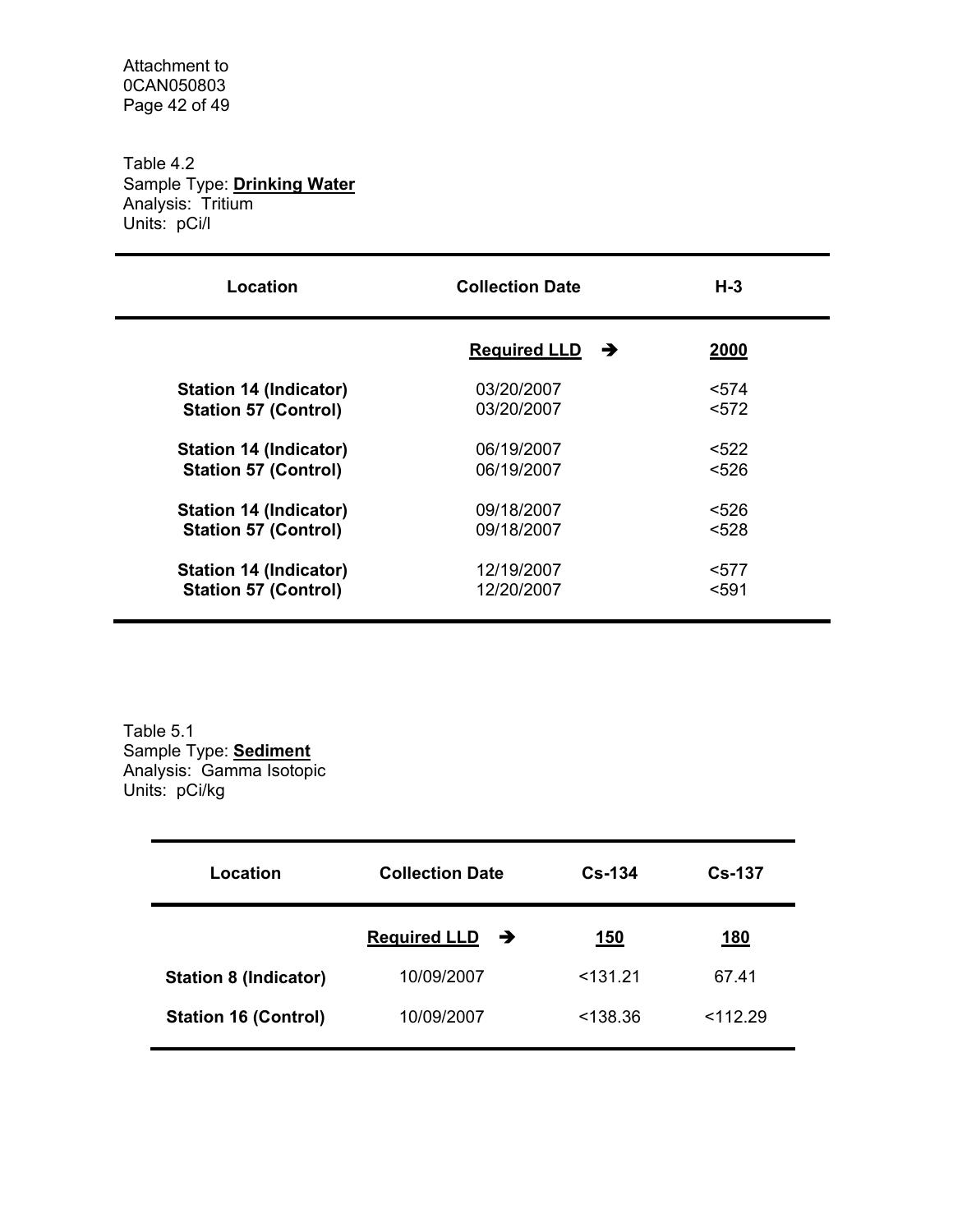Table 4.2
Sample Type: **Drinking Water**
Analysis: Tritium
Units: pCi/l

| Location | Collection Date | H-3 |
|---|---|---|
| | **Required LLD** ➔ | **2000** |
| **Station 14 (Indicator)** | 03/20/2007 | <574 |
| **Station 57 (Control)** | 03/20/2007 | <572 |
| **Station 14 (Indicator)** | 06/19/2007 | <522 |
| **Station 57 (Control)** | 06/19/2007 | <526 |
| **Station 14 (Indicator)** | 09/18/2007 | <526 |
| **Station 57 (Control)** | 09/18/2007 | <528 |
| **Station 14 (Indicator)** | 12/19/2007 | <577 |
| **Station 57 (Control)** | 12/20/2007 | <591 |

Table 5.1
Sample Type: **Sediment**
Analysis: Gamma Isotopic
Units: pCi/kg

| Location | Collection Date | Cs-134 | Cs-137 |
|---|---|---|---|
| | **Required LLD** ➔ | **150** | **180** |
| **Station 8 (Indicator)** | 10/09/2007 | <131.21 | 67.41 |
| **Station 16 (Control)** | 10/09/2007 | <138.36 | <112.29 |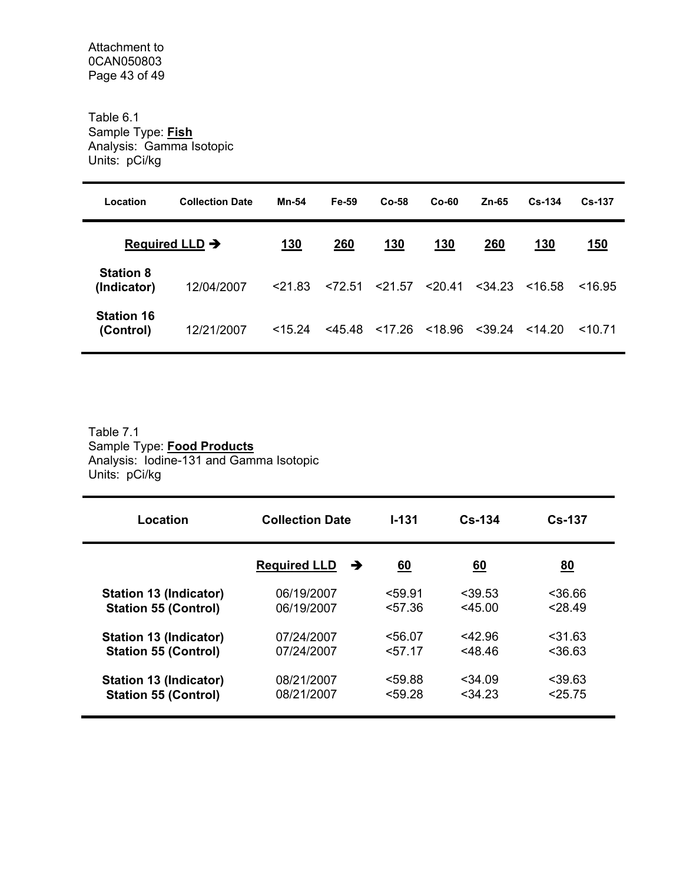Table 6.1
Sample Type: **Fish**
Analysis: Gamma Isotopic
Units: pCi/kg

| Location | Collection Date | Mn-54 | Fe-59 | Co-58 | Co-60 | Zn-65 | Cs-134 | Cs-137 |
|---|---|---|---|---|---|---|---|---|
| **Required LLD →** | | **130** | **260** | **130** | **130** | **260** | **130** | **150** |
| **Station 8 (Indicator)** | 12/04/2007 | <21.83 | <72.51 | <21.57 | <20.41 | <34.23 | <16.58 | <16.95 |
| **Station 16 (Control)** | 12/21/2007 | <15.24 | <45.48 | <17.26 | <18.96 | <39.24 | <14.20 | <10.71 |

Table 7.1
Sample Type: **Food Products**
Analysis: Iodine-131 and Gamma Isotopic
Units: pCi/kg

| Location | Collection Date | I-131 | Cs-134 | Cs-137 |
|---|---|---|---|---|
| | **Required LLD →** | **60** | **60** | **80** |
| **Station 13 (Indicator)** | 06/19/2007 | <59.91 | <39.53 | <36.66 |
| **Station 55 (Control)** | 06/19/2007 | <57.36 | <45.00 | <28.49 |
| **Station 13 (Indicator)** | 07/24/2007 | <56.07 | <42.96 | <31.63 |
| **Station 55 (Control)** | 07/24/2007 | <57.17 | <48.46 | <36.63 |
| **Station 13 (Indicator)** | 08/21/2007 | <59.88 | <34.09 | <39.63 |
| **Station 55 (Control)** | 08/21/2007 | <59.28 | <34.23 | <25.75 |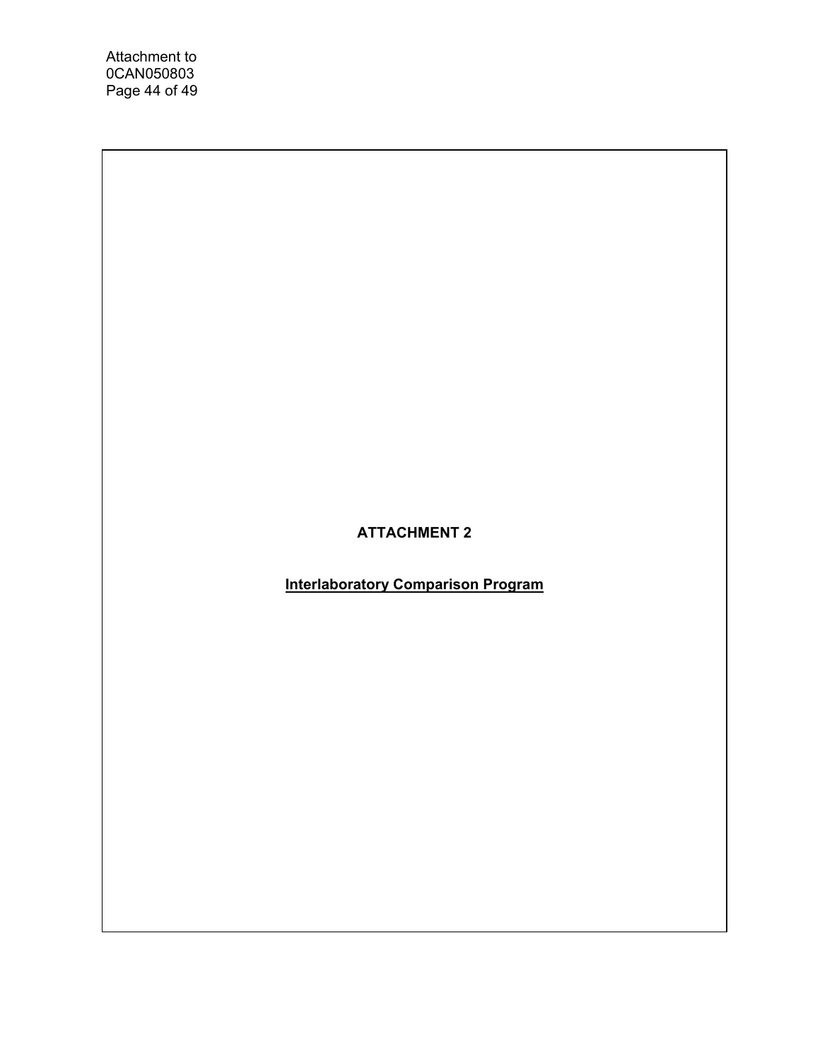# ATTACHMENT 2

## Interlaboratory Comparison Program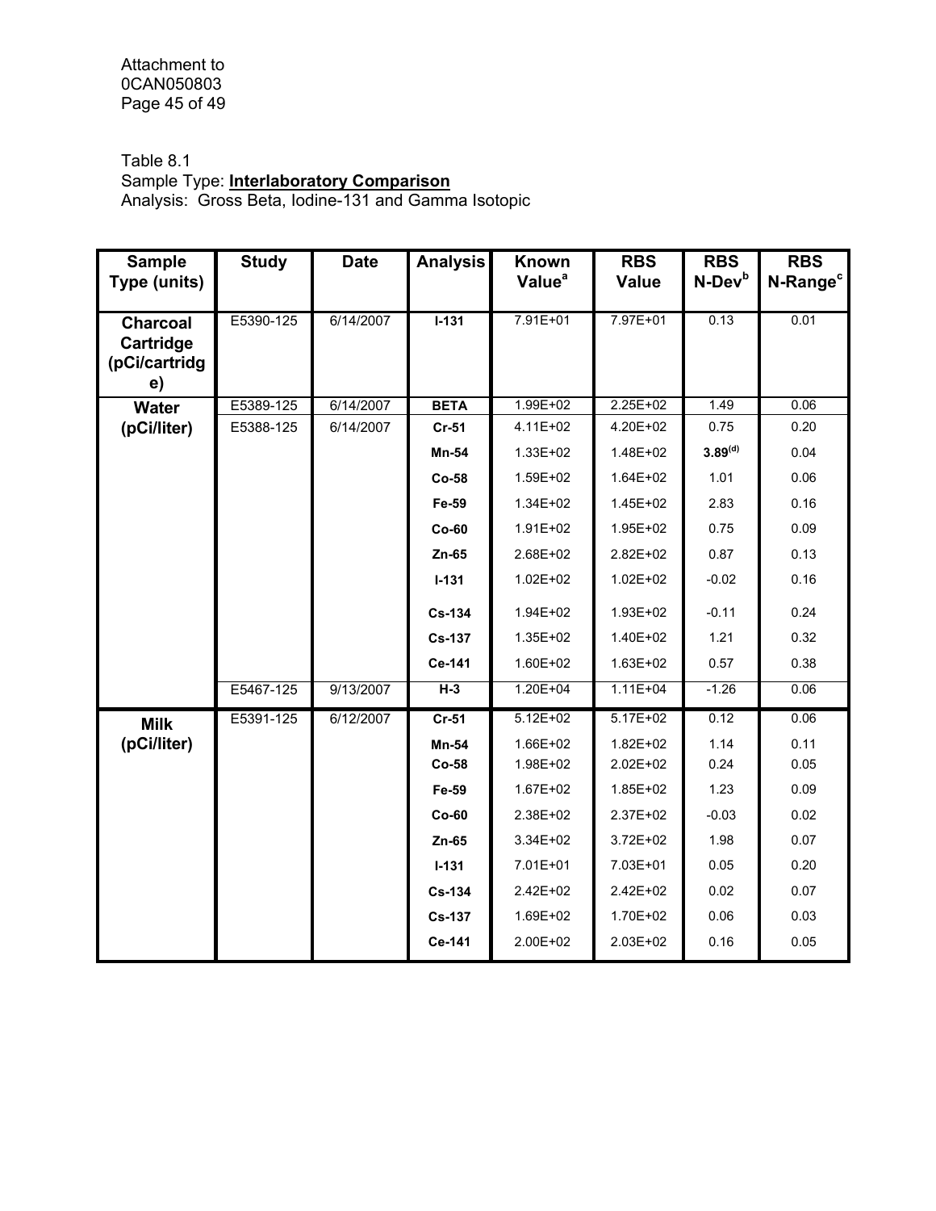Table 8.1
Sample Type: **Interlaboratory Comparison**
Analysis: Gross Beta, Iodine-131 and Gamma Isotopic

| Sample Type (units) | Study | Date | Analysis | Known Value[a] | RBS Value | RBS N-Dev[b] | RBS N-Range[c] |
|---|---|---|---|---|---|---|---|
| **Charcoal Cartridge (pCi/cartridge)** | E5390-125 | 6/14/2007 | **I-131** | 7.91E+01 | 7.97E+01 | 0.13 | 0.01 |
| **Water (pCi/liter)** | E5389-125 | 6/14/2007 | **BETA** | 1.99E+02 | 2.25E+02 | 1.49 | 0.06 |
| | E5388-125 | 6/14/2007 | **Cr-51** | 4.11E+02 | 4.20E+02 | 0.75 | 0.20 |
| | | | **Mn-54** | 1.33E+02 | 1.48E+02 | **3.89[(d)]** | 0.04 |
| | | | **Co-58** | 1.59E+02 | 1.64E+02 | 1.01 | 0.06 |
| | | | **Fe-59** | 1.34E+02 | 1.45E+02 | 2.83 | 0.16 |
| | | | **Co-60** | 1.91E+02 | 1.95E+02 | 0.75 | 0.09 |
| | | | **Zn-65** | 2.68E+02 | 2.82E+02 | 0.87 | 0.13 |
| | | | **I-131** | 1.02E+02 | 1.02E+02 | -0.02 | 0.16 |
| | | | **Cs-134** | 1.94E+02 | 1.93E+02 | -0.11 | 0.24 |
| | | | **Cs-137** | 1.35E+02 | 1.40E+02 | 1.21 | 0.32 |
| | | | **Ce-141** | 1.60E+02 | 1.63E+02 | 0.57 | 0.38 |
| | E5467-125 | 9/13/2007 | **H-3** | 1.20E+04 | 1.11E+04 | -1.26 | 0.06 |
| **Milk (pCi/liter)** | E5391-125 | 6/12/2007 | **Cr-51** | 5.12E+02 | 5.17E+02 | 0.12 | 0.06 |
| | | | **Mn-54** | 1.66E+02 | 1.82E+02 | 1.14 | 0.11 |
| | | | **Co-58** | 1.98E+02 | 2.02E+02 | 0.24 | 0.05 |
| | | | **Fe-59** | 1.67E+02 | 1.85E+02 | 1.23 | 0.09 |
| | | | **Co-60** | 2.38E+02 | 2.37E+02 | -0.03 | 0.02 |
| | | | **Zn-65** | 3.34E+02 | 3.72E+02 | 1.98 | 0.07 |
| | | | **I-131** | 7.01E+01 | 7.03E+01 | 0.05 | 0.20 |
| | | | **Cs-134** | 2.42E+02 | 2.42E+02 | 0.02 | 0.07 |
| | | | **Cs-137** | 1.69E+02 | 1.70E+02 | 0.06 | 0.03 |
| | | | **Ce-141** | 2.00E+02 | 2.03E+02 | 0.16 | 0.05 |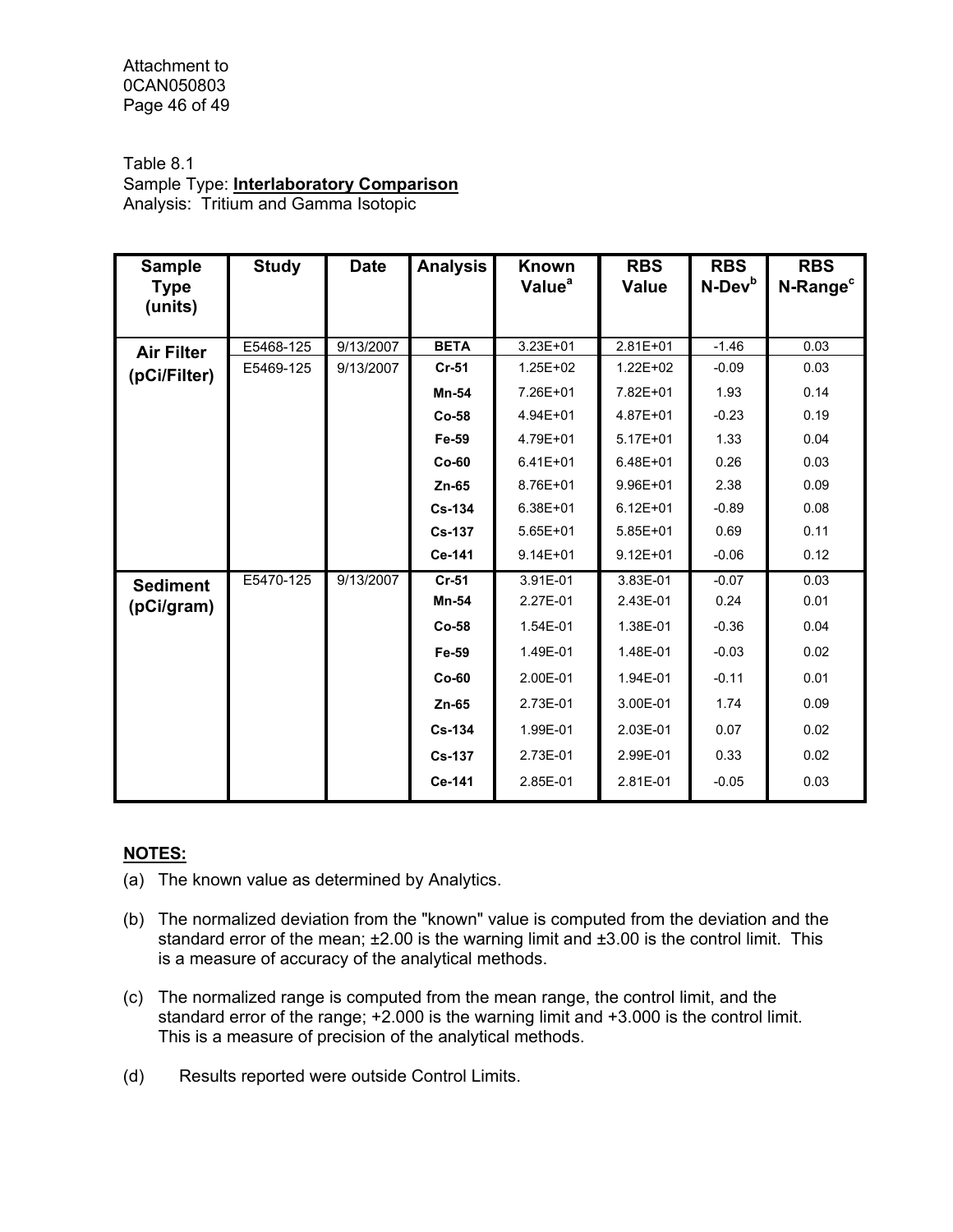Table 8.1
Sample Type: **Interlaboratory Comparison**
Analysis: Tritium and Gamma Isotopic

| Sample Type (units) | Study | Date | Analysis | Known Value[a] | RBS Value | RBS N-Dev[b] | RBS N-Range[c] |
|---|---|---|---|---|---|---|---|
| **Air Filter (pCi/Filter)** | E5468-125 | 9/13/2007 | **BETA** | 3.23E+01 | 2.81E+01 | -1.46 | 0.03 |
| | E5469-125 | 9/13/2007 | **Cr-51** | 1.25E+02 | 1.22E+02 | -0.09 | 0.03 |
| | | | **Mn-54** | 7.26E+01 | 7.82E+01 | 1.93 | 0.14 |
| | | | **Co-58** | 4.94E+01 | 4.87E+01 | -0.23 | 0.19 |
| | | | **Fe-59** | 4.79E+01 | 5.17E+01 | 1.33 | 0.04 |
| | | | **Co-60** | 6.41E+01 | 6.48E+01 | 0.26 | 0.03 |
| | | | **Zn-65** | 8.76E+01 | 9.96E+01 | 2.38 | 0.09 |
| | | | **Cs-134** | 6.38E+01 | 6.12E+01 | -0.89 | 0.08 |
| | | | **Cs-137** | 5.65E+01 | 5.85E+01 | 0.69 | 0.11 |
| | | | **Ce-141** | 9.14E+01 | 9.12E+01 | -0.06 | 0.12 |
| **Sediment (pCi/gram)** | E5470-125 | 9/13/2007 | **Cr-51** | 3.91E-01 | 3.83E-01 | -0.07 | 0.03 |
| | | | **Mn-54** | 2.27E-01 | 2.43E-01 | 0.24 | 0.01 |
| | | | **Co-58** | 1.54E-01 | 1.38E-01 | -0.36 | 0.04 |
| | | | **Fe-59** | 1.49E-01 | 1.48E-01 | -0.03 | 0.02 |
| | | | **Co-60** | 2.00E-01 | 1.94E-01 | -0.11 | 0.01 |
| | | | **Zn-65** | 2.73E-01 | 3.00E-01 | 1.74 | 0.09 |
| | | | **Cs-134** | 1.99E-01 | 2.03E-01 | 0.07 | 0.02 |
| | | | **Cs-137** | 2.73E-01 | 2.99E-01 | 0.33 | 0.02 |
| | | | **Ce-141** | 2.85E-01 | 2.81E-01 | -0.05 | 0.03 |

**NOTES:**

(a) The known value as determined by Analytics.

(b) The normalized deviation from the "known" value is computed from the deviation and the standard error of the mean; ±2.00 is the warning limit and ±3.00 is the control limit. This is a measure of accuracy of the analytical methods.

(c) The normalized range is computed from the mean range, the control limit, and the standard error of the range; +2.000 is the warning limit and +3.000 is the control limit. This is a measure of precision of the analytical methods.

(d) Results reported were outside Control Limits.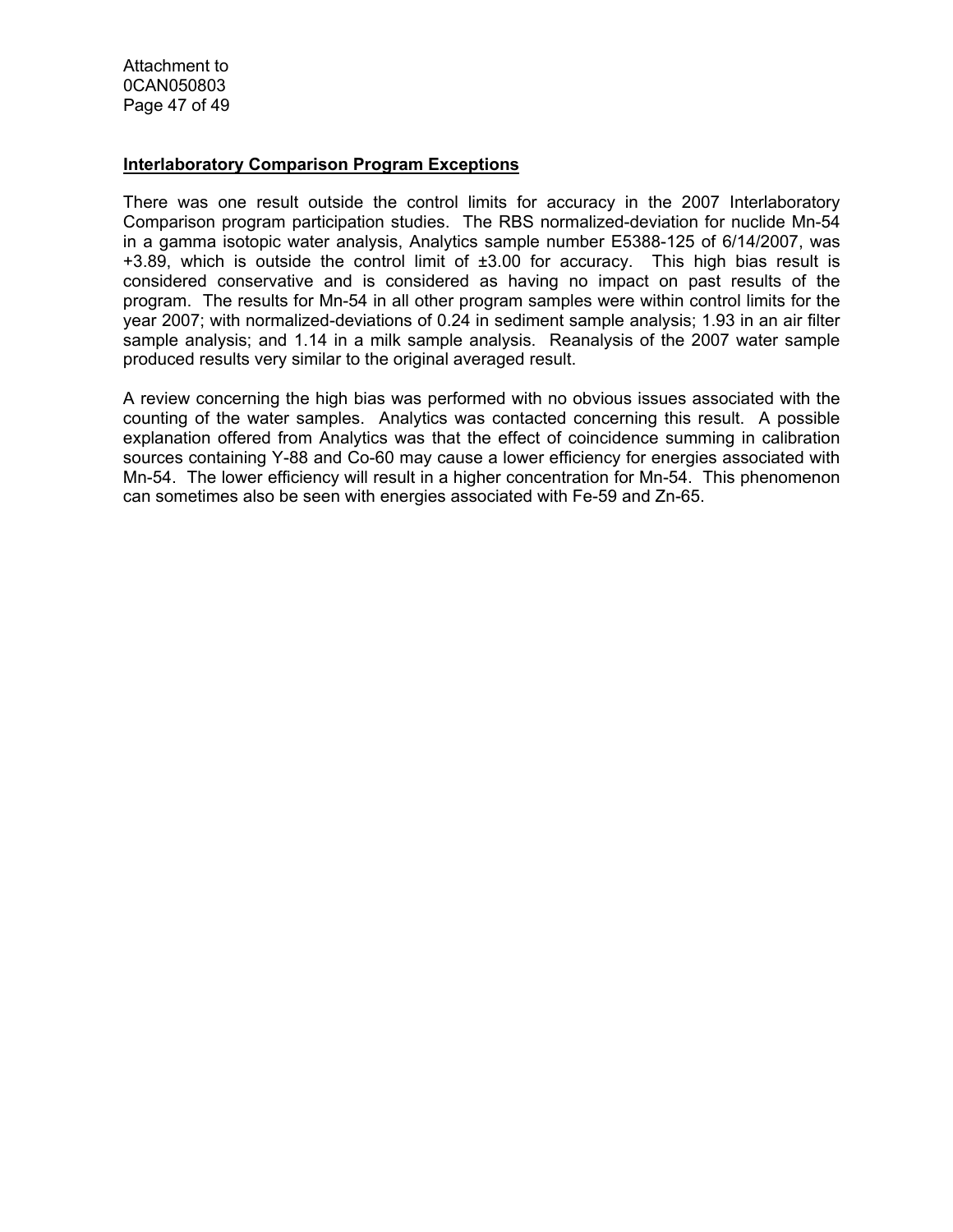## Interlaboratory Comparison Program Exceptions

There was one result outside the control limits for accuracy in the 2007 Interlaboratory Comparison program participation studies. The RBS normalized-deviation for nuclide Mn-54 in a gamma isotopic water analysis, Analytics sample number E5388-125 of 6/14/2007, was +3.89, which is outside the control limit of ±3.00 for accuracy. This high bias result is considered conservative and is considered as having no impact on past results of the program. The results for Mn-54 in all other program samples were within control limits for the year 2007; with normalized-deviations of 0.24 in sediment sample analysis; 1.93 in an air filter sample analysis; and 1.14 in a milk sample analysis. Reanalysis of the 2007 water sample produced results very similar to the original averaged result.

A review concerning the high bias was performed with no obvious issues associated with the counting of the water samples. Analytics was contacted concerning this result. A possible explanation offered from Analytics was that the effect of coincidence summing in calibration sources containing Y-88 and Co-60 may cause a lower efficiency for energies associated with Mn-54. The lower efficiency will result in a higher concentration for Mn-54. This phenomenon can sometimes also be seen with energies associated with Fe-59 and Zn-65.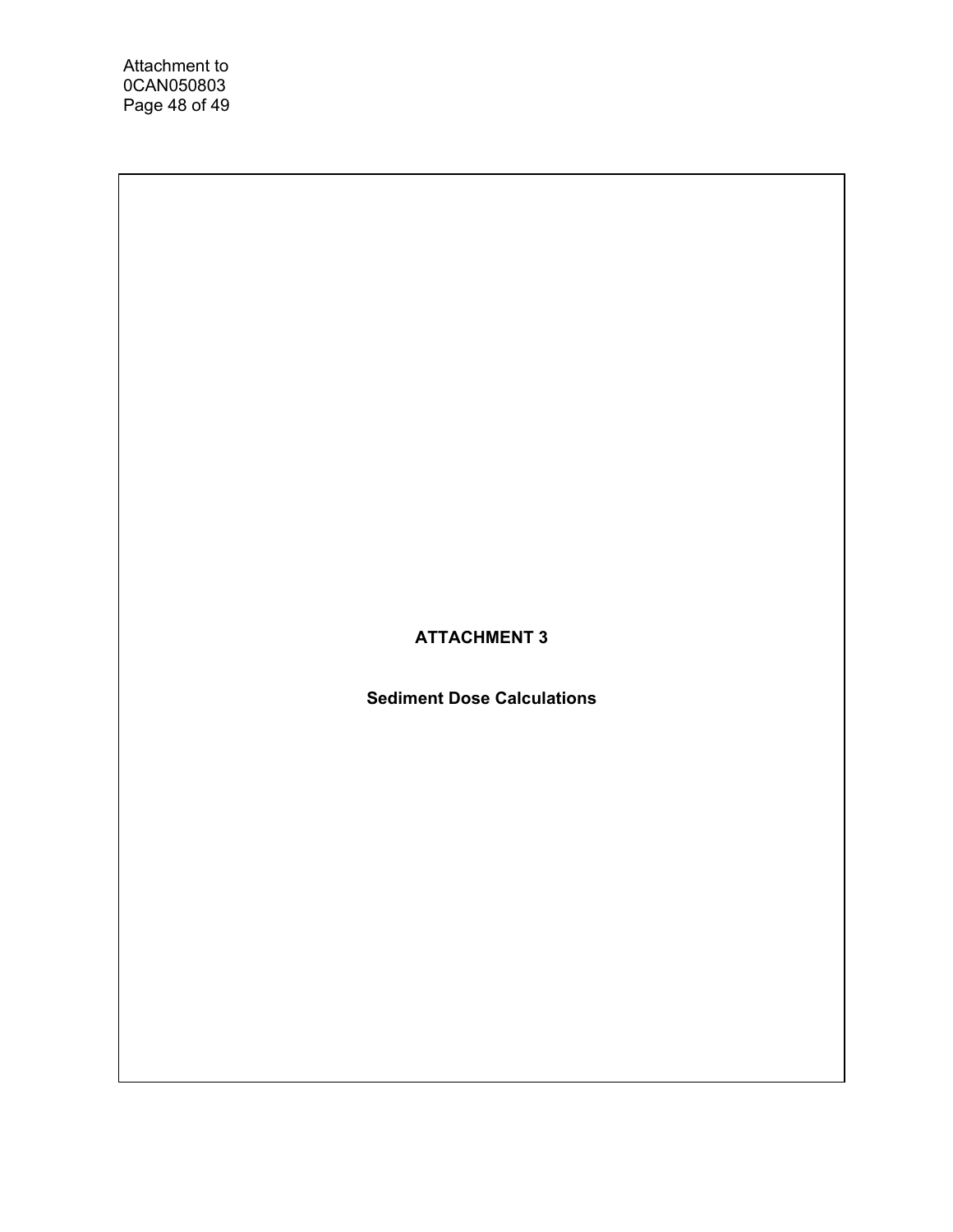# ATTACHMENT 3

## Sediment Dose Calculations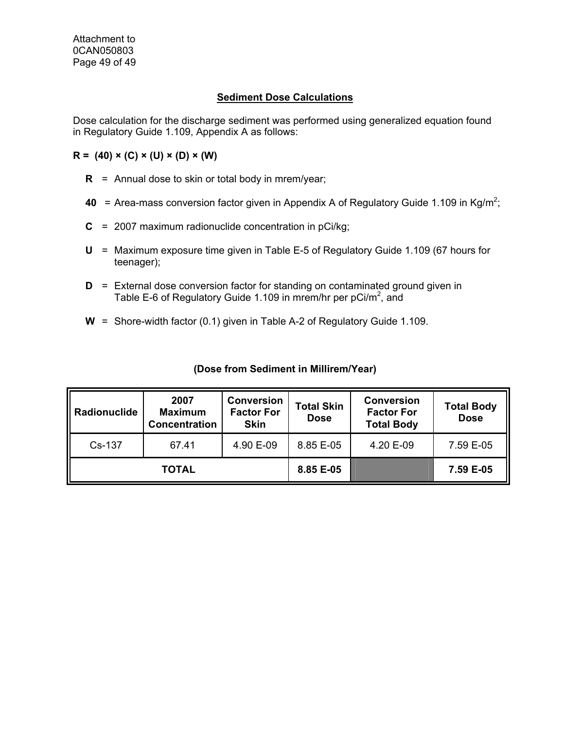## Sediment Dose Calculations

Dose calculation for the discharge sediment was performed using generalized equation found in Regulatory Guide 1.109, Appendix A as follows:

**R = (40) × (C) × (U) × (D) × (W)**

- **R** = Annual dose to skin or total body in mrem/year;
- **40** = Area-mass conversion factor given in Appendix A of Regulatory Guide 1.109 in $Kg/m^2$;
- **C** = 2007 maximum radionuclide concentration in pCi/kg;
- **U** = Maximum exposure time given in Table E-5 of Regulatory Guide 1.109 (67 hours for teenager);
- **D** = External dose conversion factor for standing on contaminated ground given in Table E-6 of Regulatory Guide 1.109 in mrem/hr per $pCi/m^2$, and
- **W** = Shore-width factor (0.1) given in Table A-2 of Regulatory Guide 1.109.

**(Dose from Sediment in Millirem/Year)**

| Radionuclide | 2007 Maximum Concentration | Conversion Factor For Skin | Total Skin Dose | Conversion Factor For Total Body | Total Body Dose |
|---|---|---|---|---|---|
| Cs-137 | 67.41 | 4.90 E-09 | 8.85 E-05 | 4.20 E-09 | 7.59 E-05 |
| **TOTAL** | | | **8.85 E-05** | | **7.59 E-05** |